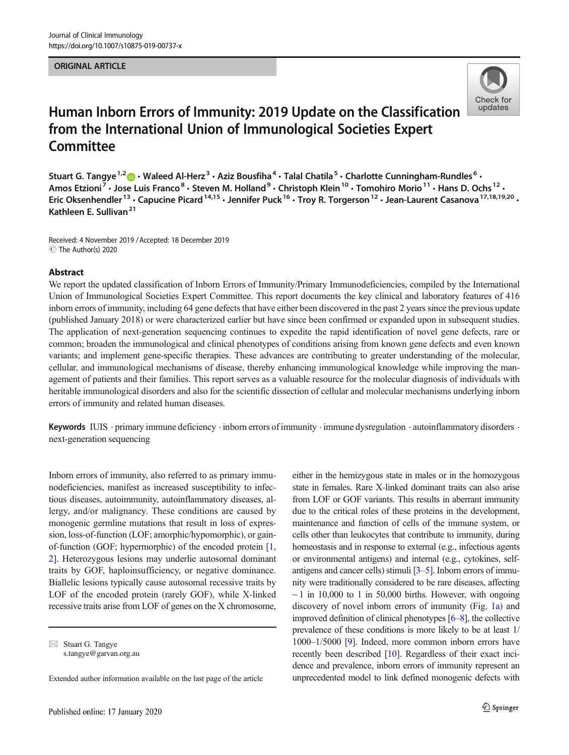ORIGINAL ARTICLE

# Human Inborn Errors of Immunity: 2019 Update on the Classification from the International Union of Immunological Societies Expert Committee

Stuart G. Tangye[1,2] · Waleed Al-Herz[3] · Aziz Bousfiha[4] · Talal Chatila[5] · Charlotte Cunningham-Rundles[6] · Amos Etzioni[7] · Jose Luis Franco[8] · Steven M. Holland[9] · Christoph Klein[10] · Tomohiro Morio[11] · Hans D. Ochs[12] · Eric Oksenhendler[13] · Capucine Picard[14,15] · Jennifer Puck[16] · Troy R. Torgerson[12] · Jean-Laurent Casanova[17,18,19,20] · Kathleen E. Sullivan[21]

Received: 4 November 2019 / Accepted: 18 December 2019
© The Author(s) 2020

## Abstract

We report the updated classification of Inborn Errors of Immunity/Primary Immunodeficiencies, compiled by the International Union of Immunological Societies Expert Committee. This report documents the key clinical and laboratory features of 416 inborn errors of immunity, including 64 gene defects that have either been discovered in the past 2 years since the previous update (published January 2018) or were characterized earlier but have since been confirmed or expanded upon in subsequent studies. The application of next-generation sequencing continues to expedite the rapid identification of novel gene defects, rare or common; broaden the immunological and clinical phenotypes of conditions arising from known gene defects and even known variants; and implement gene-specific therapies. These advances are contributing to greater understanding of the molecular, cellular, and immunological mechanisms of disease, thereby enhancing immunological knowledge while improving the management of patients and their families. This report serves as a valuable resource for the molecular diagnosis of individuals with heritable immunological disorders and also for the scientific dissection of cellular and molecular mechanisms underlying inborn errors of immunity and related human diseases.

**Keywords** IUIS · primary immune deficiency · inborn errors of immunity · immune dysregulation · autoinflammatory disorders · next-generation sequencing

Inborn errors of immunity, also referred to as primary immunodeficiencies, manifest as increased susceptibility to infectious diseases, autoimmunity, autoinflammatory diseases, allergy, and/or malignancy. These conditions are caused by monogenic germline mutations that result in loss of expression, loss-of-function (LOF; amorphic/hypomorphic), or gain-of-function (GOF; hypermorphic) of the encoded protein [1, 2]. Heterozygous lesions may underlie autosomal dominant traits by GOF, haploinsufficiency, or negative dominance. Biallelic lesions typically cause autosomal recessive traits by LOF of the encoded protein (rarely GOF), while X-linked recessive traits arise from LOF of genes on the X chromosome, either in the hemizygous state in males or in the homozygous state in females. Rare X-linked dominant traits can also arise from LOF or GOF variants. This results in aberrant immunity due to the critical roles of these proteins in the development, maintenance and function of cells of the immune system, or cells other than leukocytes that contribute to immunity, during homeostasis and in response to external (e.g., infectious agents or environmental antigens) and internal (e.g., cytokines, self-antigens and cancer cells) stimuli [3–5]. Inborn errors of immunity were traditionally considered to be rare diseases, affecting ~ 1 in 10,000 to 1 in 50,000 births. However, with ongoing discovery of novel inborn errors of immunity (Fig. 1a) and improved definition of clinical phenotypes [6–8], the collective prevalence of these conditions is more likely to be at least 1/1000–1/5000 [9]. Indeed, more common inborn errors have recently been described [10]. Regardless of their exact incidence and prevalence, inborn errors of immunity represent an unprecedented model to link defined monogenic defects with

✉ Stuart G. Tangye
s.tangye@garvan.org.au

Extended author information available on the last page of the article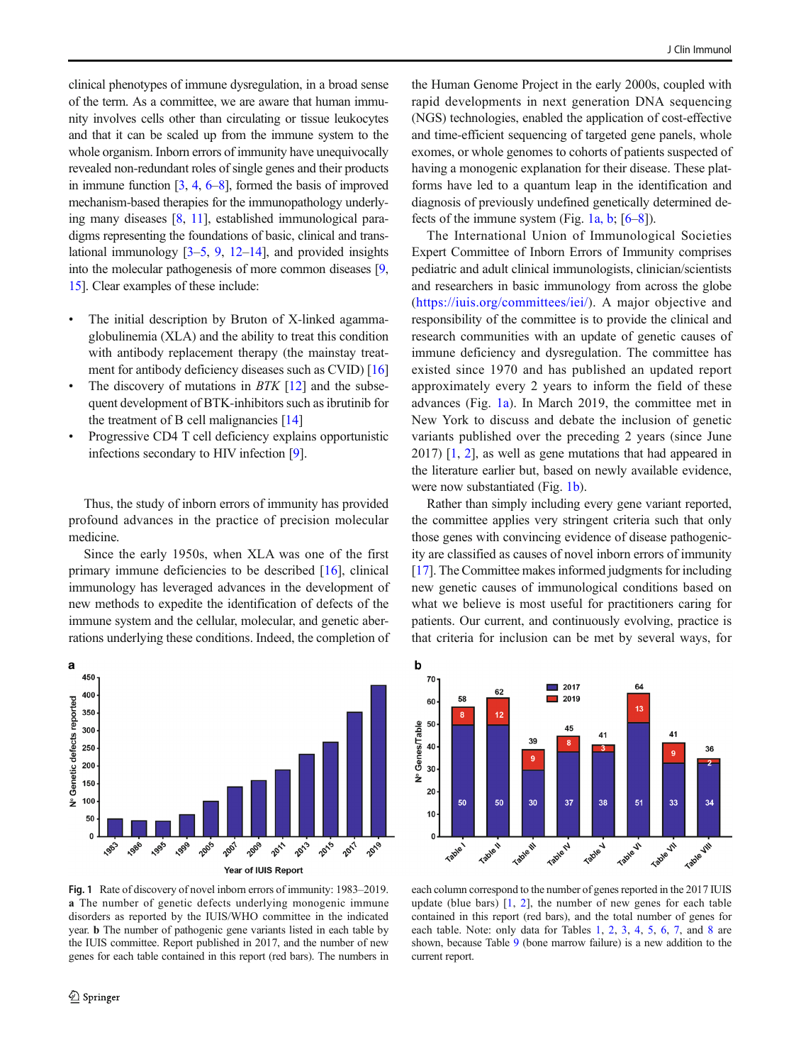clinical phenotypes of immune dysregulation, in a broad sense of the term. As a committee, we are aware that human immunity involves cells other than circulating or tissue leukocytes and that it can be scaled up from the immune system to the whole organism. Inborn errors of immunity have unequivocally revealed non-redundant roles of single genes and their products in immune function [3, 4, 6–8], formed the basis of improved mechanism-based therapies for the immunopathology underlying many diseases [8, 11], established immunological paradigms representing the foundations of basic, clinical and translational immunology [3–5, 9, 12–14], and provided insights into the molecular pathogenesis of more common diseases [9, 15]. Clear examples of these include:

- The initial description by Bruton of X-linked agammaglobulinemia (XLA) and the ability to treat this condition with antibody replacement therapy (the mainstay treatment for antibody deficiency diseases such as CVID) [16]
- The discovery of mutations in *BTK* [12] and the subsequent development of BTK-inhibitors such as ibrutinib for the treatment of B cell malignancies [14]
- Progressive CD4 T cell deficiency explains opportunistic infections secondary to HIV infection [9].

Thus, the study of inborn errors of immunity has provided profound advances in the practice of precision molecular medicine.

Since the early 1950s, when XLA was one of the first primary immune deficiencies to be described [16], clinical immunology has leveraged advances in the development of new methods to expedite the identification of defects of the immune system and the cellular, molecular, and genetic aberrations underlying these conditions. Indeed, the completion of the Human Genome Project in the early 2000s, coupled with rapid developments in next generation DNA sequencing (NGS) technologies, enabled the application of cost-effective and time-efficient sequencing of targeted gene panels, whole exomes, or whole genomes to cohorts of patients suspected of having a monogenic explanation for their disease. These platforms have led to a quantum leap in the identification and diagnosis of previously undefined genetically determined defects of the immune system (Fig. 1a, b; [6–8]).

The International Union of Immunological Societies Expert Committee of Inborn Errors of Immunity comprises pediatric and adult clinical immunologists, clinician/scientists and researchers in basic immunology from across the globe (https://iuis.org/committees/iei/). A major objective and responsibility of the committee is to provide the clinical and research communities with an update of genetic causes of immune deficiency and dysregulation. The committee has existed since 1970 and has published an updated report approximately every 2 years to inform the field of these advances (Fig. 1a). In March 2019, the committee met in New York to discuss and debate the inclusion of genetic variants published over the preceding 2 years (since June 2017) [1, 2], as well as gene mutations that had appeared in the literature earlier but, based on newly available evidence, were now substantiated (Fig. 1b).

Rather than simply including every gene variant reported, the committee applies very stringent criteria such that only those genes with convincing evidence of disease pathogenicity are classified as causes of novel inborn errors of immunity [17]. The Committee makes informed judgments for including new genetic causes of immunological conditions based on what we believe is most useful for practitioners caring for patients. Our current, and continuously evolving, practice is that criteria for inclusion can be met by several ways, for

**Fig. 1** Rate of discovery of novel inborn errors of immunity: 1983–2019. **a** The number of genetic defects underlying monogenic immune disorders as reported by the IUIS/WHO committee in the indicated year. **b** The number of pathogenic gene variants listed in each table by the IUIS committee. Report published in 2017, and the number of new genes for each table contained in this report (red bars). The numbers in each column correspond to the number of genes reported in the 2017 IUIS update (blue bars) [1, 2], the number of new genes for each table contained in this report (red bars), and the total number of genes for each table. Note: only data for Tables 1, 2, 3, 4, 5, 6, 7, and 8 are shown, because Table 9 (bone marrow failure) is a new addition to the current report.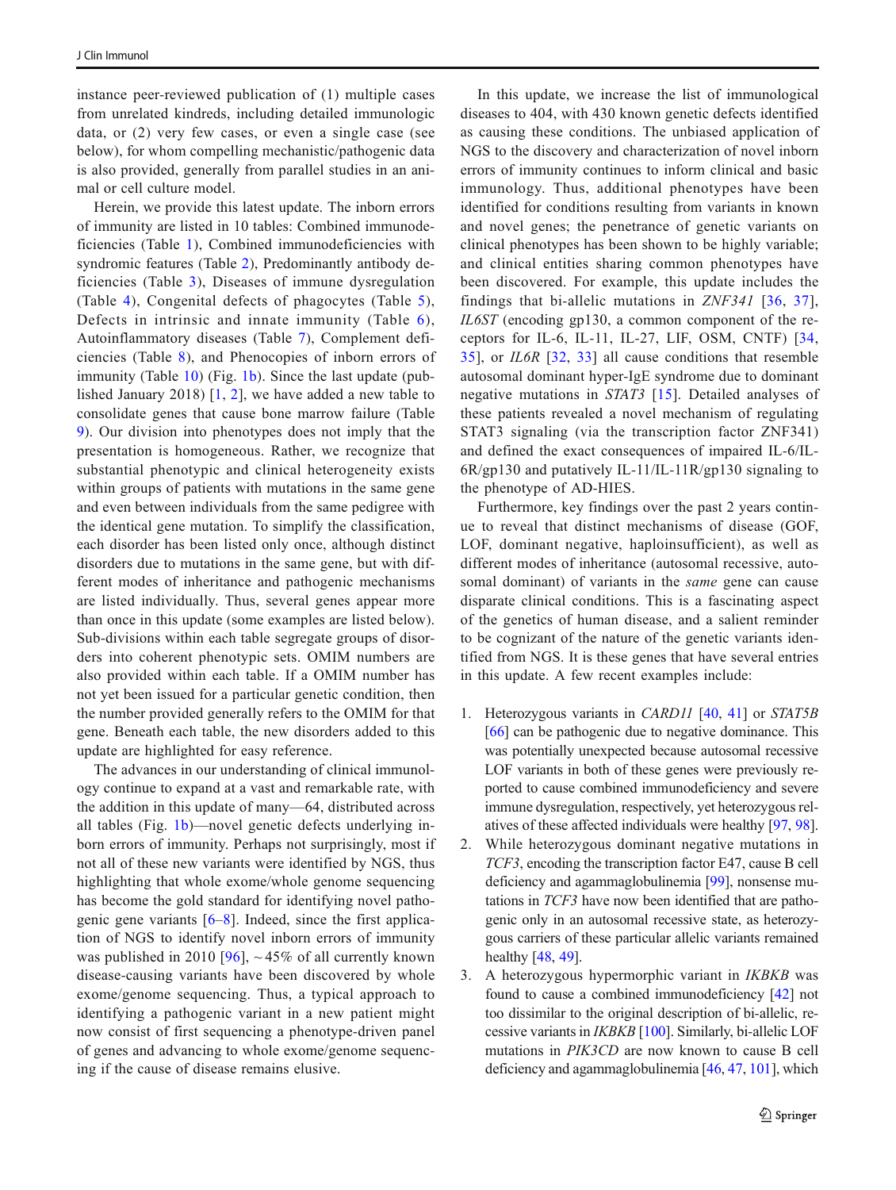instance peer-reviewed publication of (1) multiple cases from unrelated kindreds, including detailed immunologic data, or (2) very few cases, or even a single case (see below), for whom compelling mechanistic/pathogenic data is also provided, generally from parallel studies in an animal or cell culture model.

Herein, we provide this latest update. The inborn errors of immunity are listed in 10 tables: Combined immunodeficiencies (Table 1), Combined immunodeficiencies with syndromic features (Table 2), Predominantly antibody deficiencies (Table 3), Diseases of immune dysregulation (Table 4), Congenital defects of phagocytes (Table 5), Defects in intrinsic and innate immunity (Table 6), Autoinflammatory diseases (Table 7), Complement deficiencies (Table 8), and Phenocopies of inborn errors of immunity (Table 10) (Fig. 1b). Since the last update (published January 2018) [1, 2], we have added a new table to consolidate genes that cause bone marrow failure (Table 9). Our division into phenotypes does not imply that the presentation is homogeneous. Rather, we recognize that substantial phenotypic and clinical heterogeneity exists within groups of patients with mutations in the same gene and even between individuals from the same pedigree with the identical gene mutation. To simplify the classification, each disorder has been listed only once, although distinct disorders due to mutations in the same gene, but with different modes of inheritance and pathogenic mechanisms are listed individually. Thus, several genes appear more than once in this update (some examples are listed below). Sub-divisions within each table segregate groups of disorders into coherent phenotypic sets. OMIM numbers are also provided within each table. If a OMIM number has not yet been issued for a particular genetic condition, then the number provided generally refers to the OMIM for that gene. Beneath each table, the new disorders added to this update are highlighted for easy reference.

The advances in our understanding of clinical immunology continue to expand at a vast and remarkable rate, with the addition in this update of many—64, distributed across all tables (Fig. 1b)—novel genetic defects underlying inborn errors of immunity. Perhaps not surprisingly, most if not all of these new variants were identified by NGS, thus highlighting that whole exome/whole genome sequencing has become the gold standard for identifying novel pathogenic gene variants [6–8]. Indeed, since the first application of NGS to identify novel inborn errors of immunity was published in 2010 [96], ~45% of all currently known disease-causing variants have been discovered by whole exome/genome sequencing. Thus, a typical approach to identifying a pathogenic variant in a new patient might now consist of first sequencing a phenotype-driven panel of genes and advancing to whole exome/genome sequencing if the cause of disease remains elusive.

In this update, we increase the list of immunological diseases to 404, with 430 known genetic defects identified as causing these conditions. The unbiased application of NGS to the discovery and characterization of novel inborn errors of immunity continues to inform clinical and basic immunology. Thus, additional phenotypes have been identified for conditions resulting from variants in known and novel genes; the penetrance of genetic variants on clinical phenotypes has been shown to be highly variable; and clinical entities sharing common phenotypes have been discovered. For example, this update includes the findings that bi-allelic mutations in *ZNF341* [36, 37], *IL6ST* (encoding gp130, a common component of the receptors for IL-6, IL-11, IL-27, LIF, OSM, CNTF) [34, 35], or *IL6R* [32, 33] all cause conditions that resemble autosomal dominant hyper-IgE syndrome due to dominant negative mutations in *STAT3* [15]. Detailed analyses of these patients revealed a novel mechanism of regulating STAT3 signaling (via the transcription factor ZNF341) and defined the exact consequences of impaired IL-6/IL-6R/gp130 and putatively IL-11/IL-11R/gp130 signaling to the phenotype of AD-HIES.

Furthermore, key findings over the past 2 years continue to reveal that distinct mechanisms of disease (GOF, LOF, dominant negative, haploinsufficient), as well as different modes of inheritance (autosomal recessive, autosomal dominant) of variants in the *same* gene can cause disparate clinical conditions. This is a fascinating aspect of the genetics of human disease, and a salient reminder to be cognizant of the nature of the genetic variants identified from NGS. It is these genes that have several entries in this update. A few recent examples include:

1. Heterozygous variants in *CARD11* [40, 41] or *STAT5B* [66] can be pathogenic due to negative dominance. This was potentially unexpected because autosomal recessive LOF variants in both of these genes were previously reported to cause combined immunodeficiency and severe immune dysregulation, respectively, yet heterozygous relatives of these affected individuals were healthy [97, 98].
2. While heterozygous dominant negative mutations in *TCF3*, encoding the transcription factor E47, cause B cell deficiency and agammaglobulinemia [99], nonsense mutations in *TCF3* have now been identified that are pathogenic only in an autosomal recessive state, as heterozygous carriers of these particular allelic variants remained healthy [48, 49].
3. A heterozygous hypermorphic variant in *IKBKB* was found to cause a combined immunodeficiency [42] not too dissimilar to the original description of bi-allelic, recessive variants in *IKBKB* [100]. Similarly, bi-allelic LOF mutations in *PIK3CD* are now known to cause B cell deficiency and agammaglobulinemia [46, 47, 101], which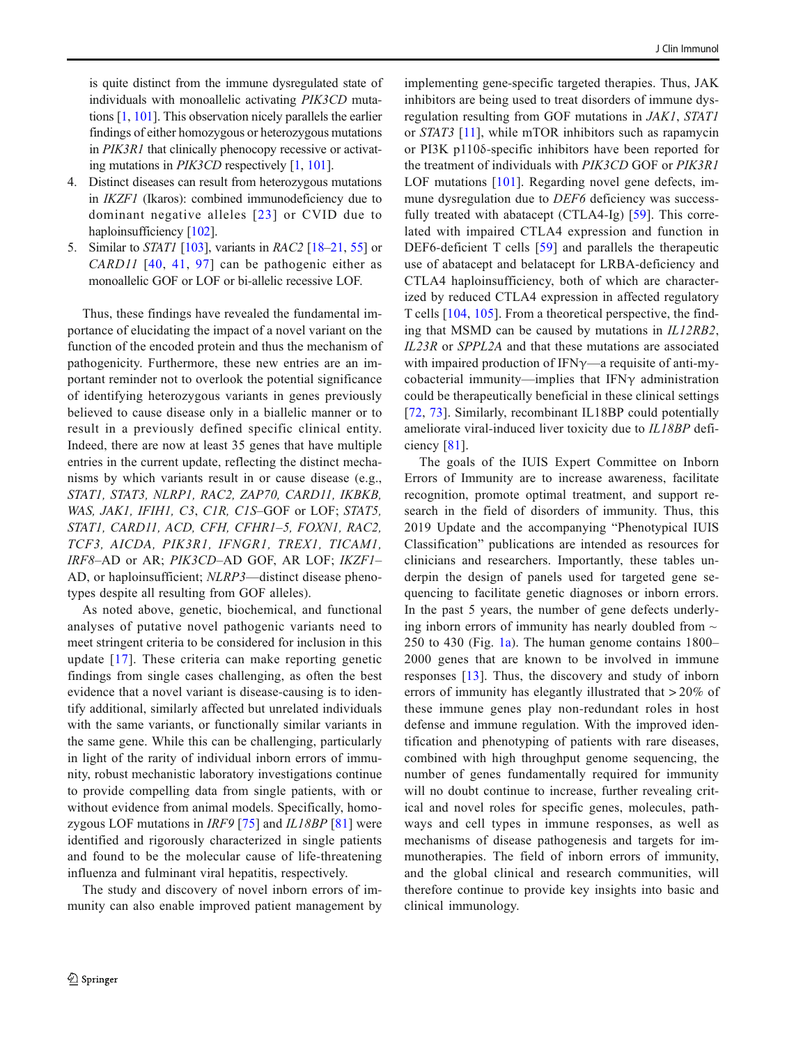is quite distinct from the immune dysregulated state of individuals with monoallelic activating *PIK3CD* mutations [1, 101]. This observation nicely parallels the earlier findings of either homozygous or heterozygous mutations in *PIK3R1* that clinically phenocopy recessive or activating mutations in *PIK3CD* respectively [1, 101].

4. Distinct diseases can result from heterozygous mutations in *IKZF1* (Ikaros): combined immunodeficiency due to dominant negative alleles [23] or CVID due to haploinsufficiency [102].
5. Similar to *STAT1* [103], variants in *RAC2* [18–21, 55] or *CARD11* [40, 41, 97] can be pathogenic either as monoallelic GOF or LOF or bi-allelic recessive LOF.

Thus, these findings have revealed the fundamental importance of elucidating the impact of a novel variant on the function of the encoded protein and thus the mechanism of pathogenicity. Furthermore, these new entries are an important reminder not to overlook the potential significance of identifying heterozygous variants in genes previously believed to cause disease only in a biallelic manner or to result in a previously defined specific clinical entity. Indeed, there are now at least 35 genes that have multiple entries in the current update, reflecting the distinct mechanisms by which variants result in or cause disease (e.g., *STAT1, STAT3, NLRP1, RAC2, ZAP70, CARD11, IKBKB, WAS, JAK1, IFIH1, C3, C1R, C1S*–GOF or LOF; *STAT5, STAT1, CARD11, ACD, CFH, CFHR1–5, FOXN1, RAC2, TCF3, AICDA, PIK3R1, IFNGR1, TREX1, TICAM1, IRF8*–AD or AR; *PIK3CD*–AD GOF, AR LOF; *IKZF1*–AD, or haploinsufficient; *NLRP3*—distinct disease phenotypes despite all resulting from GOF alleles).

As noted above, genetic, biochemical, and functional analyses of putative novel pathogenic variants need to meet stringent criteria to be considered for inclusion in this update [17]. These criteria can make reporting genetic findings from single cases challenging, as often the best evidence that a novel variant is disease-causing is to identify additional, similarly affected but unrelated individuals with the same variants, or functionally similar variants in the same gene. While this can be challenging, particularly in light of the rarity of individual inborn errors of immunity, robust mechanistic laboratory investigations continue to provide compelling data from single patients, with or without evidence from animal models. Specifically, homozygous LOF mutations in *IRF9* [75] and *IL18BP* [81] were identified and rigorously characterized in single patients and found to be the molecular cause of life-threatening influenza and fulminant viral hepatitis, respectively.

The study and discovery of novel inborn errors of immunity can also enable improved patient management by implementing gene-specific targeted therapies. Thus, JAK inhibitors are being used to treat disorders of immune dysregulation resulting from GOF mutations in *JAK1*, *STAT1* or *STAT3* [11], while mTOR inhibitors such as rapamycin or PI3K p110δ-specific inhibitors have been reported for the treatment of individuals with *PIK3CD* GOF or *PIK3R1* LOF mutations [101]. Regarding novel gene defects, immune dysregulation due to *DEF6* deficiency was successfully treated with abatacept (CTLA4-Ig) [59]. This correlated with impaired CTLA4 expression and function in DEF6-deficient T cells [59] and parallels the therapeutic use of abatacept and belatacept for LRBA-deficiency and CTLA4 haploinsufficiency, both of which are characterized by reduced CTLA4 expression in affected regulatory T cells [104, 105]. From a theoretical perspective, the finding that MSMD can be caused by mutations in *IL12RB2*, *IL23R* or *SPPL2A* and that these mutations are associated with impaired production of IFNγ—a requisite of anti-mycobacterial immunity—implies that IFNγ administration could be therapeutically beneficial in these clinical settings [72, 73]. Similarly, recombinant IL18BP could potentially ameliorate viral-induced liver toxicity due to *IL18BP* deficiency [81].

The goals of the IUIS Expert Committee on Inborn Errors of Immunity are to increase awareness, facilitate recognition, promote optimal treatment, and support research in the field of disorders of immunity. Thus, this 2019 Update and the accompanying "Phenotypical IUIS Classification" publications are intended as resources for clinicians and researchers. Importantly, these tables underpin the design of panels used for targeted gene sequencing to facilitate genetic diagnoses or inborn errors. In the past 5 years, the number of gene defects underlying inborn errors of immunity has nearly doubled from ~ 250 to 430 (Fig. 1a). The human genome contains 1800–2000 genes that are known to be involved in immune responses [13]. Thus, the discovery and study of inborn errors of immunity has elegantly illustrated that > 20% of these immune genes play non-redundant roles in host defense and immune regulation. With the improved identification and phenotyping of patients with rare diseases, combined with high throughput genome sequencing, the number of genes fundamentally required for immunity will no doubt continue to increase, further revealing critical and novel roles for specific genes, molecules, pathways and cell types in immune responses, as well as mechanisms of disease pathogenesis and targets for immunotherapies. The field of inborn errors of immunity, and the global clinical and research communities, will therefore continue to provide key insights into basic and clinical immunology.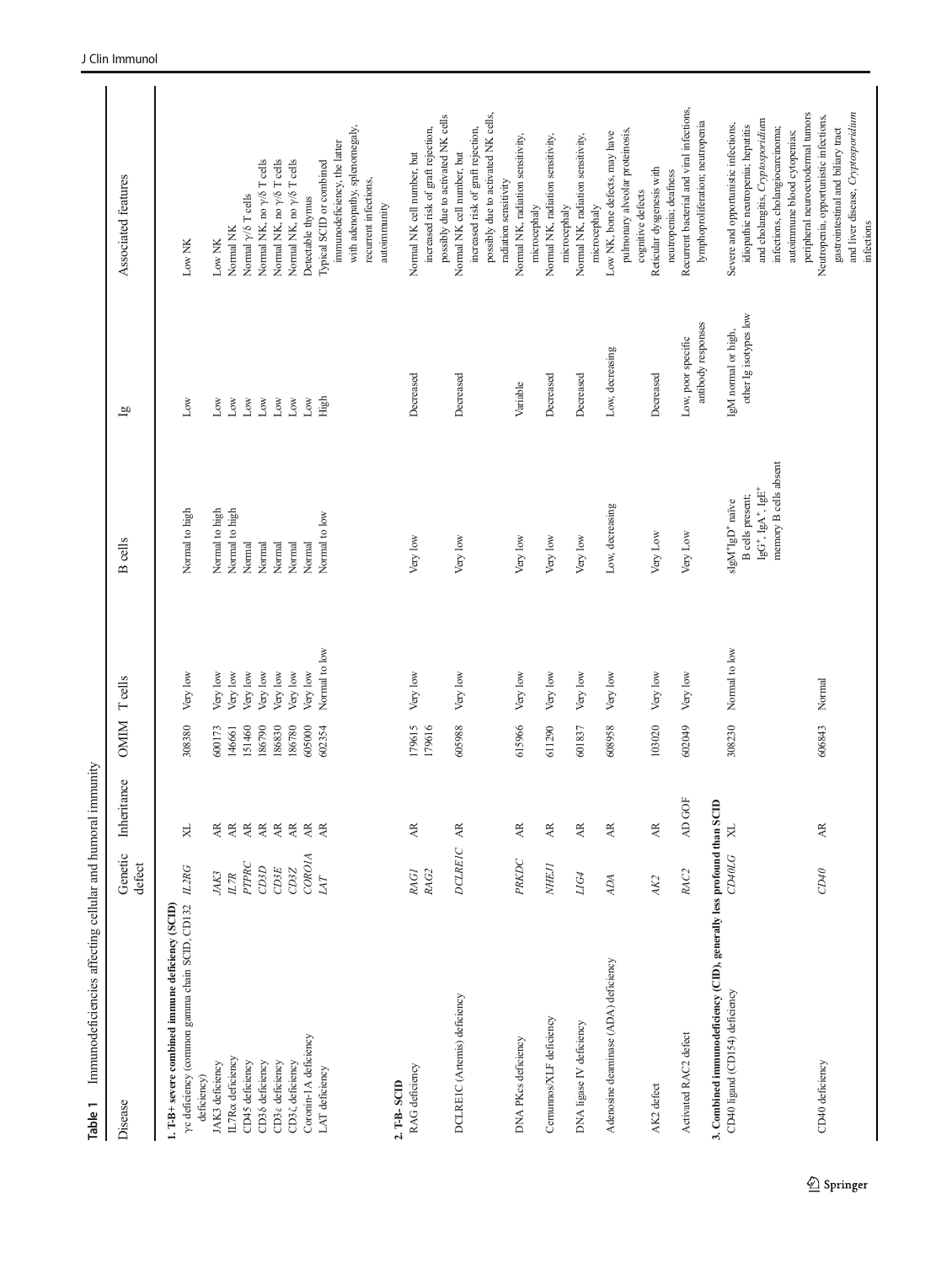**Table 1** Immunodeficiencies affecting cellular and humoral immunity

| Disease | Genetic defect | Inheritance | OMIM | T cells | B cells | Ig | Associated features |
|---|---|---|---|---|---|---|---|
| **1. T-B+ severe combined immune deficiency (SCID)** | | | | | | | |
| γc deficiency (common gamma chain SCID, CD132 deficiency) | *IL2RG* | XL | 308380 | Very low | Normal to high | Low | Low NK |
| JAK3 deficiency | *JAK3* | AR | 600173 | Very low | Normal to high | Low | Low NK |
| IL7Rα deficiency | *IL7R* | AR | 146661 | Very low | Normal to high | Low | Normal NK |
| CD45 deficiency | *PTPRC* | AR | 151460 | Very low | Normal | Low | Normal γ/δ T cells |
| CD3δ deficiency | *CD3D* | AR | 186790 | Very low | Normal | Low | Normal NK, no γ/δ T cells |
| CD3ε deficiency | *CD3E* | AR | 186830 | Very low | Normal | Low | Normal NK, no γ/δ T cells |
| CD3ζ deficiency | *CD3Z* | AR | 186780 | Very low | Normal | Low | Normal NK, no γ/δ T cells |
| Coronin-1A deficiency | *CORO1A* | AR | 605000 | Very low | Normal | Low | Detectable thymus |
| LAT deficiency | *LAT* | AR | 602354 | Normal to low | Normal to low | High | Typical SCID or combined immunodeficiency, the latter with adenopathy, splenomegaly, recurrent infections, autoimmunity |
| **2. T-B- SCID** | | | | | | | |
| RAG deficiency | *RAG1* *RAG2* | AR | 179615 179616 | Very low | Very low | Decreased | Normal NK cell number, but increased risk of graft rejection, possibly due to activated NK cells |
| DCLRE1C (Artemis) deficiency | *DCLRE1C* | AR | 605988 | Very low | Very low | Decreased | Normal NK cell number, but increased risk of graft rejection, possibly due to activated NK cells, radiation sensitivity |
| DNA PKcs deficiency | *PRKDC* | AR | 615966 | Very low | Very low | Variable | Normal NK, radiation sensitivity, microcephaly |
| Cernunnos/XLF deficiency | *NHEJ1* | AR | 611290 | Very low | Very low | Decreased | Normal NK, radiation sensitivity, microcephaly |
| DNA ligase IV deficiency | *LIG4* | AR | 601837 | Very low | Very low | Decreased | Normal NK, radiation sensitivity, microcephaly |
| Adenosine deaminase (ADA) deficiency | *ADA* | AR | 608958 | Very low | Low, decreasing | Low, decreasing | Low NK, bone defects, may have pulmonary alveolar proteinosis, cognitive defects |
| AK2 defect | *AK2* | AR | 103020 | Very low | Very Low | Decreased | Reticular dysgenesis with neutropenia; deafness |
| Activated RAC2 defect | *RAC2* | AD GOF | 602049 | Very low | Very Low | Low, poor specific antibody responses | Recurrent bacterial and viral infections, lymphoproliferation; neutropenia |
| **3. Combined immunodeficiency (CID), generally less profound than SCID** | | | | | | | |
| CD40 ligand (CD154) deficiency | *CD40LG* | XL | 308230 | Normal to low | sIgM$^+$IgD$^+$ naïve B cells present; IgG$^+$, IgA$^+$, IgE$^+$ memory B cells absent | IgM normal or high, other Ig isotypes low | Severe and opportunistic infections, idiopathic neutropenia; hepatitis and cholangitis, *Cryptosporidium* infections, cholangiocarcinoma; autoimmune blood cytopenias; peripheral neuroectodermal tumors |
| CD40 deficiency | *CD40* | AR | 606843 | Normal | | | Neutropenia, opportunistic infections, gastrointestinal and biliary tract and liver disease, *Cryptosporidium* infections |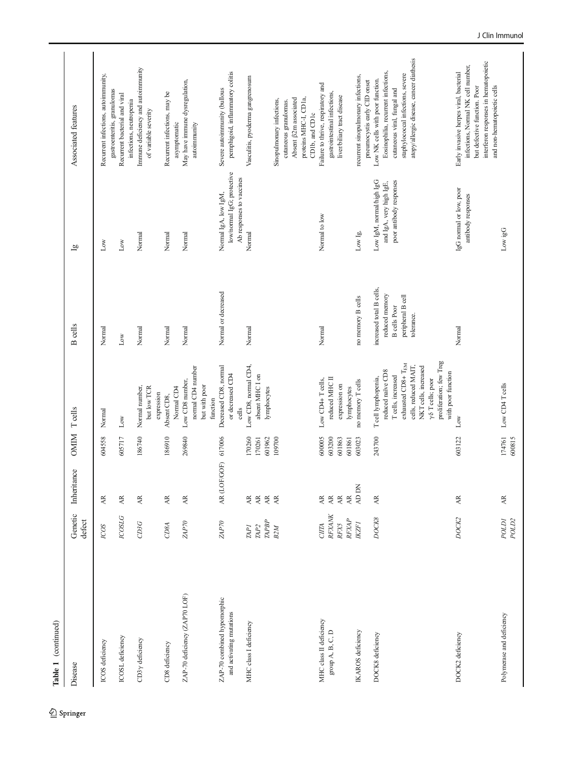Table 1 (continued)

| Disease | Genetic defect | Inheritance | OMIM | T cells | B cells | Ig | Associated features |
|---|---|---|---|---|---|---|---|
| ICOS deficiency | *ICOS* | AR | 604558 | Normal | Normal | Low | Recurrent infections, autoimmunity, gastroenteritis, granulomas |
| ICOSL deficiency | *ICOSLG* | AR | 605717 | Low | Low | Low | Recurrent bacterial and viral infections, neutropenia |
| CD3γ deficiency | *CD3G* | AR | 186740 | Normal number, but low TCR expression | Normal | Normal | Immune deficiency and autoimmunity of variable severity |
| CD8 deficiency | *CD8A* | AR | 186910 | Absent CD8, Normal CD4 | Normal | Normal | Recurrent infections, may be asymptomatic |
| ZAP-70 deficiency (ZAP70 LOF) | *ZAP70* | AR | 269840 | Low CD8 number, normal CD4 number but with poor function | Normal | Normal | May have immune dysregulation, autoimmunity |
| ZAP-70 combined hypomorphic and activating mutations | *ZAP70* | AR (LOF/GOF) | 617006 | Decreased CD8, normal or decreased CD4 cells | Normal or decreased | Normal IgA, low IgM, low/normal IgG; protective Ab responses to vaccines | Severe autoimmunity (bullous pemphigoid, inflammatory colitis |
| MHC class I deficiency | *TAP1*<br>*TAP2*<br>*TAPBP*<br>*B2M* | AR<br>AR<br>AR<br>AR | 170260<br>170261<br>601962<br>109700 | Low CD8, normal CD4, absent MHC I on lymphocytes | Normal | Normal | Vasculitis, pyoderma gangrenosum<br><br>Sinopulmonary infections, cutaneous granulomas. Absent β2m associated proteins MHC-I, CD1a, CD1b, and CD1c |
| MHC class II deficiency group A, B, C, D | *CIITA*<br>*RFXANK*<br>*RFX5*<br>*RFXAP* | AR<br>AR<br>AR<br>AR | 600005<br>603200<br>601863<br>601861 | Low CD4+ T cells, reduced MHC II expression on lymphocytes | Normal | Normal to low | Failure to thrive, respiratory and gastrointestinal infections, liver/biliary tract disease |
| IKAROS deficiency | *IKZF1* | AD DN | 603023 | no memory T cells | no memory B cells | Low Ig, | recurrent sinopulmonary infections, pneumocystis early CID onset |
| DOCK8 deficiency | *DOCK8* | AR | 243700 | T cell lymphopenia, reduced naive CD8 T cells, increased exhausted CD8+ $T_{EM}$ cells, reduced MAIT, NKT cells, increased γδ T cells; poor proliferation; few Treg with poor function | increased total B cells, reduced memory B cells Poor peripheral B cell tolerance. | Low IgM, normal/high IgG and IgA, very high IgE, poor antibody responses | Low NK cells with poor function. Eosinophilia, recurrent infections, cutaneous viral, fungal and staphylococcal infections, severe atopy/allergic disease, cancer diathesis |
| DOCK2 deficiency | *DOCK2* | AR | 603122 | Low | Normal | IgG normal or low, poor antibody responses | Early invasive herpes viral, bacterial infections, Normal NK cell number, but defective function. Poor interferon responses in hematopoietic and non-hematopoietic cells |
| Polymerase and deficiency | *POLD1*<br>*POLD2* | AR | 174761<br>600815 | Low CD4 T cells | | Low igG | |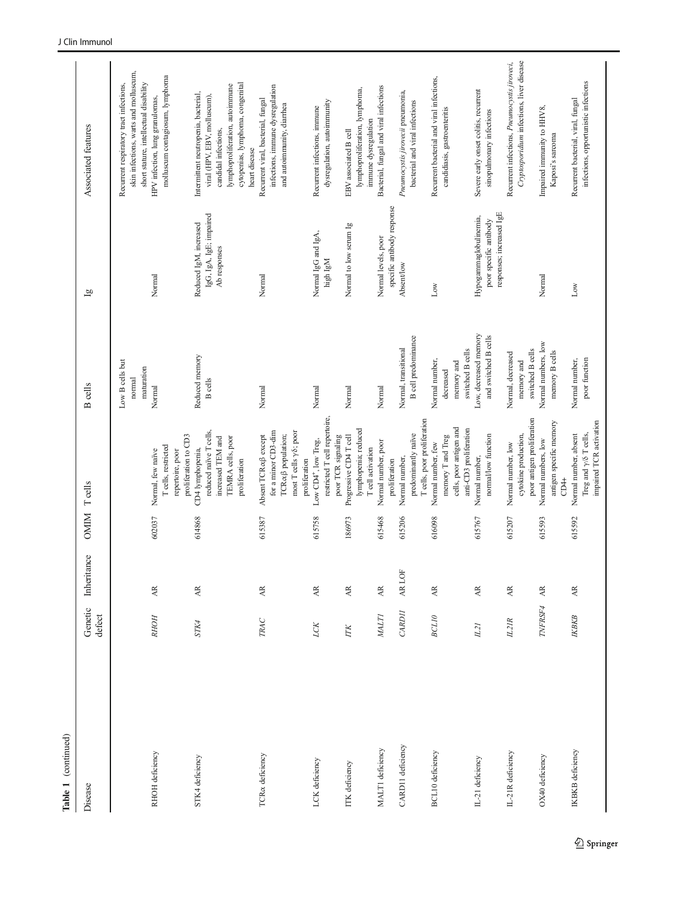**Table 1** (continued)

| Disease | Genetic defect | Inheritance | OMIM | T cells | B cells | Ig | Associated features |
|---|---|---|---|---|---|---|---|
| | | | | | Low B cells but normal maturation | | Recurrent respiratory tract infections, skin infections, warts and molluscum, short stature, intellectual disability |
| RHOH deficiency | *RHOH* | AR | 602037 | Normal, few naïve T cells, restricted repertoire, poor proliferation to CD3 | Normal | Normal | HPV infection, lung granulomas, molluscum contagiosum, lymphoma |
| STK4 deficiency | *STK4* | AR | 614868 | CD4 lymphopenia, reduced naïve T cells, increased TEM and TEMRA cells, poor proliferation | Reduced memory B cells | Reduced IgM, increased IgG, IgA, IgE; impaired Ab responses | Intermittent neutropenia, bacterial, viral (HPV, EBV, molluscum), candidal infections, lymphoproliferation, autoimmune cytopenias, lymphoma, congenital heart disease |
| TCRα deficiency | *TRAC* | AR | 615387 | Absent TCRαβ except for a minor CD3-dim TCRαβ population; most T cells γδ; poor proliferation | Normal | Normal | Recurrent viral, bacterial, fungal infections, immune dysregulation and autoimmunity, diarrhea |
| LCK deficiency | *LCK* | AR | 615758 | Low CD4$^{+}$, low Treg, restricted T cell repertoire, poor TCR signaling | Normal | Normal IgG and IgA, high IgM | Recurrent infections, immune dysregulation, autoimmunity |
| ITK deficiency | *ITK* | AR | 186973 | Progressive CD4 T cell lymphopenia; reduced T cell activation | Normal | Normal to low serum Ig | EBV associated B cell lymphoproliferation, lymphoma, immune dysregulation |
| MALT1 deficiency | *MALT1* | AR | 615468 | Normal number, poor proliferation | Normal | Normal levels, poor specific antibody response | Bacterial, fungal and viral infections |
| CARD11 deficiency | *CARD11* | AR LOF | 615206 | Normal number, predominantly naïve T cells, poor proliferation | Normal, transitional B cell predominance | Absent/low | *Pneumocystis jirovecii* pneumonia, bacterial and viral infections |
| BCL10 deficiency | *BCL10* | AR | 616098 | Normal number, few memory T and Treg cells, poor antigen and anti-CD3 proliferation | Normal number, decreased memory and switched B cells | Low | Recurrent bacterial and viral infections, candidiasis, gastroenteritis |
| IL-21 deficiency | *IL21* | AR | 615767 | Normal number, normal/low function | Low, decreased memory and switched B cells | Hypogammaglobulinemia, poor specific antibody responses; increased IgE | Severe early onset colitis, recurrent sinopulmonary infections |
| IL-21R deficiency | *IL21R* | AR | 615207 | Normal number, low cytokine production, poor antigen proliferation | Normal, decreased memory and switched B cells | | Recurrent infections, *Pneumocystis jiroveci*, *Cryptosporidium* infections, liver disease |
| OX40 deficiency | *TNFRSF4* | AR | 615593 | Normal numbers, low antigen specific memory CD4+ | Normal numbers, low memory B cells | Normal | Impaired immunity to HHV8, Kaposi's sarcoma |
| IKBKB deficiency | *IKBKB* | AR | 615592 | Normal number, absent Treg and γ/δ T cells, impaired TCR activation | Normal number, poor function | Low | Recurrent bacterial, viral, fungal infections, opportunistic infections |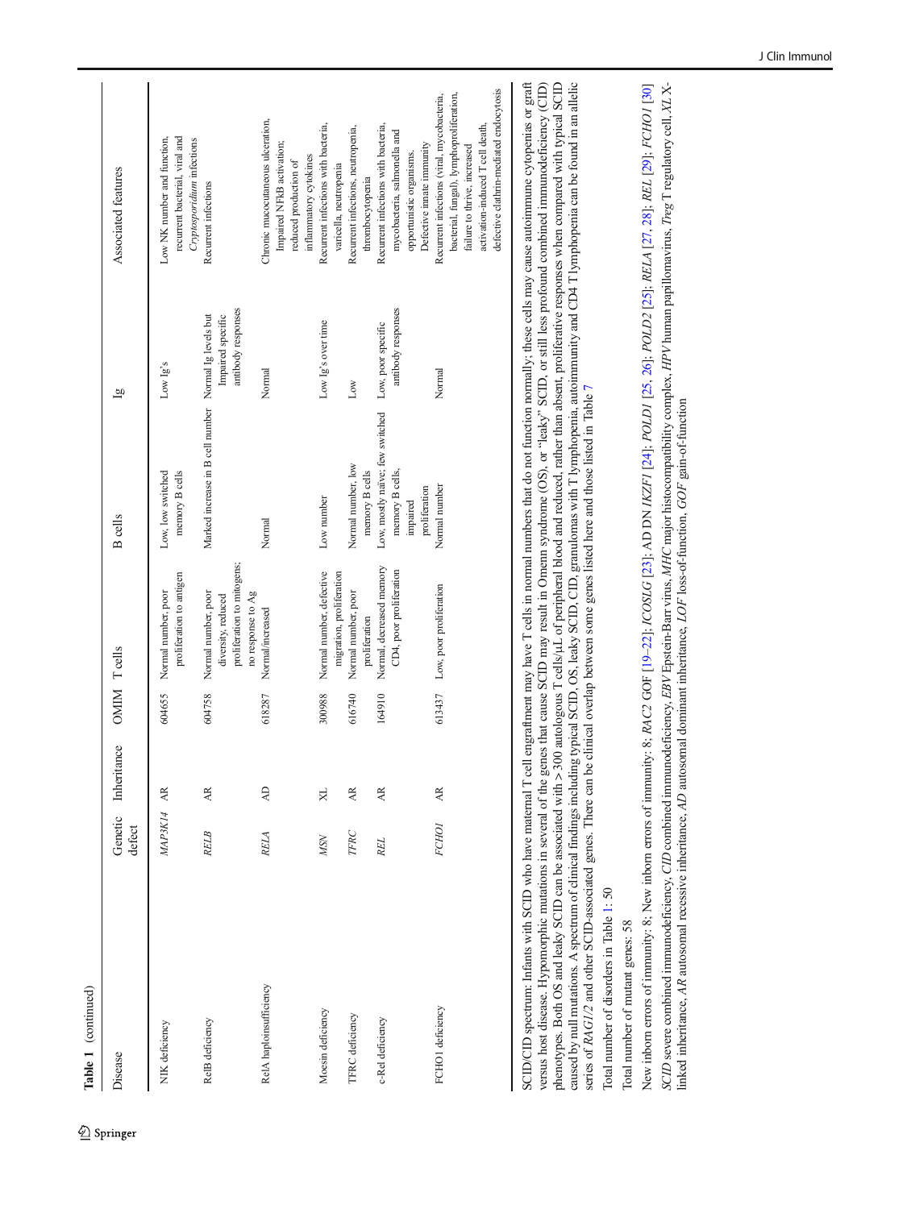**Table 1** (continued)

| Disease | Genetic defect | Inheritance | OMIM | T cells | B cells | Ig | Associated features |
|---|---|---|---|---|---|---|---|
| NIK deficiency | *MAP3K14* | AR | 604655 | Normal number, poor proliferation to antigen | Low, low switched memory B cells | Low Ig's | Low NK number and function, recurrent bacterial, viral and *Cryptosporidium* infections |
| RelB deficiency | *RELB* | AR | 604758 | Normal number, poor diversity, reduced proliferation to mitogens; no response to Ag | Marked increase in B cell number | Normal Ig levels but Impaired specific antibody responses | Recurrent infections |
| RelA haploinsufficiency | *RELA* | AD | 618287 | Normal/increased | Normal | Normal | Chronic mucocutaneous ulceration, Impaired NFkB activation; reduced production of inflammatory cytokines |
| Moesin deficiency | *MSN* | XL | 300988 | Normal number, defective migration, proliferation | Low number | Low Ig's over time | Recurrent infections with bacteria, varicella, neutropenia |
| TFRC deficiency | *TFRC* | AR | 616740 | Normal number, poor proliferation | Normal number, low memory B cells | Low | Recurrent infections, neutropenia, thrombocytopenia |
| c-Rel deficiency | *REL* | AR | 164910 | Normal, decreased memory CD4, poor proliferation | Low, mostly naive; few switched memory B cells, impaired proliferation | Low, poor specific antibody responses | Recurrent infections with bacteria, mycobacteria, salmonella and opportunistic organisms. Defective innate immunity |
| FCHO1 deficiency | *FCHO1* | AR | 613437 | Low, poor proliferation | Normal number | Normal | Recurrent infections (viral, mycobacteria, bacterial, fungal), lymphoproliferation, failure to thrive, increased activation-induced T cell death, defective clathrin-mediated endocytosis |

SCID/CID spectrum: Infants with SCID who have maternal T cell engraftment may have T cells in normal numbers that do not function normally; these cells may cause autoimmune cytopenias or graft versus host disease. Hypomorphic mutations in several of the genes that cause SCID may result in Omenn syndrome (OS), or "leaky" SCID, or still less profound combined immunodeficiency (CID) phenotypes. Both OS and leaky SCID can be associated with > 300 autologous T cells/μL of peripheral blood and reduced, rather than absent, proliferative responses when compared with typical SCID caused by null mutations. A spectrum of clinical findings including typical SCID, OS, leaky SCID, CID, granulomas with T lymphopenia, autoimmunity and CD4 T lymphopenia can be found in an allelic series of *RAG1/2* and other SCID-associated genes. There can be clinical overlap between some genes listed here and those listed in Table 7

Total number of disorders in Table 1: 50

Total number of mutant genes: 58

New inborn errors of immunity: 8; New inborn errors of immunity: 8; *RAC2* GOF [19–22]; *ICOSLG* [23]; AD DN *IKZF1* [24]; *POLD1* [25, 26]; *POLD2* [25]; *RELA* [27, 28]; *REL* [29]; *FCHO1* [30]

*SCID* severe combined immunodeficiency, *CID* combined immunodeficiency, *EBV* Epstein-Barr virus, *MHC* major histocompatibility complex, *HPV* human papillomavirus, *Treg* T regulatory cell, *XL* X-linked inheritance, *AR* autosomal recessive inheritance, *AD* autosomal dominant inheritance, *LOF* loss-of-function, *GOF* gain-of-function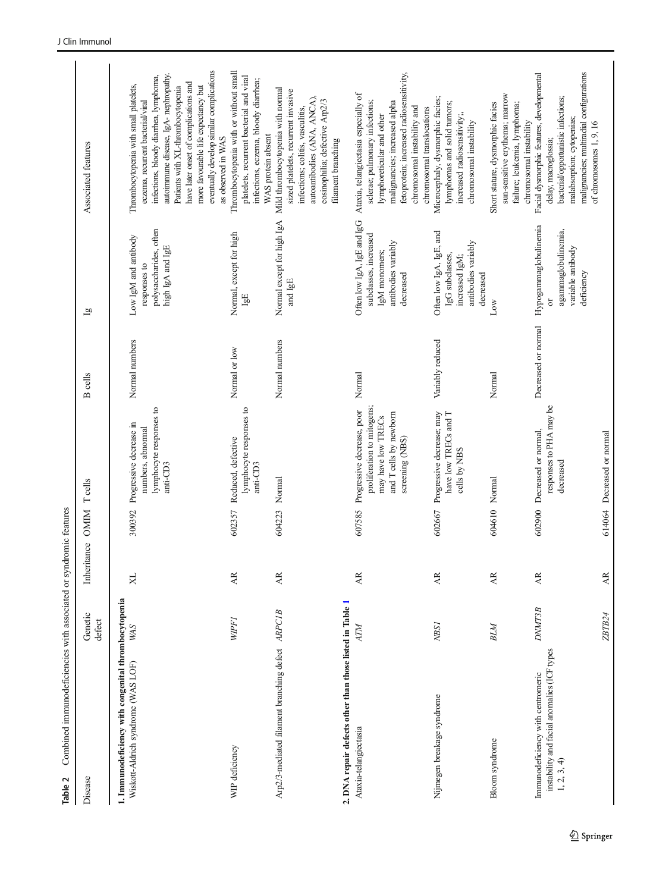**Table 2** Combined immunodeficiencies with associated or syndromic features

| Disease | Genetic defect | Inheritance | OMIM | T cells | B cells | Ig | Associated features |
|---|---|---|---|---|---|---|---|
| **1. Immunodeficiency with congenital thrombocytopenia** | | | | | | | |
| Wiskott-Aldrich syndrome (WAS LOF) | *WAS* | XL | 300392 | Progressive decrease in numbers, abnormal lymphocyte responses to anti-CD3 | Normal numbers | Low IgM and antibody responses to polysaccharides, often high IgA and IgE | Thrombocytopenia with small platelets, eczema, recurrent bacterial/viral infections, bloody diarrhea, lymphoma, autoimmune disease, IgA- nephropathy. Patients with XL-thrombocytopenia have later onset of complications and more favourable life expectancy but eventually develop similar complications as observed in WAS |
| WIP deficiency | *WIPF1* | AR | 602357 | Reduced, defective lymphocyte responses to anti-CD3 | Normal or low | Normal, except for high IgE | Thrombocytopenia with or without small platelets, recurrent bacterial and viral infections, eczema, bloody diarrhea; WAS protein absent |
| Arp2/3-mediated filament branching defect | *ARPC1B* | AR | 604223 | Normal | Normal numbers | Normal except for high IgA and IgE | Mild thrombocytopenia with normal sized platelets, recurrent invasive infections; colitis, vasculitis, autoantibodies (ANA, ANCA), eosinophilia; defective Arp2/3 filament branching |
| **2. DNA repair defects other than those listed in Table 1** | | | | | | | |
| Ataxia-telangiectasia | *ATM* | AR | 607585 | Progressive decrease, poor proliferation to mitogens; may have low TRECs and T cells by newborn screening (NBS) | Normal | Often low IgA, IgE and IgG subclasses, increased IgM monomers; antibodies variably decreased | Ataxia, telangiectasia especially of sclerae; pulmonary infections; lymphoreticular and other malignancies; increased alpha fetoprotein; increased radiosensitivity, chromosomal instability and chromosomal translocations |
| Nijmegen breakage syndrome | *NBS1* | AR | 602667 | Progressive decrease; may have low TRECs and T cells by NBS | Variably reduced | Often low IgA, IgE, and IgG subclasses, increased IgM; antibodies variably decreased | Microcephaly, dysmorphic facies; lymphomas and solid tumors; increased radiosensitivity;, chromosomal instability |
| Bloom syndrome | *BLM* | AR | 604610 | Normal | Normal | Low | Short stature, dysmorphic facies sun-sensitive erythema; marrow failure; leukemia, lymphoma; chromosomal instability |
| Immunodeficiency with centromeric instability and facial anomalies (ICF types 1, 2, 3, 4) | *DNMT3B* | AR | 602900 | Decreased or normal, responses to PHA may be decreased | Decreased or normal | Hypogammaglobulinemia or agammaglobulinemia, variable antibody deficiency | Facial dysmorphic features, developmental delay, macroglossia; bacterial/opportunistic infections; malabsorption; cytopenias; malignancies; multiradial configurations of chromosomes 1, 9, 16 |
| | *ZBTB24* | AR | 614064 | Decreased or normal | | | |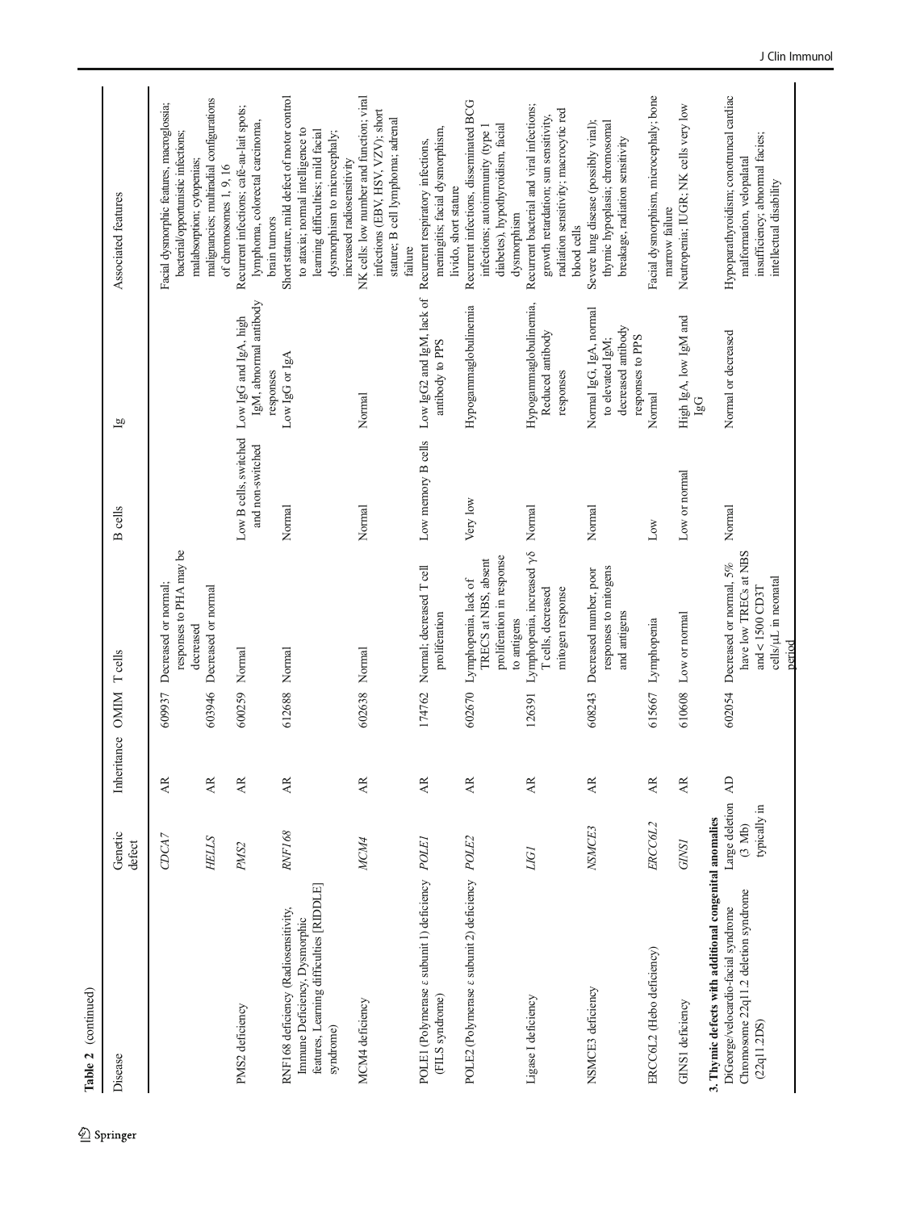**Table 2** (continued)

| Disease | Genetic defect | Inheritance | OMIM | T cells | B cells | Ig | Associated features |
|---|---|---|---|---|---|---|---|
| | *CDCA7* | AR | 609937 | Decreased or normal; responses to PHA may be decreased | | | Facial dysmorphic features, macroglossia; bacterial/opportunistic infections; malabsorption; cytopenias; malignancies; multiradial configurations of chromosomes 1, 9, 16 |
| | *HELLS* | AR | 603946 | Decreased or normal | | | |
| PMS2 deficiency | *PMS2* | AR | 600259 | Normal | Low B cells, switched and non-switched | Low IgG and IgA, high IgM, abnormal antibody responses | Recurrent infections; café-au-lait spots; lymphoma, colorectal carcinoma, brain tumors |
| RNF168 deficiency (Radiosensitivity, Immune Deficiency, Dysmorphic features, Learning difficulties [RIDDLE] syndrome) | *RNF168* | AR | 612688 | Normal | Normal | Low IgG or IgA | Short stature, mild defect of motor control to ataxia; normal intelligence to learning difficulties; mild facial dysmorphism to microcephaly; increased radiosensitivity |
| MCM4 deficiency | *MCM4* | AR | 602638 | Normal | Normal | Normal | NK cells: low number and function; viral infections (EBV, HSV, VZV); short stature; B cell lymphoma; adrenal failure |
| POLE1 (Polymerase ε subunit 1) deficiency (FILS syndrome) | *POLE1* | AR | 174762 | Normal; decreased T cell proliferation | Low memory B cells | Low IgG2 and IgM, lack of antibody to PPS | Recurrent respiratory infections, meningitis; facial dysmorphism, livido, short stature |
| POLE2 (Polymerase ε subunit 2) deficiency | *POLE2* | AR | 602670 | Lymphopenia, lack of TRECS at NBS, absent proliferation in response to antigens | Very low | Hypogammaglobulinemia | Recurrent infections, disseminated BCG infections; autoimmunity (type 1 diabetes), hypothyroidism, facial dysmorphism |
| Ligase I deficiency | *LIG1* | AR | 126391 | Lymphopenia, increased γδ T cells, decreased mitogen response | Normal | Hypogammaglobulinemia, Reduced antibody responses | Recurrent bacterial and viral infections; growth retardation; sun sensitivity, radiation sensitivity; macrocytic red blood cells |
| NSMCE3 deficiency | *NSMCE3* | AR | 608243 | Decreased number, poor responses to mitogens and antigens | Normal | Normal IgG, IgA, normal to elevated IgM; decreased antibody responses to PPS | Severe lung disease (possibly viral); thymic hypoplasia; chromosomal breakage, radiation sensitivity |
| ERCC6L2 (Hebo deficiency) | *ERCC6L2* | AR | 615667 | Lymphopenia | Low | Normal | Facial dysmorphism, microcephaly; bone marrow failure |
| GINS1 deficiency | *GINS1* | AR | 610608 | Low or normal | Low or normal | High IgA, low IgM and IgG | Neutropenia; IUGR; NK cells very low |
| **3. Thymic defects with additional congenital anomalies** | | | | | | | |
| DiGeorge/velocardio-facial syndrome Chromosome 22q11.2 deletion syndrome (22q11.2DS) | Large deletion (3 Mb) typically in | AD | 602054 | Decreased or normal, 5% have low TRECs at NBS and < 1500 CD3T cells/μL in neonatal period | Normal | Normal or decreased | Hypoparathyroidism; conotruncal cardiac malformation, velopalatal insufficiency; abnormal facies; intellectual disability |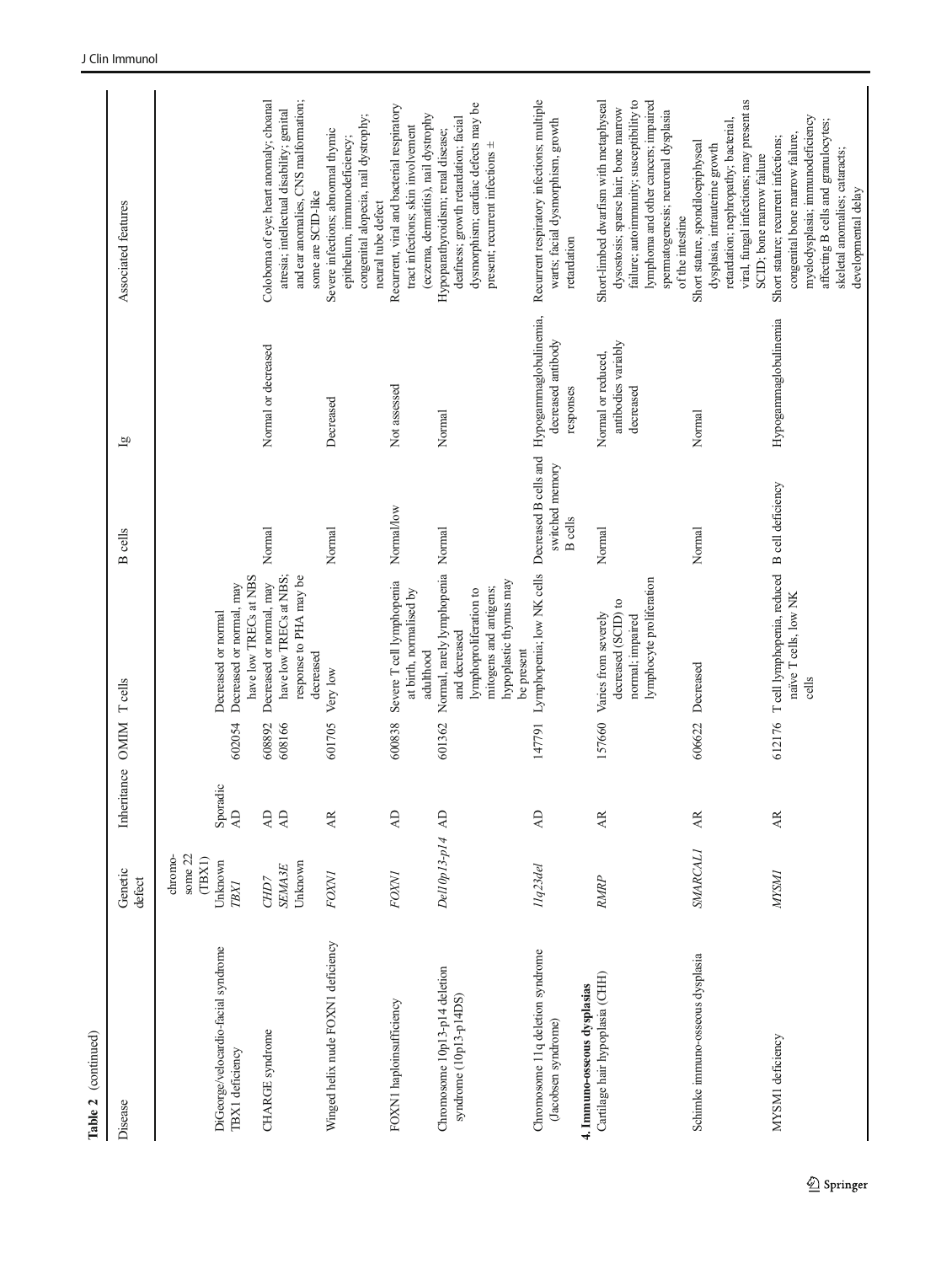**Table 2** (continued)

| Disease | Genetic defect | Inheritance | OMIM | T cells | B cells | Ig | Associated features |
|---|---|---|---|---|---|---|---|
| | chromosome 22 (TBX1) | | | | | | |
| DiGeorge/velocardio-facial syndrome | Unknown | Sporadic | | Decreased or normal | | | |
| TBX1 deficiency | *TBX1* | AD | 602054 | Decreased or normal, may have low TRECs at NBS | | | |
| CHARGE syndrome | *CHD7* | AD | 608892 | Decreased or normal, may have low TRECs at NBS; response to PHA may be decreased | Normal | Normal or decreased | Coloboma of eye; heart anomaly; choanal atresia; intellectual disability; genital and ear anomalies, CNS malformation; some are SCID-like |
| | *SEMA3E* | AD | 608166 | | | | |
| | Unknown | | | | | | |
| Winged helix nude FOXN1 deficiency | *FOXN1* | AR | 601705 | Very low | Normal | Decreased | Severe infections; abnormal thymic epithelium, immunodeficiency; congenital alopecia, nail dystrophy; neural tube defect |
| FOXN1 haploinsufficiency | *FOXN1* | AD | 600838 | Severe T cell lymphopenia at birth, normalised by adulthood | Normal/low | Not assessed | Recurrent, viral and bacterial respiratory tract infections; skin involvement (eczema, dermatitis), nail dystrophy |
| Chromosome 10p13-p14 deletion syndrome (10p13-p14DS) | *Del10p13-p14* | AD | 601362 | Normal, rarely lymphopenia and decreased lymphoproliferation to mitogens and antigens; hypoplastic thymus may be present | Normal | Normal | Hypoparathyroidism; renal disease; deafness; growth retardation; facial dysmorphism; cardiac defects may be present; recurrent infections ± |
| Chromosome 11q deletion syndrome (Jacobsen syndrome) | *11q23del* | AD | 147791 | Lymphopenia; low NK cells | Decreased B cells and switched memory B cells | Hypogammaglobulinemia, decreased antibody responses | Recurrent respiratory infections; multiple warts; facial dysmorphism, growth retardation |
| **4. Immuno-osseous dysplasias** | | | | | | | |
| Cartilage hair hypoplasia (CHH) | *RMRP* | AR | 157660 | Varies from severely decreased (SCID) to normal; impaired lymphocyte proliferation | Normal | Normal or reduced, antibodies variably decreased | Short-limbed dwarfism with metaphyseal dysostosis; sparse hair; bone marrow failure; autoimmunity; susceptibility to lymphoma and other cancers; impaired spermatogenesis; neuronal dysplasia of the intestine |
| Schimke immuno-osseous dysplasia | *SMARCAL1* | AR | 606622 | Decreased | Normal | Normal | Short stature, spondiloepiphyseal dysplasia, intrauterine growth retardation; nephropathy; bacterial, viral, fungal infections; may present as SCID; bone marrow failure |
| MYSM1 deficiency | *MYSM1* | AR | 612176 | T cell lymphopenia, reduced naive T cells, low NK cells | B cell deficiency | Hypogammaglobulinemia | Short stature; recurrent infections; congenital bone marrow failure, myelodysplasia; immunodeficiency affecting B cells and granulocytes; skeletal anomalies; cataracts; developmental delay |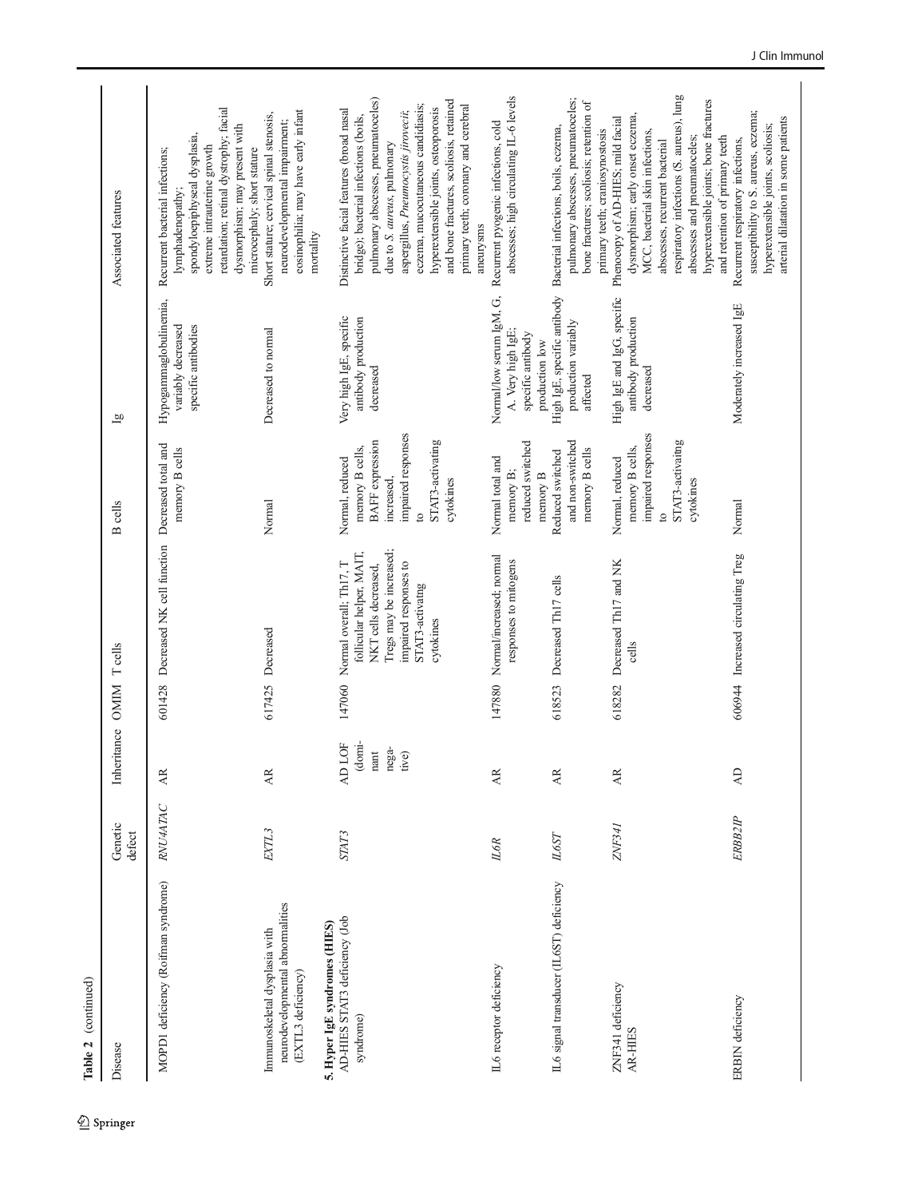**Table 2** (continued)

| Disease | Genetic defect | Inheritance | OMIM | T cells | B cells | Ig | Associated features |
|---|---|---|---|---|---|---|---|
| MOPD1 deficiency (Roifman syndrome) | *RNU4ATAC* | AR | 601428 | Decreased NK cell function | Decreased total and memory B cells | Hypogammaglobulinemia, variably decreased specific antibodies | Recurrent bacterial infections; lymphadenopathy; spondyloepiphyseal dysplasia, extreme intrauterine growth retardation; retinal dystrophy; facial dysmorphism; may present with microcephaly; short stature |
| Immunoskeletal dysplasia with neurodevelopmental abnormalities (EXTL3 deficiency) | *EXTL3* | AR | 617425 | Decreased | Normal | Decreased to normal | Short stature; cervical spinal stenosis, neurodevelopmental impairment; eosinophilia; may have early infant mortality |
| **5. Hyper IgE syndromes (HIES)** | | | | | | | |
| AD-HIES STAT3 deficiency (Job syndrome) | *STAT3* | AD LOF (dominant negative) | 147060 | Normal overall; Th17, T follicular helper, MAIT, NKT cells decreased, Tregs may be increased; impaired responses to STAT3-activatng cytokines | Normal, reduced memory B cells, BAFF expression increased, impaired responses to STAT3-activating cytokines | Very high IgE, specific antibody production decreased | Distinctive facial features (broad nasal bridge); bacterial infections (boils, pulmonary abscesses, pneumatoceles) due to *S. aureus*, pulmonary aspergillus, *Pneumocystis jirovecii*; eczema, mucocutaneous candidiasis; hyperextensible joints, osteoporosis and bone fractures, scoliosis, retained primary teeth; coronary and cerebral aneurysms |
| IL6 receptor deficiency | *IL6R* | AR | 147880 | Normal/increased; normal responses to mitogens | Normal total and memory B; reduced switched memory B | Normal/low serum IgM, G, A. Very high IgE; specific antibody production low | Recurrent pyogenic infections, cold abscesses; high circulating IL-6 levels |
| IL6 signal transducer (IL6ST) deficiency | *IL6ST* | AR | 618523 | Decreased Th17 cells | Reduced switched and non-switched memory B cells | High IgE, specific antibody production variably affected | Bacterial infections, boils, eczema, pulmonary abscesses, pneumatoceles; bone fractures; scoliosis; retention of primary teeth; craniosynostosis |
| ZNF341 deficiency AR-HIES | *ZNF341* | AR | 618282 | Decreased Th17 and NK cells | Normal, reduced memory B cells, impaired responses to STAT3-activating cytokines | High IgE and IgG, specific antibody production decreased | Phenocopy of AD-HIES; mild facial dysmorphism; early onset eczema, MCC, bacterial skin infections, abscesses, recurrent bacterial respiratory infections (S. aureus), lung abscesses and pneumatoceles; hyperextensible joints; bone fractures and retention of primary teeth |
| ERBIN deficiency | *ERBB2IP* | AD | 606944 | Increased circulating Treg | Normal | Moderately increased IgE | Recurrent respiratory infections, susceptibility to S. aureus, eczema; hyperextensible joints, scoliosis; arterial dilatation in some patients |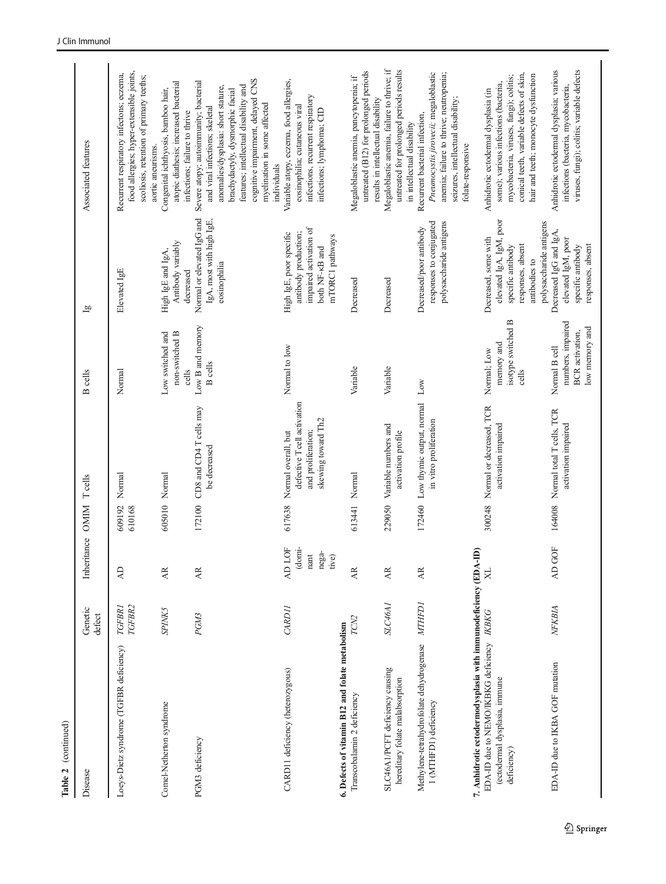**Table 2** (continued)

| Disease | Genetic defect | Inheritance | OMIM | T cells | B cells | Ig | Associated features |
|---|---|---|---|---|---|---|---|
| Loeys-Dietz syndrome (TGFBR deficiency) | *TGFBR1* *TGFBR2* | AD | 609192 610168 | Normal | Normal | Elevated IgE | Recurrent respiratory infectons; eczema, food allergies; hyper-extensible joints; scoliosis, retention of primary teeths; aortic aneurisms. |
| Comel-Netherton syndrome | *SPINK5* | AR | 605010 | Normal | Low switched and non-switched B cells | High IgE and IgA, Antibody variably decreased | Congenital ichthyosis, bamboo hair, atopic diathesis; increased bacterial infections; failure to thrive |
| PGM3 deficiency | *PGM3* | AR | 172100 | CD8 and CD4 T cells may be decreased | Low B and memory B cells | Normal or elevated IgG and IgA, most with high IgE, eosinophilia | Severe atopy; autoimmunity; bacterial and viral infections; skeletal anomalies/dysplasia: short stature, brachydactyly, dysmorphic facial features; intellectual disability and cognitive impairment, delayed CNS myelination in some affected individuals |
| CARD11 deficiency (heterozygous) | *CARD11* | AD LOF (dominant negative) | 617638 | Normal overall, but defective T cell activation and proliferation; skewing toward Th2 | Normal to low | High IgE, poor specific antibody production; impaired activation of both NF-κB and mTORC1 pathways | Variable atopy, eczema, food allergies, eosinophilia; cutaneous viral infections, recurrent respiratory infections; lymphoma; CID |
| **6. Defects of vitamin B12 and folate metabolism** | | | | | | | |
| Transcobalamin 2 deficiency | *TCN2* | AR | 613441 | Normal | Variable | Decreased | Megaloblastic anemia, pancytopenia; if untreated (B12) for prolonged periods results in intellectual disability |
| SLC46A1/PCFT deficiency causing hereditary folate malabsorption | *SLC46A1* | AR | 229050 | Variable numbers and activation profile | Variable | Decreased | Megaloblastic anemia, failure to thrive; if untreated for prolonged periods results in intellectual disability |
| Methylene-tetrahydrofolate dehydrogenase 1 (MTHFD1) deficiency | *MTHFD1* | AR | 172460 | Low thymic output, normal in vitro proliferation | Low | Decreased/poor antibody responses to conjugated polysaccharide antigens | Recurrent bacterial infection, *Pneumocystis jirovecii*; megaloblastic anemia; failure to thrive; neutropenia; seizures, intellectual disability; folate-responsive |
| **7. Anhidrotic ectodermodysplasia with immunodeficiency (EDA-ID)** | | | | | | | |
| EDA-ID due to NEMO/IKBKG deficiency (ectodermal dysplasia, immune deficiency) | *IKBKG* | XL | 300248 | Normal or decreased, TCR activation impaired | Normal; Low memory and isotype switched B cells | Decreased, some with elevated IgA, IgM, poor specific antibody responses, absent antibodies to polysaccharide antigens | Anhidrotic ectodermal dysplasia (in some); various infections (bacteria, mycobacteria, viruses, fungi); colitis; conical teeth, variable defects of skin, hair and teeth; monocyte dysfunction |
| EDA-ID due to IKBA GOF mutation | *NFKBIA* | AD GOF | 164008 | Normal total T cells, TCR activation impaired | Normal B cell numbers, impaired BCR activation, low memory and | Decreased IgG and IgA, elevated IgM, poor specific antibody responses, absent | Anhidrotic ectodermal dysplasia; various infections (bacteria, mycobacteria, viruses, fungi); colitis; variable defects |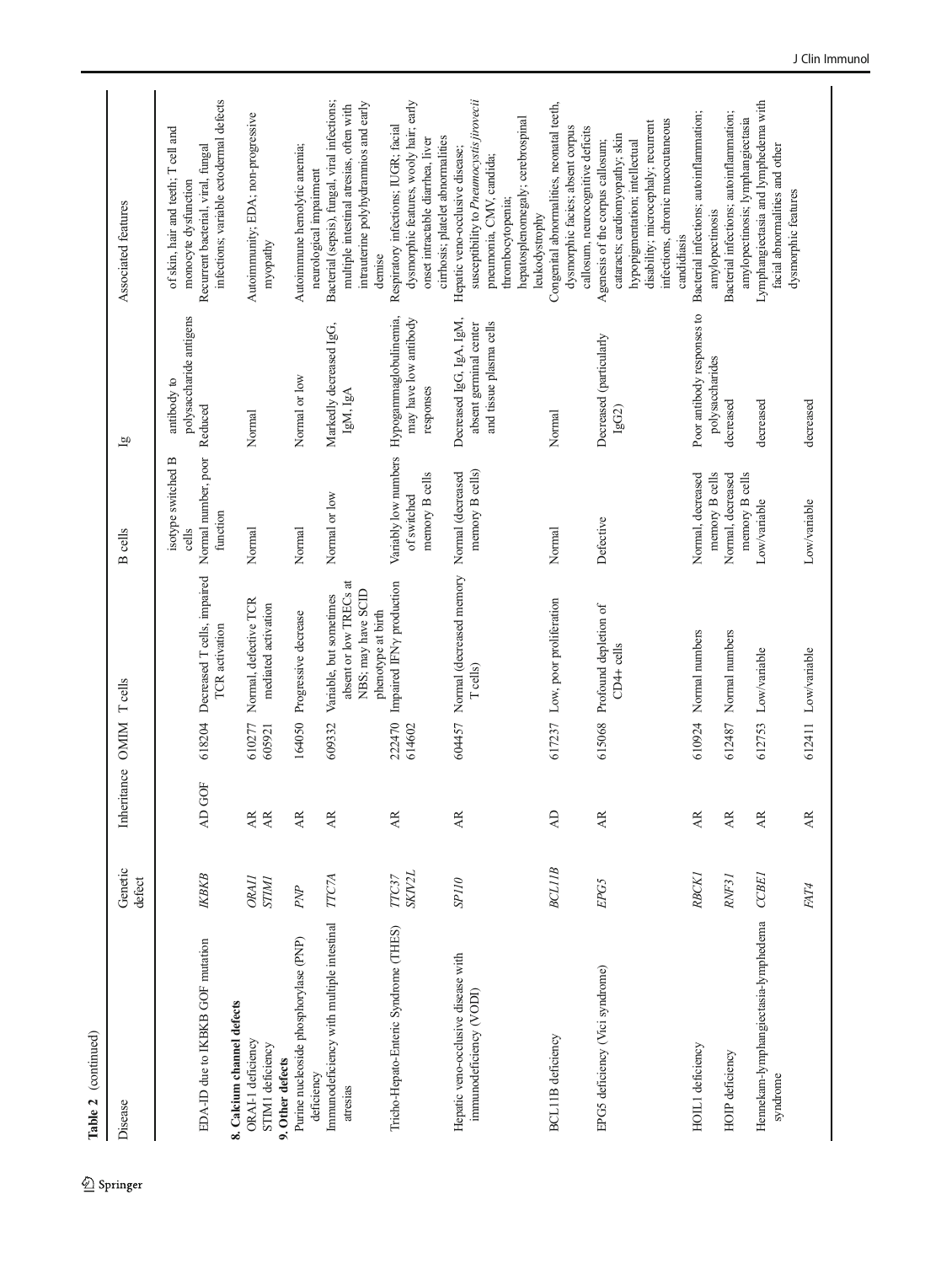**Table 2** (continued)

| Disease | Genetic defect | Inheritance | OMIM | T cells | B cells | Ig | Associated features |
|---|---|---|---|---|---|---|---|
| | | | | | isotype switched B cells | antibody to polysaccharide antigens | of skin, hair and teeth; T cell and monocyte dysfunction |
| EDA-ID due to IKBKB GOF mutation | *IKBKB* | AD GOF | 618204 | Decreased T cells, impaired TCR activation | Normal number, poor function | Reduced | Recurrent bacterial, viral, fungal infections; variable ectodermal defects |
| **8. Calcium channel defects** | | | | | | | |
| ORAI-1 deficiency | *ORAI1* | AR | 610277 | Normal, defective TCR mediated activation | Normal | Normal | Autoimmunity; EDA; non-progressive myopathy |
| STIM1 deficiency | *STIM1* | AR | 605921 | | | | |
| **9. Other defects** | | | | | | | |
| Purine nucleoside phosphorylase (PNP) deficiency | *PNP* | AR | 164050 | Progressive decrease | Normal | Normal or low | Autoimmune hemolytic anemia; neurological impairment |
| Immunodeficiency with multiple intestinal atresias | *TTC7A* | AR | 609332 | Variable, but sometimes absent or low TRECs at NBS; may have SCID phenotype at birth | Normal or low | Markedly decreased IgG, IgM, IgA | Bacterial (sepsis), fungal, viral infections; multiple intestinal atresias, often with intrauterine polyhydramnios and early demise |
| Tricho-Hepato-Enteric Syndrome (THES) | *TTC37* <br> *SKIV2L* | AR | 222470 <br> 614602 | Impaired IFNγ production | Variably low numbers of switched memory B cells | Hypogammaglobulinemia, may have low antibody responses | Respiratory infections; IUGR; facial dysmorphic features, wooly hair; early onset intractable diarrhea, liver cirrhosis; platelet abnormalities |
| Hepatic veno-occlusive disease with immunodeficiency (VODI) | *SP110* | AR | 604457 | Normal (decreased memory T cells) | Normal (decreased memory B cells) | Decreased IgG, IgA, IgM, absent germinal center and tissue plasma cells | Hepatic veno-occlusive disease; susceptibility to *Pneumocystis jirovecii* pneumonia, CMV, candida; thrombocytopenia; hepatosplenomegaly; cerebrospinal leukodystrophy |
| BCL11B deficiency | *BCL11B* | AD | 617237 | Low, poor proliferation | Normal | Normal | Congenital abnormalities, neonatal teeth, dysmorphic facies; absent corpus callosum, neurocognitive deficits |
| EPG5 deficiency (Vici syndrome) | *EPG5* | AR | 615068 | Profound depletion of CD4+ cells | Defective | Decreased (particularly IgG2) | Agenesis of the corpus callosum; cataracts; cardiomyopathy; skin hypopigmentation; intellectual disability; microcephaly; recurrent infections, chronic mucocutaneous candidiasis |
| HOIL1 deficiency | *RBCK1* | AR | 610924 | Normal numbers | Normal, decreased memory B cells | Poor antibody responses to polysaccharides | Bacterial infections; autoinflammation; amylopectinosis |
| HOIP deficiency | *RNF31* | AR | 612487 | Normal numbers | Normal, decreased memory B cells | decreased | Bacterial infections; autoinflammation; amylopectinosis; lymphangiectasia |
| Hennekam-lymphangiectasia-lymphedema syndrome | *CCBE1* | AR | 612753 | Low/variable | Low/variable | decreased | Lymphangiectasia and lymphedema with facial abnormalities and other dysmorphic features |
| | *FAT4* | AR | 612411 | Low/variable | Low/variable | decreased | |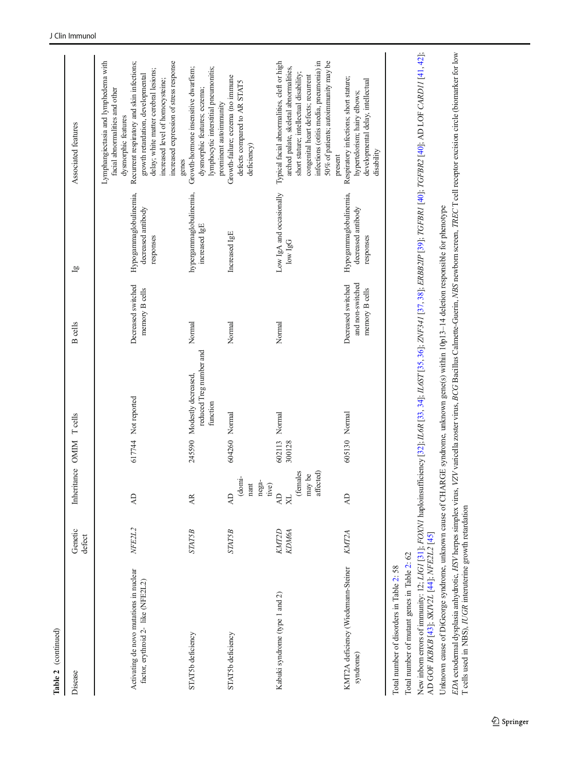**Table 2** (continued)

| Disease | Genetic defect | Inheritance | OMIM | T cells | B cells | Ig | Associated features |
|---|---|---|---|---|---|---|---|
| | | | | | | | Lymphangiectasia and lymphedema with facial abnormalities and other dysmorphic features |
| Activating de novo mutations in nuclear factor, erythroid 2- like (NFE2L2) | *NFE2L2* | AD | 617744 | Not reported | Decreased switched memory B cells | Hypogammaglobulinemia, decreased antibody responses | Recurrent respiratory and skin infections; growth retardation, developmental delay; white matter cerebral lesions; increased level of homocysteine; increased expression of stress response genes |
| STAT5b deficiency | *STAT5B* | AR | 245590 | Modestly decreased, reduced Treg number and function | Normal | hypergammaglobulinemia, increased IgE | Growth-hormone insensitive dwarfism; dysmorphic features; eczema; lymphocytic interstitial pneumonitis; prominent autoimmunity |
| STAT5b deficiency | *STAT5B* | AD (dominant negative) | 604260 | Normal | Normal | Increased IgE | Growth-failure; eczema (no immune defects compared to AR STAT5 deficiency) |
| Kabuki syndrome (type 1 and 2) | *KMT2D* *KDM6A* | AD XL (females may be affected) | 602113 300128 | Normal | Normal | Low IgA and occasionally low IgG | Typical facial abnormalities, cleft or high arched palate, skeletal abnormalities, short stature; intellectual disability; congenital heart defects; recurrent infections (otitis media, pneumonia) in 50% of patients; autoimmunity may be present |
| KMT2A deficiency (Wiedemann-Steiner syndrome) | *KMT2A* | AD | 605130 | Normal | Decreased switched and non-switched memory B cells | Hypogammaglobulinemia, decreased antibody responses | Respiratory infections; short stature; hypertelorism; hairy elbows; developmental delay, intellectual disability |

Total number of disorders in Table 2: 58

Total number of mutant genes in Table 2: 62

New inborn errors of immunity: 12; *LIG1* [31]; *FOXN1* haploinsufficiency [32]; *IL6R* [33, 34]; *IL6ST* [35, 36]; *ZNF341* [37, 38]; *ERBB2IP* [39]; *TGFBR1* [40]; *TGFBR2* [40]; AD LOF *CARD11* [41, 42]; AD GOF *IKBKB* [43]; *SKIV2L* [44]; *NFE2L2* [45]

Unknown cause of DiGeorge syndrome, unknown cause of CHARGE syndrome, unknown gene(s) within 10p13–14 deletion responsible for phenotype

*EDA* ectodermal dysplasia anhydrotic, *HSV* herpes simplex virus, *VZV* varicella zoster virus, *BCG* Bacillus Calmette-Guerin, *NBS* newborn screen, *TREC* T cell receptor excision circle (biomarker for low T cells used in NBS), *IUGR* interuterine growth retardation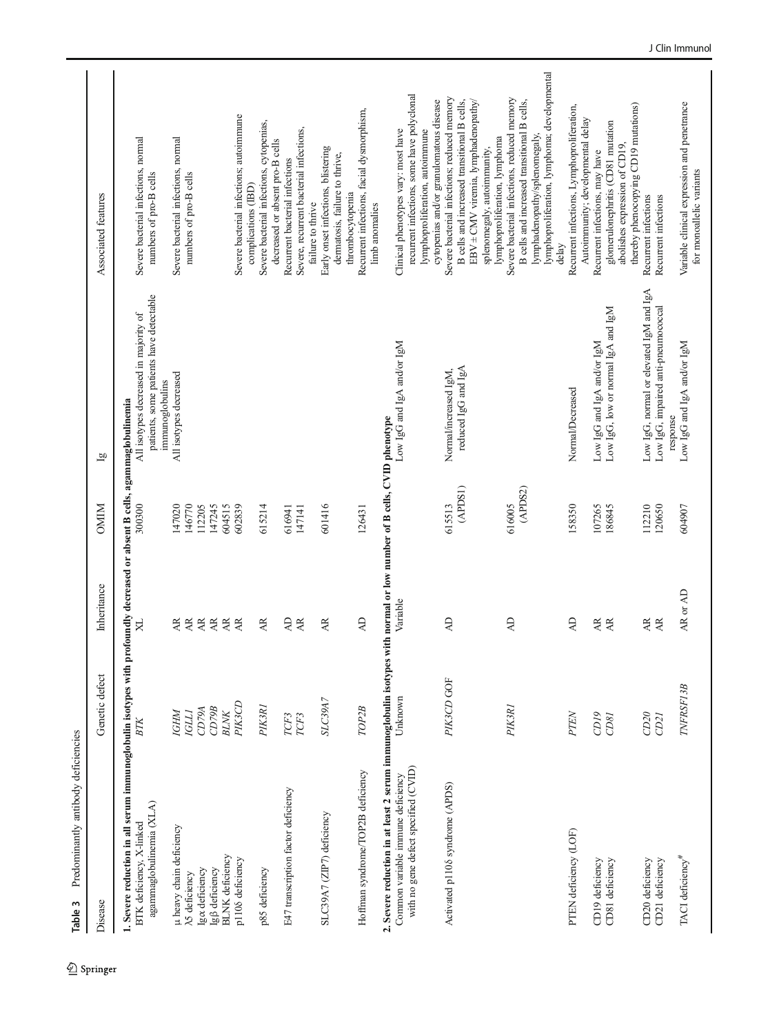**Table 3** Predominantly antibody deficiencies

| Disease | Genetic defect | Inheritance | OMIM | Ig | Associated features |
|---|---|---|---|---|---|
| **1. Severe reduction in all serum immunoglobulin isotypes with profoundly decreased or absent B cells, agammaglobulinemia** | | | | | |
| BTK deficiency, X-linked agammaglobulinemia (XLA) | *BTK* | XL | 300300 | All isotypes decreased in majority of patients, some patients have detectable immunoglobulins | Severe bacterial infections, normal numbers of pro-B cells |
| μ heavy chain deficiency | *IGHM* | AR | 147020 | All isotypes decreased | Severe bacterial infections, normal numbers of pro-B cells |
| λ5 deficiency | *IGLL1* | AR | 146770 | | |
| Igα deficiency | *CD79A* | AR | 112205 | | |
| Igβ deficiency | *CD79B* | AR | 147245 | | |
| BLNK deficiency | *BLNK* | AR | 604515 | | |
| p110δ deficiency | *PIK3CD* | AR | 602839 | | Severe bacterial infections; autoimmune complications (IBD) |
| p85 deficiency | *PIK3R1* | AR | 615214 | | Severe bacterial infections, cytopenias, decreased or absent pro-B cells |
| E47 transcription factor deficiency | *TCF3* | AD | 616941 | | Recurrent bacterial infections |
| | *TCF3* | AR | 147141 | | Severe, recurrent bacterial infections, failure to thrive |
| SLC39A7 (ZIP7) deficiency | *SLC39A7* | AR | 601416 | | Early onset infections, blistering dermatosis, failure to thrive, thrombocytopenia |
| Hoffman syndrome/TOP2B deficiency | *TOP2B* | AD | 126431 | | Recurrent infections, facial dysmorphism, limb anomalies |
| **2. Severe reduction in at least 2 serum immunoglobulin isotypes with normal or low number of B cells, CVID phenotype** | | | | | |
| Common variable immune deficiency with no gene defect specified (CVID) | Unknown | Variable | | Low IgG and IgA and/or IgM | Clinical phenotypes vary: most have recurrent infections, some have polyclonal lymphoproliferation, autoimmune cytopenias and/or granulomatous disease |
| Activated p110δ syndrome (APDS) | *PIK3CD* GOF | AD | 615513 (APDS1) | Normal/increased IgM, reduced IgG and IgA | Severe bacterial infections; reduced memory B cells and increased transitional B cells, EBV ± CMV viremia, lymphadenopathy/splenomegaly, autoimmunity, lymphoproliferation, lymphoma |
| | *PIK3R1* | AD | 616005 (APDS2) | | Severe bacterial infections, reduced memory B cells and increased transitional B cells, lymphadenopathy/splenomegaly, lymphoproliferation, lymphoma; developmental delay |
| PTEN deficiency (LOF) | *PTEN* | AD | 158350 | Normal/Decreased | Recurrent infections, Lymphoproliferation, Autoimmunity; developmental delay |
| CD19 deficiency | *CD19* | AR | 107265 | Low IgG and IgA and/or IgM | Recurrent infections, may have glomerulonephritis (CD81 mutation abolishes expression of CD19, thereby phenocopying CD19 mutations) |
| CD81 deficiency | *CD81* | AR | 186845 | Low IgG, low or normal IgA and IgM | |
| CD20 deficiency | *CD20* | AR | 112210 | Low IgG, normal or elevated IgM and IgA | Recurrent infections |
| CD21 deficiency | *CD21* | AR | 120650 | Low IgG, impaired anti-pneumococcal response | Recurrent infections |
| TACI deficiency[#] | *TNFRSF13B* | AR or AD | 604907 | Low IgG and IgA and/or IgM | Variable clinical expression and penetrance for monoallelic variants |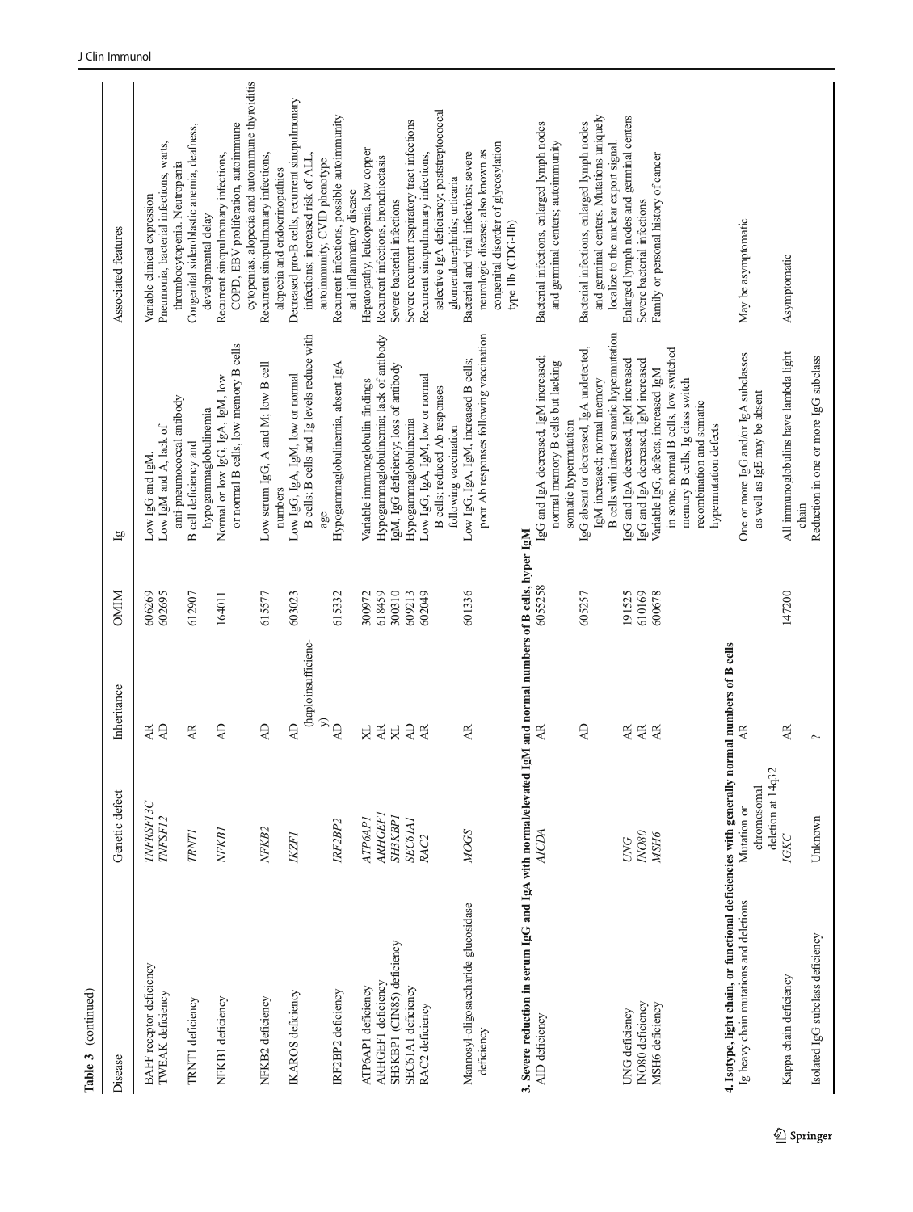**Table 3** (continued)

| Disease | Genetic defect | Inheritance | OMIM | Ig | Associated features |
|---|---|---|---|---|---|
| BAFF receptor deficiency | *TNFRSF13C* | AR | 606269 | Low IgG and IgM | Variable clinical expression |
| TWEAK deficiency | *TNFSF12* | AD | 602695 | Low IgM and A, lack of anti-pneumococcal antibody | Pneumonia, bacterial infections, warts, thrombocytopenia. Neutropenia |
| TRNT1 deficiency | *TRNT1* | AR | 612907 | B cell deficiency and hypogammaglobulinemia | Congenital sideroblastic anemia, deafness, developmental delay |
| NFKB1 deficiency | *NFKB1* | AD | 164011 | Normal or low IgG, IgA, IgM, low or normal B cells, low memory B cells | Recurrent sinopulmonary infections, COPD, EBV proliferation, autoimmune cytopenias, alopecia and autoimmune thyroiditis |
| NFKB2 deficiency | *NFKB2* | AD | 615577 | Low serum IgG, A and M; low B cell numbers | Recurrent sinopulmonary infections, alopecia and endocrinopathies |
| IKAROS deficiency | *IKZF1* | AD (haploinsufficiency) | 603023 | Low IgG, IgA, IgM, low or normal B cells; B cells and Ig levels reduce with age | Decreased pro-B cells, recurrent sinopulmonary infections; increased risk of ALL, autoimmunity, CVID phenotype |
| IRF2BP2 deficiency | *IRF2BP2* | AD | 615332 | Hypogammaglobulinemia, absent IgA | Recurrent infections, possible autoimmunity and inflammatory disease |
| ATP6AP1 deficiency | *ATP6AP1* | XL | 300972 | Variable immunoglobulin findings | Hepatopathy, leukopenia, low copper |
| ARHGEF1 deficiency | *ARHGEF1* | AR | 618459 | Hypogammaglobulinemia; lack of antibody | Recurrent infections, bronchiectasis |
| SH3KBP1 (CIN85) deficiency | *SH3KBP1* | XL | 300310 | IgM, IgG deficiency; loss of antibody | Severe bacterial infections |
| SEC61A1 deficiency | *SEC61A1* | AD | 609213 | Hypogammaglobulinemia | Severe recurrent respiratory tract infections |
| RAC2 deficiency | *RAC2* | AR | 602049 | Low IgG, IgA, IgM, low or normal B cells; reduced Ab responses following vaccination | Recurrent sinopulmonary infections, selective IgA deficiency; poststreptococcal glomerulonephritis; urticaria |
| Mannosyl-oligosaccharide glucosidase deficiency | *MOGS* | AR | 601336 | Low IgG, IgA, IgM, increased B cells; poor Ab responses following vaccination | Bacterial and viral infections; severe neurologic disease; also known as congenital disorder of glycosylation type IIb (CDG-IIb) |
| **3. Severe reduction in serum IgG and IgA with normal/elevated IgM and normal numbers of B cells, hyper IgM** | | | | | |
| AID deficiency | *AICDA* | AR | 605258 | IgG and IgA decreased, IgM increased; normal memory B cells but lacking somatic hypermutation | Bacterial infections, enlarged lymph nodes and germinal centers; autoimmunity |
| | | AD | 605257 | IgG absent or decreased, IgA undetected, IgM increased; normal memory B cells with intact somatic hypermutation | Bacterial infections, enlarged lymph nodes and germinal centers. Mutations uniquely localize to the nuclear export signal. |
| UNG deficiency | *UNG* | AR | 191525 | IgG and IgA decreased, IgM increased | Enlarged lymph nodes and germinal centers |
| INO80 deficiency | *INO80* | AR | 610169 | IgG and IgA decreased, IgM increased | Severe bacterial infections |
| MSH6 deficiency | *MSH6* | AR | 600678 | Variable IgG, defects, increased IgM in some, normal B cells, low switched memory B cells, Ig class switch recombination and somatic hypermutation defects | Family or personal history of cancer |
| **4. Isotype, light chain, or functional deficiencies with generally normal numbers of B cells** | | | | | |
| Ig heavy chain mutations and deletions | Mutation or chromosomal deletion at 14q32 | AR | | One or more IgG and/or IgA subclasses as well as IgE may be absent | May be asymptomatic |
| Kappa chain deficiency | *IGKC* | AR | 147200 | All immunoglobulins have lambda light chain | Asymptomatic |
| Isolated IgG subclass deficiency | Unknown | ? | | Reduction in one or more IgG subclass | |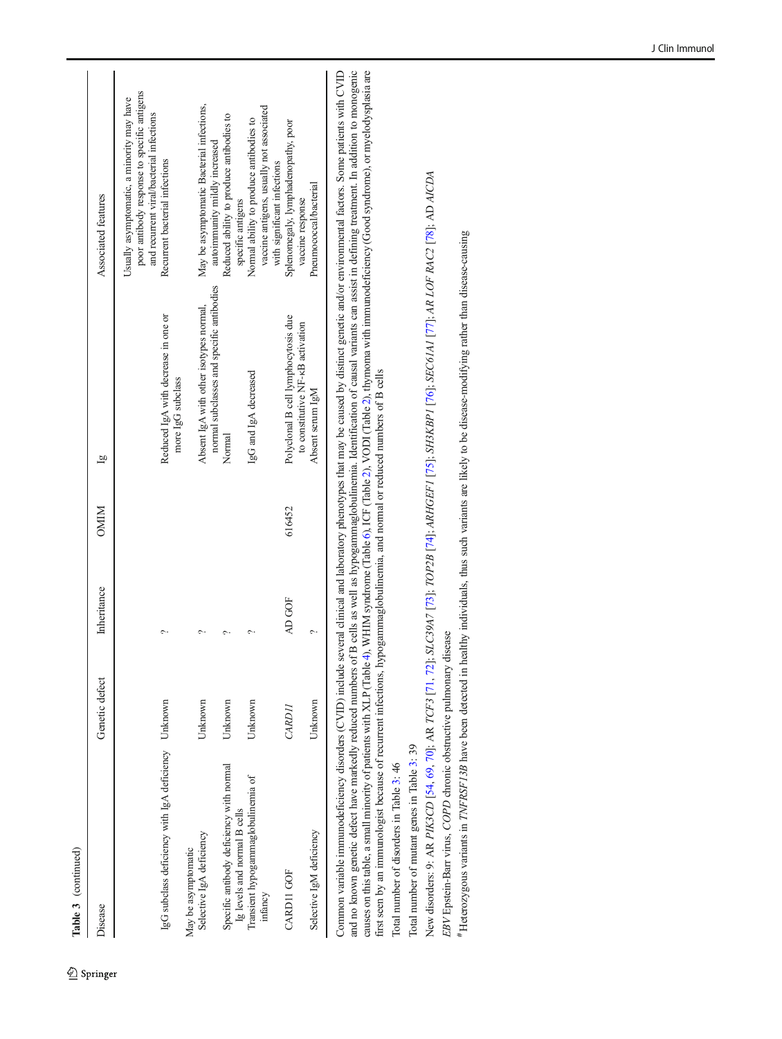**Table 3** (continued)

| Disease | Genetic defect | Inheritance | OMIM | Ig | Associated features |
|---|---|---|---|---|---|
| | | | | | Usually asymptomatic, a minority may have poor antibody response to specific antigens and recurrent viral/bacterial infections |
| IgG subclass deficiency with IgA deficiency | Unknown | ? | | Reduced IgA with decrease in one or more IgG subclass | Recurrent bacterial infections |
| May be asymptomatic | | | | | |
| Selective IgA deficiency | Unknown | ? | | Absent IgA with other isotypes normal, normal subclasses and specific antibodies | May be asymptomatic Bacterial infections, autoimmunity mildly increased |
| Specific antibody deficiency with normal Ig levels and normal B cells | Unknown | ? | | Normal | Reduced ability to produce antibodies to specific antigens |
| Transient hypogammaglobulinemia of infancy | Unknown | ? | | IgG and IgA decreased | Normal ability to produce antibodies to vaccine antigens, usually not associated with significant infections |
| CARD11 GOF | *CARD11* | AD GOF | 616452 | Polyclonal B cell lymphocytosis due to constitutive NF-κB activation | Splenomegaly, lymphadenopathy, poor vaccine response |
| Selective IgM deficiency | Unknown | ? | | Absent serum IgM | Pneumococcal/bacterial |

Common variable immunodeficiency disorders (CVID) include several clinical and laboratory phenotypes that may be caused by distinct genetic and/or environmental factors. Some patients with CVID and no known genetic defect have markedly reduced numbers of B cells as well as hypogammaglobulinemia. Identification of causal variants can assist in defining treatment. In addition to monogenic causes on this table, a small minority of patients with XLP (Table 4), WHIM syndrome (Table 6), ICF (Table 2), VODI (Table 2), thymoma with immunodeficiency (Good syndrome), or myelodysplasia are first seen by an immunologist because of recurrent infections, hypogammaglobulinemia, and normal or reduced numbers of B cells

Total number of disorders in Table 3: 46

Total number of mutant genes in Table 3: 39

New disorders: 9: AR *PIK3CD* [54, 69, 70]; AR *TCF3* [71, 72]; *SLC39A7* [73]; *TOP2B* [74]; *ARHGEF1* [75]; *SH3KBP1* [76]; *SEC61A1* [77]; AR *LOF RAC2* [78]; AD *AICDA*

*EBV* Epstein-Barr virus, *COPD* chronic obstructive pulmonary disease

#Heterozygous variants in *TNFRSF13B* have been detected in healthy individuals, thus such variants are likely to be disease-modifying rather than disease-causing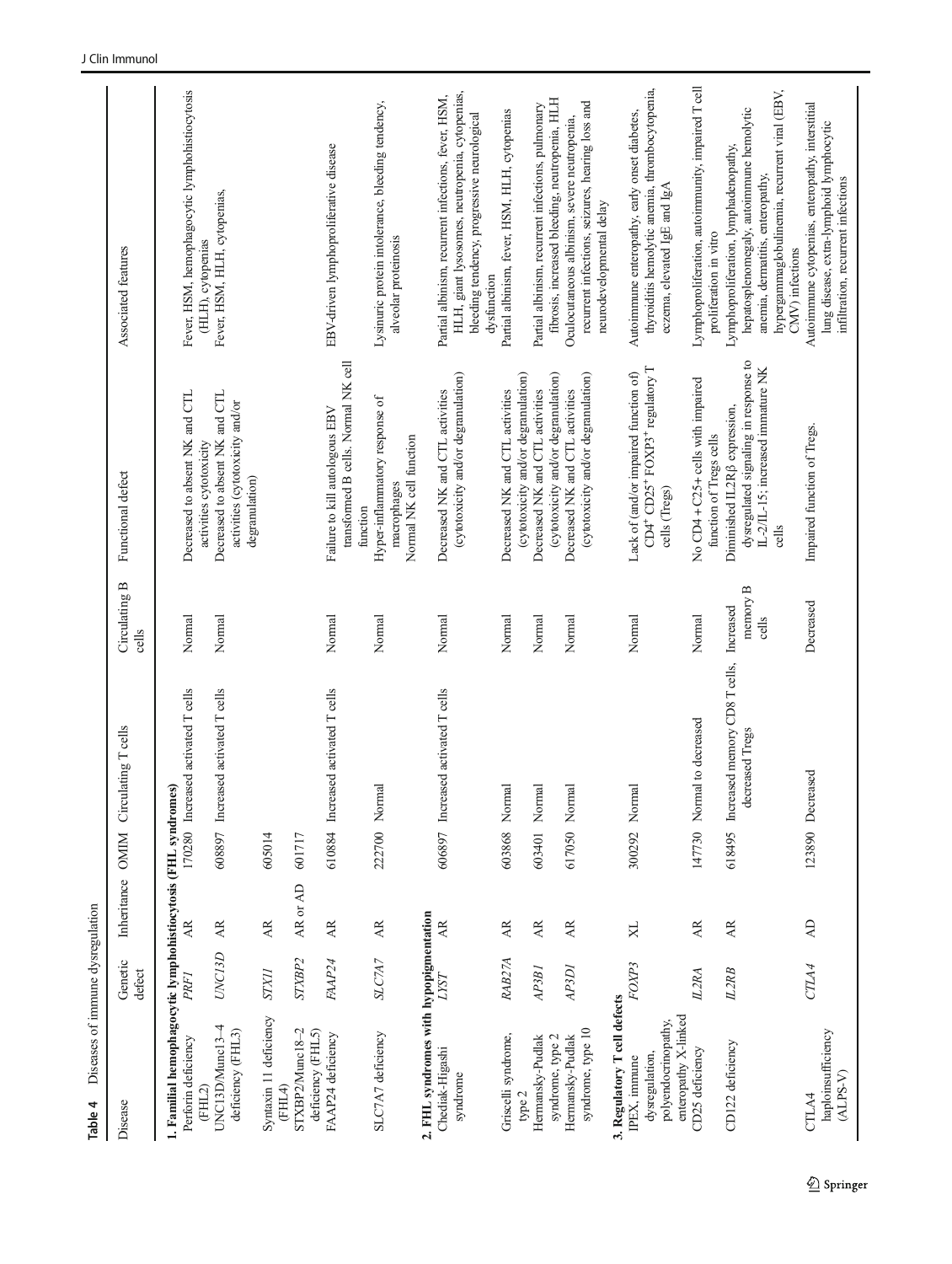**Table 4** Diseases of immune dysregulation

| Disease | Genetic defect | Inheritance | OMIM | Circulating T cells | Circulating B cells | Functional defect | Associated features |
|---|---|---|---|---|---|---|---|
| **1. Familial hemophagocytic lymphohistiocytosis (FHL syndromes)** | | | | | | | |
| Perforin deficiency (FHL2) | *PRF1* | AR | 170280 | Increased activated T cells | Normal | Decreased to absent NK and CTL activities cytotoxicity | Fever, HSM, hemophagocytic lymphohistiocytosis (HLH), cytopenias |
| UNC13D/Munc13–4 deficiency (FHL3) | *UNC13D* | AR | 608897 | Increased activated T cells | Normal | Decreased to absent NK and CTL activities (cytotoxicity and/or degranulation) | Fever, HSM, HLH, cytopenias, |
| Syntaxin 11 deficiency (FHL4) | *STX11* | AR | 605014 | | | | |
| STXBP2/Munc18–2 deficiency (FHL5) | *STXBP2* | AR or AD | 601717 | | | | |
| FAAP24 deficiency | *FAAP24* | AR | 610884 | Increased activated T cells | Normal | Failure to kill autologous EBV transformed B cells. Normal NK cell function | EBV-driven lymphoproliferative disease |
| SLC7A7 deficiency | *SLC7A7* | AR | 222700 | Normal | Normal | Hyper-inflammatory response of macrophages Normal NK cell function | Lysinuric protein intolerance, bleeding tendency, alveolar proteinosis |
| **2. FHL syndromes with hypopigmentation** | | | | | | | |
| Chediak-Higashi syndrome | *LYST* | AR | 606897 | Increased activated T cells | Normal | Decreased NK and CTL activities (cytotoxicity and/or degranulation) | Partial albinism, recurrent infections, fever, HSM, HLH, giant lysosomes, neutropenia, cytopenias, bleeding tendency, progressive neurological dysfunction |
| Griscelli syndrome, type 2 | *RAB27A* | AR | 603868 | Normal | Normal | Decreased NK and CTL activities (cytotoxicity and/or degranulation) | Partial albinism, fever, HSM, HLH, cytopenias |
| Hermansky-Pudlak syndrome, type 2 | *AP3B1* | AR | 603401 | Normal | Normal | Decreased NK and CTL activities (cytotoxicity and/or degranulation) | Partial albinism, recurrent infections, pulmonary fibrosis, increased bleeding, neutropenia, HLH |
| Hermansky-Pudlak syndrome, type 10 | *AP3D1* | AR | 617050 | Normal | Normal | Decreased NK and CTL activities (cytotoxicity and/or degranulation) | Oculocutaneous albinism, severe neutropenia, recurrent infections, seizures, hearing loss and neurodevelopmental delay |
| **3. Regulatory T cell defects** | | | | | | | |
| IPEX, immune dysregulation, polyendocrinopathy, enteropathy X-linked | *FOXP3* | XL | 300292 | Normal | Normal | Lack of (and/or impaired function of) CD4[+] CD25[+] FOXP3[+] regulatory T cells (Tregs) | Autoimmune enteropathy, early onset diabetes, thyroiditis hemolytic anemia, thrombocytopenia, eczema, elevated IgE and IgA |
| CD25 deficiency | *IL2RA* | AR | 147730 | Normal to decreased | Normal | No CD4 + C25+ cells with impaired function of Tregs cells | Lymphoproliferation, autoimmunity, impaired T cell proliferation in vitro |
| CD122 deficiency | *IL2RB* | AR | 618495 | Increased memory CD8 T cells, decreased Tregs | Increased memory B cells | Diminished IL2Rβ expression, dysregulated signaling in response to IL-2/IL-15; increased immature NK cells | Lymphoproliferation, lymphadenopathy, hepatosplenomegaly, autoimmune hemolytic anemia, dermatitis, enteropathy, hypergammaglobulinemia, recurrent viral (EBV, CMV) infections |
| CTLA4 haploinsufficiency (ALPS-V) | *CTLA4* | AD | 123890 | Decreased | Decreased | Impaired function of Tregs. | Autoimmune cytopenias, enteropathy, interstitial lung disease, extra-lymphoid lymphocytic infiltration, recurrent infections |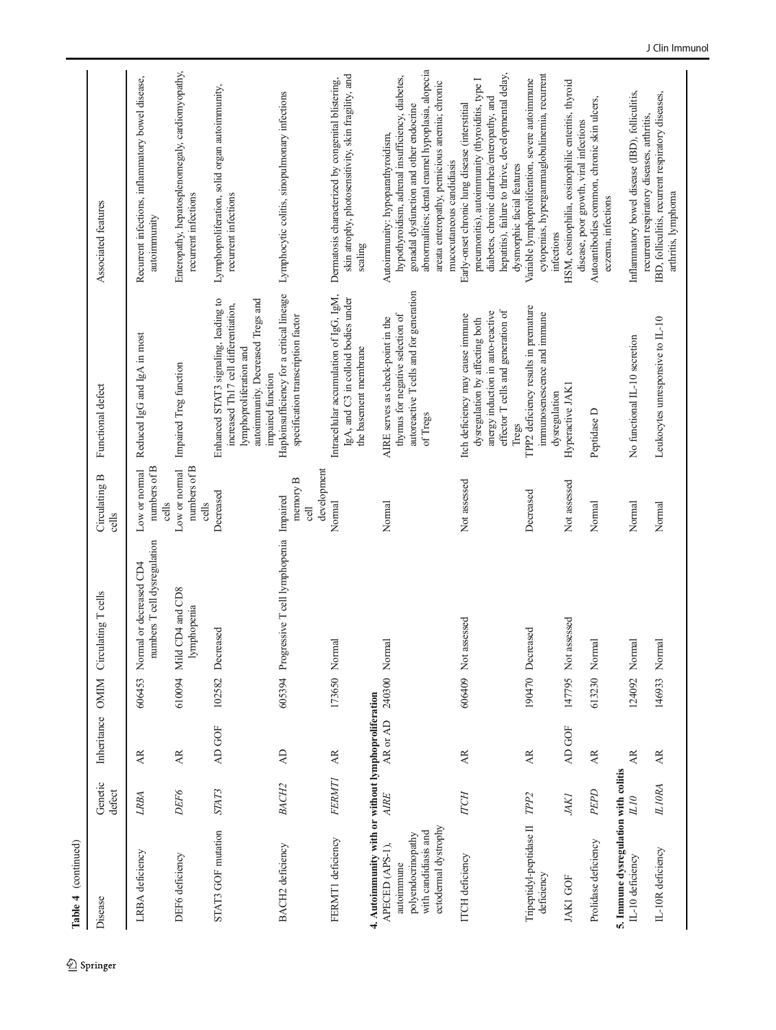Table 4 (continued)

| Disease | Genetic defect | Inheritance | OMIM | Circulating T cells | Circulating B cells | Functional defect | Associated features |
|---|---|---|---|---|---|---|---|
| LRBA deficiency | *LRBA* | AR | 606453 | Normal or decreased CD4 numbers T cell dysregulation | Low or normal numbers of B cells | Reduced IgG and IgA in most | Recurrent infections, inflammatory bowel disease, autoimmunity |
| DEF6 deficiency | *DEF6* | AR | 610094 | Mild CD4 and CD8 lymphopenia | Low or normal numbers of B cells | Impaired Treg function | Enteropathy, hepatosplenomegaly, cardiomyopathy, recurrent infections |
| STAT3 GOF mutation | *STAT3* | AD GOF | 102582 | Decreased | Decreased | Enhanced STAT3 signaling, leading to increased Th17 cell differentiation, lymphoproliferation and autoimmunity. Decreased Tregs and impaired function | Lymphoproliferation, solid organ autoimmunity, recurrent infections |
| BACH2 deficiency | *BACH2* | AD | 605394 | Progressive T cell lymphopenia | Impaired memory B cell development | Haploinsufficiency for a critical lineage specification transcription factor | Lymphocytic colitis, sinopulmonary infections |
| FERMT1 deficiency | *FERMT1* | AR | 173650 | Normal | Normal | Intracellular accumulation of IgG, IgM, IgA, and C3 in colloid bodies under the basement membrane | Dermatosis characterized by congenital blistering, skin atrophy, photosensitivity, skin fragility, and scaling |
| **4. Autoimmunity with or without lymphoproliferation** | | | | | | | |
| APECED (APS-1), autoimmune polyendocrinopathy with candidiasis and ectodermal dystrophy | *AIRE* | AR or AD | 240300 | Normal | Normal | AIRE serves as check-point in the thymus for negative selection of autoreactive T cells and for generation of Tregs | Autoimmunity: hypoparathyroidism, hypothyroidism, adrenal insufficiency, diabetes, gonadal dysfunction and other endocrine abnormalities; dental enamel hypoplasia, alopecia areata enteropathy, pernicious anemia; chronic mucocutaneous candidiasis |
| ITCH deficiency | *ITCH* | AR | 606409 | Not assessed | Not assessed | Itch deficiency may cause immune dysregulation by affecting both anergy induction in auto-reactive effector T cells and generation of Tregs | Early-onset chronic lung disease (interstitial pneumonitis), autoimmunity (thyroiditis, type I diabetes, chronic diarrhea/enteropathy, and hepatitis), failure to thrive, developmental delay, dysmorphic facial features |
| Tripeptidyl-peptidase II deficiency | *TPP2* | AR | 190470 | Decreased | Decreased | TPP2 deficiency results in premature immunosenescence and immune dysregulation | Variable lymphoproliferation, severe autoimmune cytopenias, hypergammaglobulinemia, recurrent infections |
| JAK1 GOF | *JAK1* | AD GOF | 147795 | Not assessed | Not assessed | Hyperactive JAK1 | HSM, eosinophilia, eosinophilic enteritis, thyroid disease, poor growth, viral infections |
| Prolidase deficiency | *PEPD* | AR | 613230 | Normal | Normal | Peptidase D | Autoantibodies common, chronic skin ulcers, eczema, infections |
| **5. Immune dysregulation with colitis** | | | | | | | |
| IL-10 deficiency | *IL10* | AR | 124092 | Normal | Normal | No functional IL-10 secretion | Inflammatory bowel disease (IBD), folliculitis, recurrent respiratory diseases, arthritis, |
| IL-10R deficiency | *IL10RA* | AR | 146933 | Normal | Normal | Leukocytes unresponsive to IL-10 | IBD, folliculitis, recurrent respiratory diseases, arthritis, lymphoma |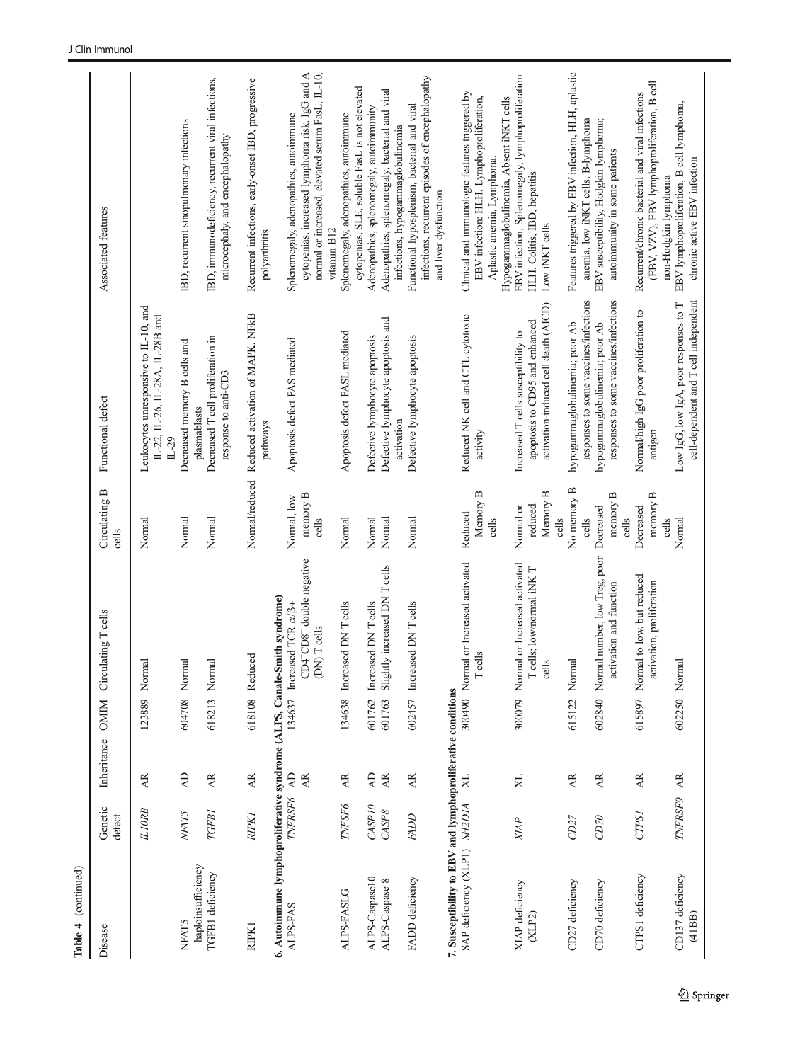**Table 4** (continued)

| Disease | Genetic defect | Inheritance | OMIM | Circulating T cells | Circulating B cells | Functional defect | Associated features |
|---|---|---|---|---|---|---|---|
| | *IL10RB* | AR | 123889 | Normal | Normal | Leukocytes unresponsive to IL-10, and IL-22, IL-26, IL-28A, IL-28B and IL-29 | |
| NFAT5 haploinsufficiency | *NFAT5* | AD | 604708 | Normal | Normal | Decreased memory B cells and plasmablasts | IBD, recurrent sinopulmonary infections |
| TGFB1 deficiency | *TGFB1* | AR | 618213 | Normal | Normal | Decreased T cell proliferation in response to anti-CD3 | IBD, immunodeficiency, recurrent viral infections, microcephaly, and encephalopathy |
| RIPK1 | *RIPK1* | AR | 618108 | Reduced | Normal/reduced | Reduced activation of MAPK, NFkB pathways | Recurrent infections, early-onset IBD, progressive polyarthritis |
| **6. Autoimmune lymphoproliferative syndrome (ALPS, Canale-Smith syndrome)** | | | | | | | |
| ALPS-FAS | *TNFRSF6* | AD AR | 134637 | Increased TCR α/β+ CD4⁻CD8⁻ double negative (DN) T cells | Normal, low memory B cells | Apoptosis defect FAS mediated | Splenomegaly, adenopathies, autoimmune cytopenias, increased lymphoma risk, IgG and A normal or increased, elevated serum FasL, IL-10, vitamin B12 |
| ALPS-FASLG | *TNFSF6* | AR | 134638 | Increased DN T cells | Normal | Apoptosis defect FASL mediated | Splenomegaly, adenopathies, autoimmune cytopenias, SLE, soluble FasL is not elevated |
| ALPS-Caspase10 | *CASP10* | AD | 601762 | Increased DN T cells | Normal | Defective lymphocyte apoptosis | Adenopathies, splenomegaly, autoimmunity |
| ALPS-Caspase 8 | *CASP8* | AR | 601763 | Slightly increased DN T cells | Normal | Defective lymphocyte apoptosis and activation | Adenopathies, splenomegaly, bacterial and viral infections, hypogammaglobulinemia |
| FADD deficiency | *FADD* | AR | 602457 | Increased DN T cells | Normal | Defective lymphocyte apoptosis | Functional hyposplenism, bacterial and viral infections, recurrent episodes of encephalopathy and liver dysfunction |
| **7. Susceptibility to EBV and lymphoproliferative conditions** | | | | | | | |
| SAP deficiency (XLP1) | *SH2D1A* | XL | 300490 | Normal or Increased activated T cells | Reduced Memory B cells | Reduced NK cell and CTL cytotoxic activity | Clinical and immunologic features triggered by EBV infection: HLH, Lymphoproliferation, Aplastic anemia, Lymphoma. Hypogammaglobulinemia, Absent iNKT cells |
| XIAP deficiency (XLP2) | *XIAP* | XL | 300079 | Normal or Increased activated T cells; low/normal iNK T cells | Normal or reduced Memory B cells | Increased T cells susceptibility to apoptosis to CD95 and enhanced activation-induced cell death (AICD) | EBV infection, Splenomegaly, lymphoproliferation HLH, Colitis, IBD, hepatitis Low iNKT cells |
| CD27 deficiency | *CD27* | AR | 615122 | Normal | No memory B cells | hypogammaglobulinemia; poor Ab responses to some vaccines/infections | Features triggered by EBV infection, HLH, aplastic anemia, low iNKT cells, B-lymphoma |
| CD70 deficiency | *CD70* | AR | 602840 | Normal number, low Treg, poor activation and function | Decreased memory B cells | hypogammaglobulinemia; poor Ab responses to some vaccines/infections | EBV susceptibility, Hodgkin lymphoma; autoimmunity in some patients |
| CTPS1 deficiency | *CTPS1* | AR | 615897 | Normal to low, but reduced activation, proliferation | Decreased memory B cells | Normal/high IgG poor proliferation to antigen | Recurrent/chronic bacterial and viral infections (EBV, VZV), EBV lymphoproliferation, B cell non-Hodgkin lymphoma |
| CD137 deficiency (41BB) | *TNFRSF9* | AR | 602250 | Normal | Normal | Low IgG, low IgA, poor responses to T cell-dependent and T cell independent | EBV lymphoproliferation, B cell lymphoma, chronic active EBV infection |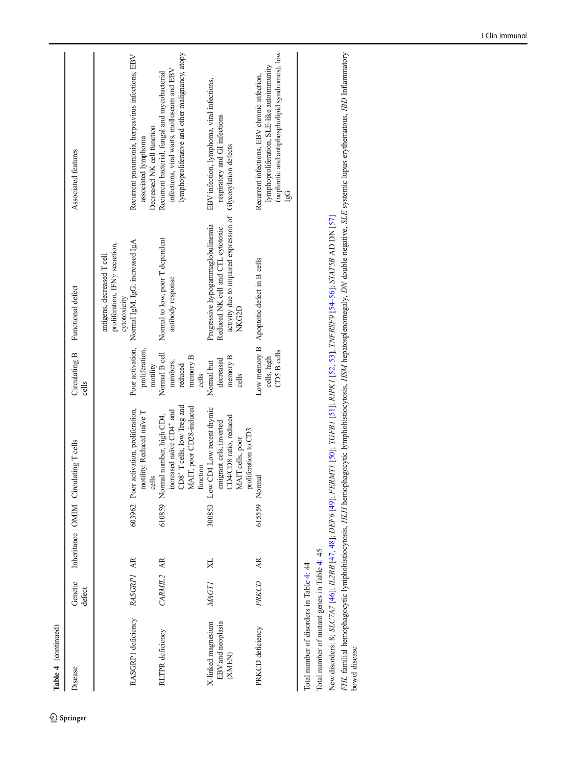**Table 4** (continued)

| Disease | Genetic defect | Inheritance | OMIM | Circulating T cells | Circulating B cells | Functional defect | Associated features |
|---|---|---|---|---|---|---|---|
| | | | | | | antigens, decreased T cell proliferation, IFNγ secretion, cytotoxicity | |
| RASGRP1 deficiency | *RASGRP1* | AR | 603962 | Poor activation, proliferation, motility. Reduced naïve T cells | Poor activation, proliferation, motility | Normal IgM, IgG, increased IgA | Recurrent pneumonia, herpesvirus infections, EBV associated lymphoma<br>Decreased NK cell function |
| RLTPR deficiency | *CARMIL2* | AR | 610859 | Normal number, high CD4, increased naïve $CD4^+$ and $CD8^+$ T cells, low Treg and MAIT, poor CD28-induced function | Normal B cell numbers, reduced memory B cells | Normal to low, poor T dependent antibody response | Recurrent bacterial, fungal and mycobacterial infections, viral warts, molluscum and EBV lymphoproliferative and other malignancy, atopy |
| X-linked magnesium EBV and neoplasia (XMEN) | *MAGT1* | XL | 300853 | Low CD4 Low recent thymic emigrant cels, inverted CD4/CD8 ratio, reduced MAIT cells, poor proliferation to CD3 | Normal but decreased memory B cells | Progressive hypogammaglobulinemia<br>Reduced NK cell and CTL cytotoxic activity due to impaired expression of NKG2D | EBV infection, lymphoma, viral infections, respiratory and GI infections<br>Glycosylation defects |
| PRKCD deficiency | *PRKCD* | AR | 615559 | Normal | Low memory B cells, high CD5 B cells | Apoptotic defect in B cells | Recurrent infections, EBV chronic infection, lymphoproliferation, SLE-like autoimmunity (nephrotic and antiphospholipid syndromes), low IgG |

Total number of disorders in Table 4: 44

Total number of mutant genes in Table 4: 45

New disorders: 8; *SLC7A7* [46]; *IL2RB* [47, 48]; *DEF6* [49]; *FERMT1* [50]; *TGFB1* [51]; *RIPK1* [52, 53]; *TNFRSF9* [54–56]; *STAT5B* AD DN [57]

*FHL* familial hemophagocytic lymphohistiocytosis, *HLH* hemophagocytic lymphohistiocytosis, *HSM* hepatosplenomegaly, *DN* double-negative, *SLE* systemic lupus erythematous, *IBD* Inflammatory bowel disease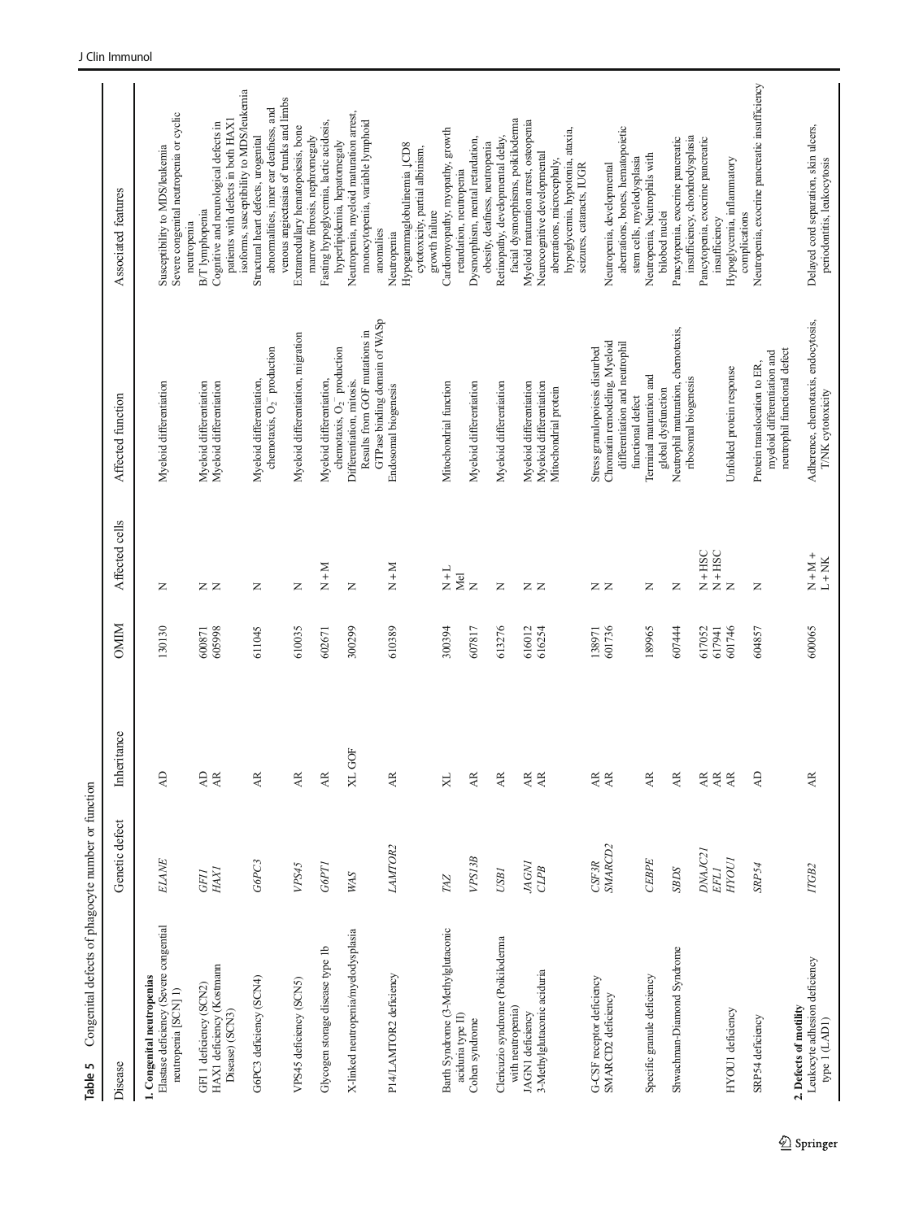**Table 5** Congenital defects of phagocyte number or function

| Disease | Genetic defect | Inheritance | OMIM | Affected cells | Affected function | Associated features |
|---|---|---|---|---|---|---|
| **1. Congenital neutropenias** | | | | | | |
| Elastase deficiency (Severe congenital neutropenia [SCN] 1) | *ELANE* | AD | 130130 | N | Myeloid differentiation | Susceptibility to MDS/leukemia Severe congenital neutropenia or cyclic neutropenia |
| GFI 1 deficiency (SCN2) | *GFI1* | AD | 600871 | N | Myeloid differentiation | B/T lymphopenia |
| HAX1 deficiency (Kostmann Disease) (SCN3) | *HAX1* | AR | 605998 | N | Myeloid differentiation | Cognitive and neurological defects in patients with defects in both HAX1 isoforms, susceptibility to MDS/leukemia |
| G6PC3 deficiency (SCN4) | *G6PC3* | AR | 611045 | N | Myeloid differentiation, chemotaxis, $O_2^-$ production | Structural heart defects, urogenital abnormalities, inner ear deafness, and venous angiectasias of trunks and limbs |
| VPS45 deficiency (SCN5) | *VPS45* | AR | 610035 | N | Myeloid differentiation, migration | Extramedullary hematopoiesis, bone marrow fibrosis, nephromegaly |
| Glycogen storage disease type 1b | *G6PT1* | AR | 602671 | N + M | Myeloid differentiation, chemotaxis, $O_2^-$ production | Fasting hypoglycemia, lactic acidosis, hyperlipidemia, hepatomegaly |
| X-linked neutropenia/myelodysplasia | *WAS* | XL GOF | 300299 | N | Differentiation, mitosis. Results from GOF mutations in GTPase binding domain of WASp | Neutropenia, myeloid maturation arrest, monocytopenia, variable lymphoid anomalies |
| P14/LAMTOR2 deficiency | *LAMTOR2* | AR | 610389 | N + M | Endosomal biogenesis | Neutropenia Hypogammaglobulinemia ↓CD8 cytotoxicity, partial albinism, growth failure |
| Barth Syndrome (3-Methylglutaconic aciduria type II) | *TAZ* | XL | 300394 | N + L Mel | Mitochondrial function | Cardiomyopathy, myopathy, growth retardation, neutropenia |
| Cohen syndrome | *VPS13B* | AR | 607817 | N | Myeloid differentiation | Dysmorphism, mental retardation, obesity, deafness, neutropenia |
| Clericuzio syndrome (Poikiloderma with neutropenia) | *USB1* | AR | 613276 | N | Myeloid differentiation | Retinopathy, developmental delay, facial dysmorphisms, poikiloderma |
| JAGN1 deficiency | *JAGN1* | AR | 616012 | N | Myeloid differentiation | Myeloid maturation arrest, osteopenia |
| 3-Methylglutaconic aciduria | *CLPB* | AR | 616254 | N | Myeloid differentiation Mitochondrial protein | Neurocognitive developmental aberrations, microcephaly, hypoglycemia, hypotonia, ataxia, seizures, cataracts, IUGR |
| G-CSF receptor deficiency | *CSF3R* | AR | 138971 | N | Stress granulopoiesis disturbed | |
| SMARCD2 deficiency | *SMARCD2* | AR | 601736 | N | Chromatin remodeling, Myeloid differentiation and neutrophil functional defect | Neutropenia, developmental aberrations, bones, hematopoietic stem cells, myelodysplasia |
| Specific granule deficiency | *CEBPE* | AR | 189965 | N | Terminal maturation and global dysfunction | Neutropenia, Neutrophils with bilobed nuclei |
| Shwachman-Diamond Syndrome | *SBDS* | AR | 607444 | N | Neutrophil maturation, chemotaxis, ribosomal biogenesis | Pancytopenia, exocrine pancreatic insufficiency, chondrodysplasia |
| | *DNAJC21* | AR | 617052 | N + HSC | | Pancytopenia, exocrine pancreatic insufficiency |
| | *EFL1* | AR | 617941 | N + HSC | | |
| HYOU1 deficiency | *HYOU1* | AR | 601746 | N | Unfolded protein response | Hypoglycemia, inflammatory complications |
| SRP54 deficiency | *SRP54* | AD | 604857 | N | Protein translocation to ER, myeloid differentiation and neutrophil functional defect | Neutropenia, exocrine pancreatic insufficiency |
| **2. Defects of motility** | | | | | | |
| Leukocyte adhesion deficiency type 1 (LAD1) | *ITGB2* | AR | 600065 | N + M + L + NK | Adherence, chemotaxis, endocytosis, T/NK cytotoxicity | Delayed cord separation, skin ulcers, periodontitis, leukocytosis |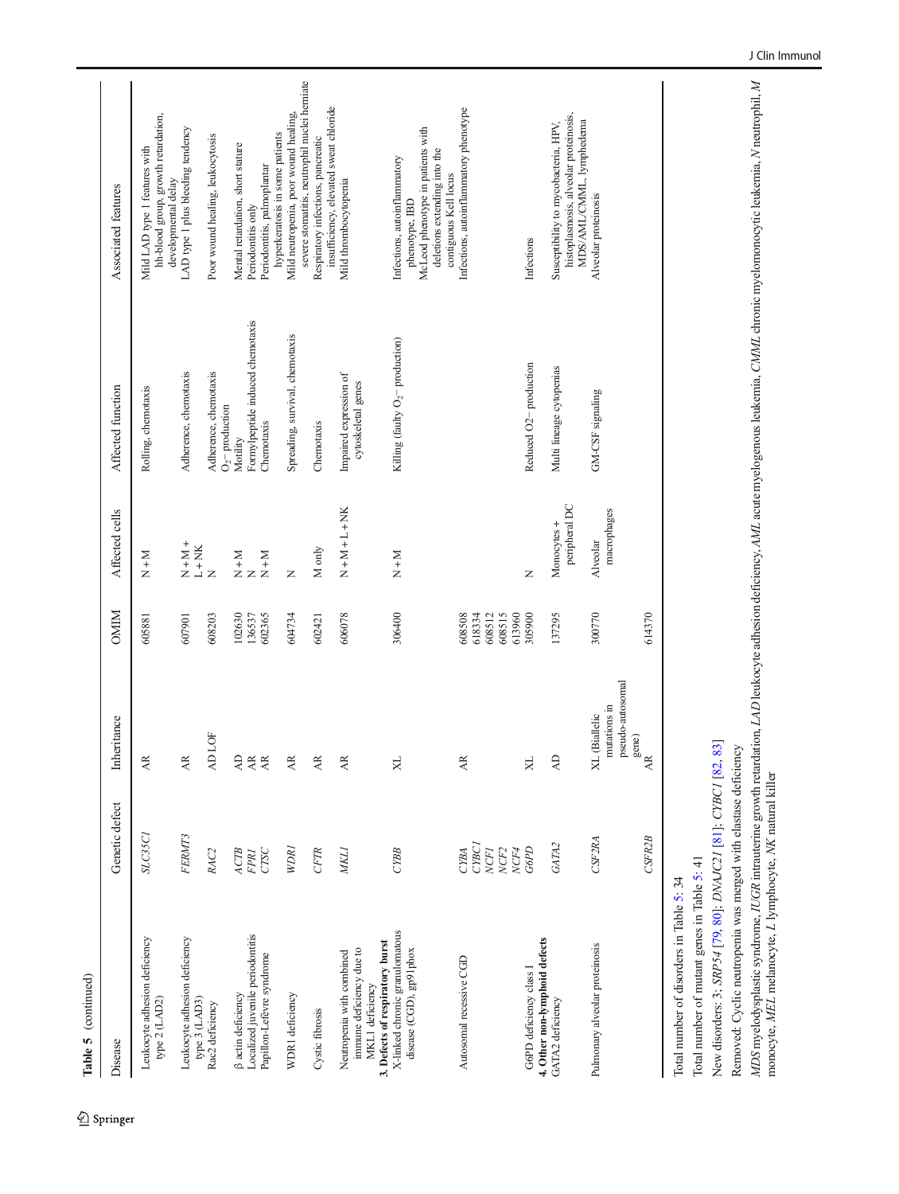**Table 5** (continued)

| Disease | Genetic defect | Inheritance | OMIM | Affected cells | Affected function | Associated features |
|---|---|---|---|---|---|---|
| Leukocyte adhesion deficiency type 2 (LAD2) | *SLC35C1* | AR | 605881 | N + M | Rolling, chemotaxis | Mild LAD type 1 features with hh-blood group, growth retardation, developmental delay |
| Leukocyte adhesion deficiency type 3 (LAD3) | *FERMT3* | AR | 607901 | N + M + L + NK | Adherence, chemotaxis | LAD type 1 plus bleeding tendency |
| Rac2 deficiency | *RAC2* | AD LOF | 608203 | N | Adherence, chemotaxis $O_2^-$ production | Poor wound healing, leukocytosis |
| β actin deficiency | *ACTB* | AD | 102630 | N + M | Motility | Mental retardation, short stature |
| Localized juvenile periodontitis | *FPR1* | AR | 136537 | N | Formylpeptide induced chemotaxis | Periodontitis only |
| Papillon-Lefèvre syndrome | *CTSC* | AR | 602365 | N + M | Chemotaxis | Periodontitis, palmoplantar hyperkeratosis in some patients |
| WDR1 deficiency | *WDR1* | AR | 604734 | N | Spreading, survival, chemotaxis | Mild neutropenia, poor wound healing, severe stomatitis, neutrophil nuclei herniate |
| Cystic fibrosis | *CFTR* | AR | 602421 | M only | Chemotaxis | Respiratory infections, pancreatic insufficiency, elevated sweat chloride |
| Neutropenia with combined immune deficiency due to MKL1 deficiency | *MKL1* | AR | 606078 | N + M + L + NK | Impaired expression of cytoskeletal genes | Mild thrombocytopenia |
| **3. Defects of respiratory burst** | | | | | | |
| X-linked chronic granulomatous disease (CGD), gp91phox | *CYBB* | XL | 306400 | N + M | Killing (faulty $O_2^-$ production) | Infections, autoinflammatory phenotype, IBD<br>McLeod phenotype in patients with deletions extending into the contiguous Kell locus |
| Autosomal recessive CGD | *CYBA*<br>*CYBC1*<br>*NCF1*<br>*NCF2*<br>*NCF4* | AR | 608508<br>618334<br>608512<br>608515<br>613960 | | | Infections, autoinflammatory phenotype |
| G6PD deficiency class I | *G6PD* | XL | 305900 | N | Reduced O2− production | Infections |
| **4. Other non-lymphoid defects** | | | | | | |
| GATA2 deficiency | *GATA2* | AD | 137295 | Monocytes + peripheral DC | Multi lineage cytopenias | Susceptibility to mycobacteria, HPV, histoplasmosis, alveolar proteinosis, MDS/AML/CMML, lymphedema |
| Pulmonary alveolar proteinosis | *CSF2RA* | XL (Biallelic mutations in pseudo-autosomal gene) | 300770 | Alveolar macrophages | GM-CSF signaling | Alveolar proteinosis |
| | *CSFR2B* | AR | 614370 | | | |

Total number of disorders in Table 5: 34

Total number of mutant genes in Table 5: 41

New disorders: 3; *SRP54* [79, 80]; *DNAJC21* [81]; *CYBC1* [82, 83]

Removed: Cyclic neutropenia was merged with elastase deficiency

*MDS* myelodysplastic syndrome, *IUGR* intrauterine growth retardation, *LAD* leukocyte adhesion deficiency, *AML* acute myelogenous leukemia, *CMML* chronic myelomonocytic leukemia, *N* neutrophil, *M* monocyte, *MEL* melanocyte, *L* lymphocyte, *NK* natural killer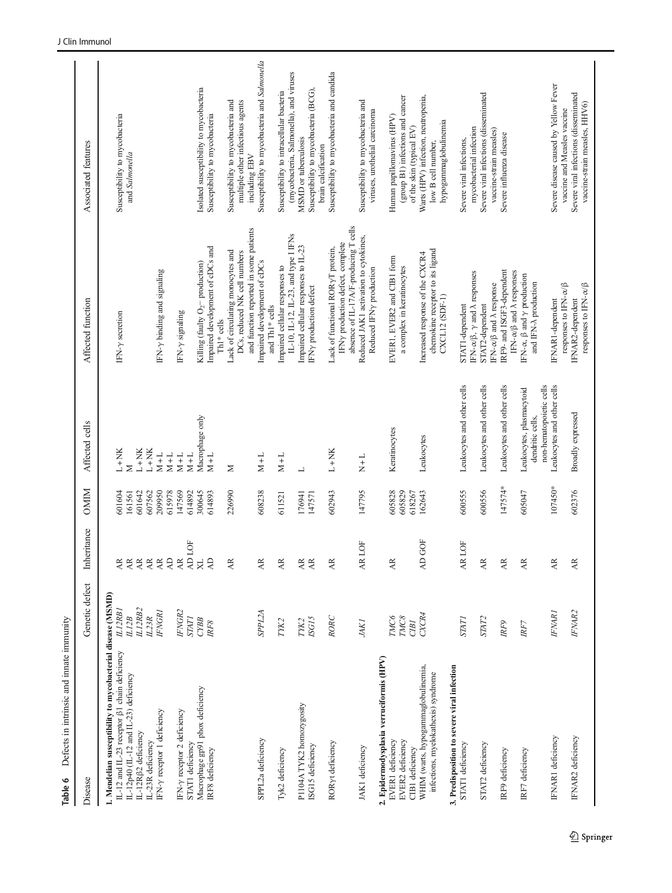**Table 6** Defects in intrinsic and innate immunity

| Disease | Genetic defect | Inheritance | OMIM | Affected cells | Affected function | Associated features |
|---|---|---|---|---|---|---|
| **1. Mendelian susceptibility to mycobacterial disease (MSMD)** | | | | | | |
| IL-12 and IL-23 receptor β1 chain deficiency | *IL12RB1* | AR | 601604 | L + NK | IFN-γ secretion | Susceptibility to mycobacteria and *Salmonella* |
| IL-12p40 (IL-12 and IL-23) deficiency | *IL12B* | AR | 161561 | M | | |
| IL-12Rβ2 deficiency | *IL12RB2* | AR | 601642 | L + NK | | |
| IL-23R deficiency | *IL23R* | AR | 607562 | L + NK | | |
| IFN-γ receptor 1 deficiency | *IFNGR1* | AR | 209950 | M + L | IFN-γ binding and signaling | |
| | | AD | 615978 | M + L | | |
| IFN-γ receptor 2 deficiency | *IFNGR2* | AR | 147569 | M + L | IFN-γ signaling | |
| STAT1 deficiency | *STAT1* | AD LOF | 614892 | M + L | | |
| Macrophage gp91 phox deficiency | *CYBB* | XL | 300645 | Macrophage only | Killing (faulty $O_2^-$ production) | Isolated susceptibility to mycobacteria |
| IRF8 deficiency | *IRF8* | AD | 614893 | M + L | Impaired development of cDCs and Th1* cells | Susceptibility to mycobacteria |
| | | AR | 226990 | M | Lack of circulating monocytes and DCs, reduced NK cell numbers and function reported in some patients | Susceptibility to mycobacteria and multiple other infectious agents including EBV |
| SPPL2a deficiency | *SPPL2A* | AR | 608238 | M + L | Impaired development of cDCs and Th1* cells | Susceptibility to mycobacteria and *Salmonella* |
| Tyk2 deficiency | *TYK2* | AR | 611521 | M + L | Impaired cellular responses to IL-10, IL-12, IL-23, and type I IFNs | Susceptibility to intracellular bacteria (mycobacteria, Salmonella), and viruses |
| P1104A TYK2 homozygosity | *TYK2* | AR | 176941 | L | Impaired cellular responses to IL-23 | MSMD or tuberculosis |
| ISG15 deficiency | *ISG15* | AR | 147571 | | IFNγ production defect | Susceptibility to mycobacteria (BCG), brain calcification |
| RORγt deficiency | *RORC* | AR | 602943 | L + NK | Lack of functional RORγT protein, IFNγ production defect, complete absence of IL-17A/F-producing T cells | Susceptibility to mycobacteria and candida |
| JAK1 deficiency | *JAK1* | AR LOF | 147795 | N + L | Reduced JAK1 activation to cytokines, Reduced IFNγ production | Susceptibility to mycobacteria and viruses, urothelial carcinoma |
| **2. Epidermodysplasia verruciformis (HPV)** | | | | | | |
| EVER1 deficiency | *TMC6* | AR | 605828 | Keratinocytes | EVER1, EVER2 and CIB1 form a complex in keratinocytes | Human papillomavirus (HPV) (group B1) infections and cancer of the skin (typical EV) |
| EVER2 deficiency | *TMC8* | | 605829 | | | |
| CIB1 deficiency | *CIB1* | | 618267 | | | |
| WHIM (warts, hypogammaglobulinemia, infections, myelokathexis) syndrome | *CXCR4* | AD GOF | 162643 | Leukocytes | Increased response of the CXCR4 chemokine receptor to its ligand CXCL12 (SDF-1) | Warts (HPV) infection, neutropenia, low B cell number, hypogammaglobulinemia |
| **3. Predisposition to severe viral infection** | | | | | | |
| STAT1 deficiency | *STAT1* | AR LOF | 600555 | Leukocytes and other cells | STAT1-dependent IFN-α/β, γ and λ responses | Severe viral infections, mycobacterial infection |
| STAT2 deficiency | *STAT2* | AR | 600556 | Leukocytes and other cells | STAT2-dependent IFN-α/β and λ response | Severe viral infections (disseminated vaccine-strain measles) |
| IRF9 deficiency | *IRF9* | AR | 147574* | Leukocytes and other cells | IRF9- and ISGF3-dependent IFN-α/β and λ responses | Severe influenza disease |
| IRF7 deficiency | *IRF7* | AR | 605047 | Leukocytes, plasmacytoid dendritic cells, non-hematopoietic cells | IFN-α, β and γ production and IFN-λ production | |
| IFNAR1 deficiency | *IFNAR1* | AR | 107450* | Leukocytes and other cells | IFNAR1-dependent responses to IFN-α/β | Severe disease caused by Yellow Fever vaccine and Measles vaccine |
| IFNAR2 deficiency | *IFNAR2* | AR | 602376 | Broadly expressed | IFNAR2-dependent responses to IFN-α/β | Severe viral infections (disseminated vaccine-strain measles, HHV6) |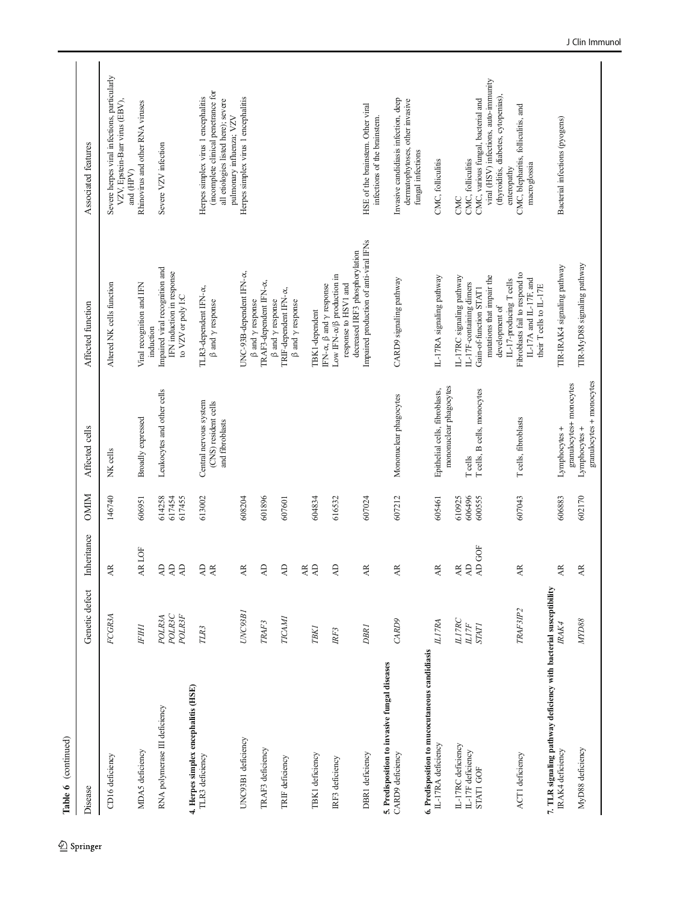**Table 6** (continued)

| Disease | Genetic defect | Inheritance | OMIM | Affected cells | Affected function | Associated features |
|---|---|---|---|---|---|---|
| CD16 deficiency | *FCGR3A* | AR | 146740 | NK cells | Altered NK cells function | Severe herpes viral infections, particularly VZV, Epstein-Barr virus (EBV), and (HPV) |
| MDA5 deficiency | *IFIH1* | AR LOF | 606951 | Broadly expressed | Viral recognition and IFN induction | Rhinovirus and other RNA viruses |
| RNA polymerase III deficiency | *POLR3A* *POLR3C* *POLR3F* | AD AD AD | 614258 617454 617455 | Leukocytes and other cells | Impaired viral recognition and IFN induction in response to VZV or poly I:C | Severe VZV infection |
| **4. Herpes simplex encephalitis (HSE)** | | | | | | |
| TLR3 deficiency | *TLR3* | AD AR | 613002 | Central nervous system (CNS) resident cells and fibroblasts | TLR3-dependent IFN-α, β and γ response | Herpes simplex virus 1 encephalitis (incomplete clinical penetrance for all etiologies listed here); severe pulmonary influenza; VZV |
| UNC93B1 deficiency | *UNC93B1* | AR | 608204 | | UNC-93B-dependent IFN-α, β and γ response | Herpes simplex virus 1 encephalitis |
| TRAF3 deficiency | *TRAF3* | AD | 601896 | | TRAF3-dependent IFN-α, β and γ response | |
| TRIF deficiency | *TICAM1* | AD AR | 607601 | | TRIF-dependent IFN-α, β and γ response | |
| TBK1 deficiency | *TBK1* | AD | 604834 | | TBK1-dependent IFN-α, β and γ response | |
| IRF3 deficiency | *IRF3* | AD | 616532 | | Low IFN-α/β production in response to HSV1 and decreased IRF3 phosphorylation | |
| DBR1 deficiency | *DBR1* | AR | 607024 | | Impaired production of anti-viral IFNs | HSE of the brainstem. Other viral infections of the brainstem. |
| **5. Predisposition to invasive fungal diseases** | | | | | | |
| CARD9 deficiency | *CARD9* | AR | 607212 | Mononuclear phagocytes | CARD9 signaling pathway | Invasive candidiasis infection, deep dermatophytoses, other invasive fungal infections |
| **6. Predisposition to mucocutaneous candidiasis** | | | | | | |
| IL-17RA deficiency | *IL17RA* | AR | 605461 | Epithelial cells, fibroblasts, mononuclear phagocytes | IL-17RA signaling pathway | CMC, folliculitis |
| IL-17RC deficiency | *IL17RC* | AR | 610925 | | IL-17RC signaling pathway | CMC |
| IL-17F deficiency | *IL17F* | AD | 606496 | T cells | IL-17F-containing dimers | CMC, folliculitis |
| STAT1 GOF | *STAT1* | AD GOF | 600555 | T cells, B cells, monocytes | Gain-of-function STAT1 mutations that impair the development of IL-17-producing T cells | CMC, various fungal, bacterial and viral (HSV) infections, auto-immunity (thyroiditis, diabetes, cytopenias), enteropathy |
| ACT1 deficiency | *TRAF3IP2* | AR | 607043 | T cells, fibroblasts | Fibroblasts fail to respond to IL-17A and IL-17F, and their T cells to IL-17E | CMC, blepharitis, folliculitis, and macroglossia |
| **7. TLR signaling pathway deficiency with bacterial susceptibility** | | | | | | |
| IRAK4 deficiency | *IRAK4* | AR | 606883 | Lymphocytes + granulocytes+ monocytes | TIR-IRAK4 signaling pathway | Bacterial infections (pyogens) |
| MyD88 deficiency | *MYD88* | AR | 602170 | Lymphocytes + granulocytes + monocytes | TIR-MyD88 signaling pathway | |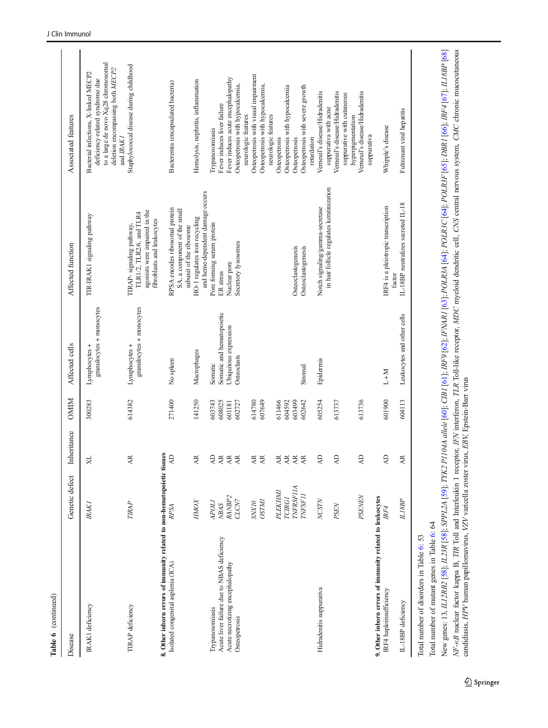**Table 6** (continued)

| Disease | Genetic defect | Inheritance | OMIM | Affected cells | Affected function | Associated features |
|---|---|---|---|---|---|---|
| IRAK1 deficiency | *IRAK1* | XL | 300283 | Lymphocytes + granulocytes + monocytes | TIR-IRAK1 signaling pathway | Bacterial infections, X-linked MECP2 deficiency-related syndrome due to a large de novo Xq28 chromosomal deletion encompassing both *MECP2* and *IRAK1* |
| TIRAP deficiency | *TIRAP* | AR | 614382 | Lymphocytes + granulocytes + monocytes | TIRAP- signaling pathway, TLR1/2, TLR2/6, and TLR4 agonists were impaired in the fibroblasts and leukocytes | Staphylococcal disease during childhood |
| **8. Other inborn errors of immunity related to non-hematopoietic tissues** | | | | | | |
| Isolated congenital asplenia (ICA) | *RPSA* | AD | 271400 | No spleen | RPSA encodes ribosomal protein SA, a component of the small subunit of the ribosome | Bacteremia (encapsulated bacteria) |
| | *HMOX* | AR | 141250 | Macrophages | HO-1 regulates iron recycling and heme-dependent damage occurs | Hemolysis, nephritis, inflammation |
| Trypanosomiasis | *APOL1* | AD | 603743 | Somatic | Pore forming serum protein | Trypanosomiasis |
| Acute liver failure due to NBAS deficiency | *NBAS* | AR | 608025 | Somatic and hematopoietic | ER stress | Fever induces liver failure |
| Acute necrotizing encephalopathy | *RANBP2* | AR | 601181 | Ubiquitous expression | Nuclear pore | Fever induces acute encephalopathy |
| Osteopetrosis | *CLCN7* | AR | 602727 | Osteoclasts | Secretory lysosomes | Osteopetrosis with hypocalcemia, neurologic features |
| | *SNX10* | AR | 614780 | | | Osteopetrosis with visual impairment |
| | *OSTM1* | AR | 607649 | | | Osteopetrosis with hypocalcemia, neurologic features |
| | *PLEKHM1* | AR | 611466 | | | Osteopetrosis |
| | *TCIRG1* | AR | 604592 | | | Osteopetrosis with hypocalcemia |
| | *TNFRSF11A* | AR | 603499 | | Osteoclastogenesis | Osteopetrosis |
| | *TNFSF11* | AR | 602642 | Stromal | Osteoclastogenesis | Osteopetrosis with severe growth retardation |
| Hidradenitis suppurativa | *NCSTN* | AD | 605254 | Epidermis | Notch signaling/gamma-secretase in hair follicle regulates keratinization | Verneuil's disease/Hidradenitis suppurativa with acne |
| | *PSEN* | AD | 613737 | | | Verneuil's disease/Hidradenitis suppurative with cutaneous hyperpigmentation |
| | *PSENEN* | AD | 613736 | | | Verneuil's disease/Hidradenitis suppurativa |
| **9. Other inborn errors of immunity related to leukocytes** | | | | | | |
| IRF4 haploinsufficiency | *IRF4* | AD | 601900 | L + M | IRF4 is a pleiotropic transcription factor | Whipple's disease |
| IL-18BP deficiency | *IL18BP* | AR | 604113 | Leukocytes and other cells | IL-18BP neutralizes secreted IL-18 | Fulminant viral hepatitis |

Total number of disorders in Table 6: 53

Total number of mutant genes in Table 6: 64

New genes: 13, *IL12RB2* [58]; *IL23R* [58]; *SPPL2A* [59]; *TYK2 P1104A allele* [60]; *CIB1* [61]; *IRF9* [62]; *IFNAR1* [63]; *POLR3A* [64]; *POLR3C* [64]; *POLR3F* [65]; *DBR1* [66]; *IRF4* [67]; *IL18BP* [68]

*NF-κB* nuclear factor kappa B, *TIR* Toll and Interleukin 1 receptor, *IFN* interferon, *TLR* Toll-like receptor, *MDC* myeloid dendritic cell, *CNS* central nervous system, *CMC* chronic mucocutaneous candidiasis, *HPV* human papillomavirus, *VZV* varicella zoster virus, *EBV*, Epstein-Barr virus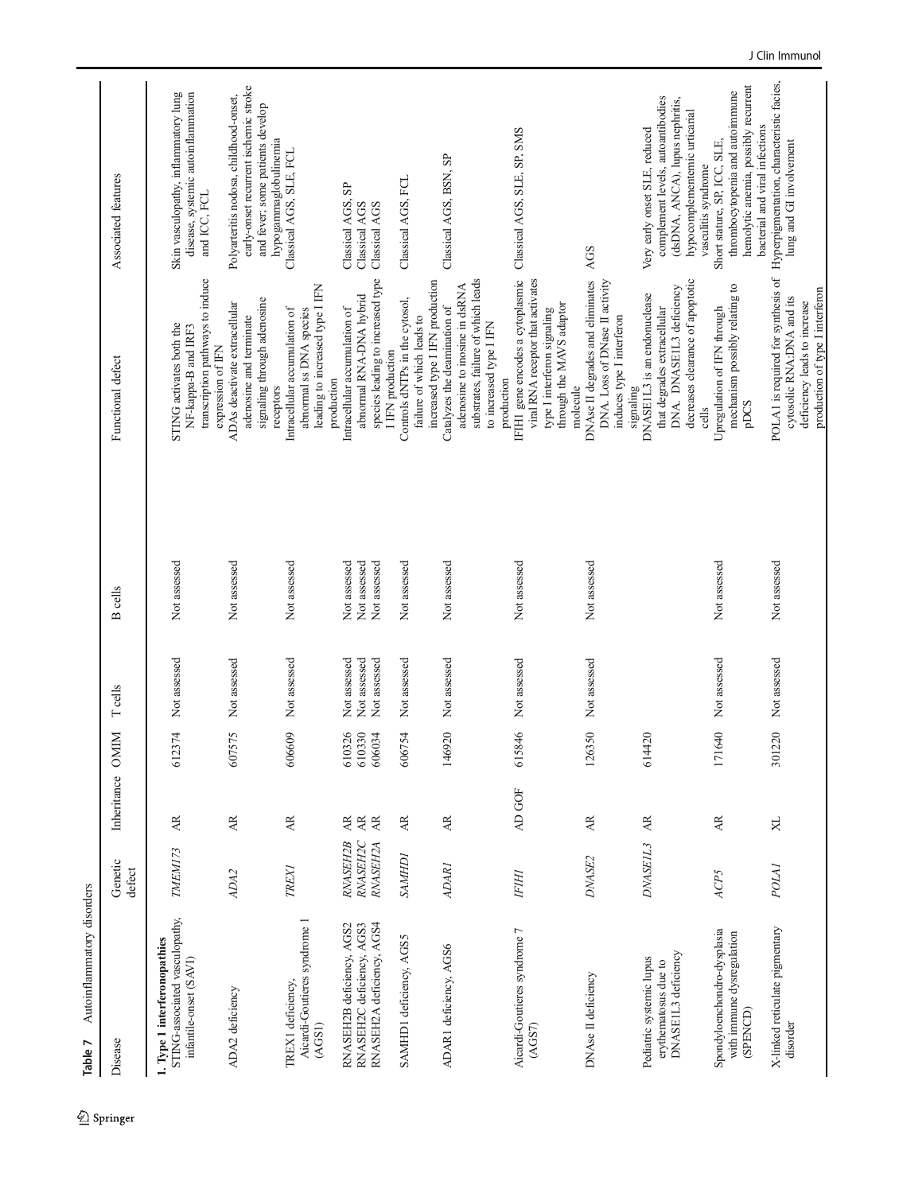**Table 7** Autoinflammatory disorders

| Disease | Genetic defect | Inheritance | OMIM | T cells | B cells | Functional defect | Associated features |
|---|---|---|---|---|---|---|---|
| **1. Type 1 interferonopathies** | | | | | | | |
| STING-associated vasculopathy, infantile-onset (SAVI) | *TMEM173* | AR | 612374 | Not assessed | Not assessed | STING activates both the NF-kappa-B and IRF3 transcription pathways to induce expression of IFN | Skin vasculopathy, inflammatory lung disease, systemic autoinflammation and ICC, FCL |
| ADA2 deficiency | *ADA2* | AR | 607575 | Not assessed | Not assessed | ADAs deactivate extracellular adenosine and terminate signaling through adenosine receptors | Polyarteritis nodosa, childhood-onset, early-onset recurrent ischemic stroke and fever; some patients develop hypogammaglobulinemia |
| TREX1 deficiency, Aicardi-Goutieres syndrome 1 (AGS1) | *TREX1* | AR | 606609 | Not assessed | Not assessed | Intracellular accumulation of abnormal ss DNA species leading to increased type I IFN production | Classical AGS, SLE, FCL |
| RNASEH2B deficiency, AGS2 | *RNASEH2B* | AR | 610326 | Not assessed | Not assessed | Intracellular accumulation of abnormal RNA-DNA hybrid species leading to increased type I IFN production | Classical AGS, SP |
| RNASEH2C deficiency, AGS3 | *RNASEH2C* | AR | 610330 | Not assessed | Not assessed | | Classical AGS |
| RNASEH2A deficiency, AGS4 | *RNASEH2A* | AR | 606034 | Not assessed | Not assessed | | Classical AGS |
| SAMHD1 deficiency, AGS5 | *SAMHD1* | AR | 606754 | Not assessed | Not assessed | Controls dNTPs in the cytosol, failure of which leads to increased type I IFN production | Classical AGS, FCL |
| ADAR1 deficiency, AGS6 | *ADAR1* | AR | 146920 | Not assessed | Not assessed | Catalyzes the deamination of adenosine to inosine in dsRNA substrates, failure of which leads to increased type I IFN production | Classical AGS, BSN, SP |
| Aicardi-Goutieres syndrome 7 (AGS7) | *IFIH1* | AD GOF | 615846 | Not assessed | Not assessed | IFIH1 gene encodes a cytoplasmic viral RNA receptor that activates type I interferon signaling through the MAVS adaptor molecule | Classical AGS, SLE, SP, SMS |
| DNAse II deficiency | *DNASE2* | AR | 126350 | Not assessed | Not assessed | DNAse II degrades and eliminates DNA. Loss of DNase II activity induces type I interferon signaling | AGS |
| Pediatric systemic lupus erythematosus due to DNASE1L3 deficiency | *DNASE1L3* | AR | 614420 | | | DNASE1L3 is an endonuclease that degrades extracellular DNA. DNASE1L3 deficiency decreases clearance of apoptotic cells | Very early onset SLE, reduced complement levels, autoantibodies (dsDNA, ANCA), lupus nephritis, hypocomplementemic urticarial vasculitis syndrome |
| Spondyloenchondro-dysplasia with immune dysregulation (SPENCD) | *ACP5* | AR | 171640 | Not assessed | Not assessed | Upregulation of IFN through mechanism possibly relating to pDCS | Short stature, SP, ICC, SLE, thrombocytopenia and autoimmune hemolytic anemia, possibly recurrent bacterial and viral infections |
| X-linked reticulate pigmentary disorder | *POLA1* | XL | 301220 | Not assessed | Not assessed | POLA1 is required for synthesis of cytosolic RNA:DNA and its deficiency leads to increase production of type I interferon | Hyperpigmentation, characteristic facies, lung and GI involvement |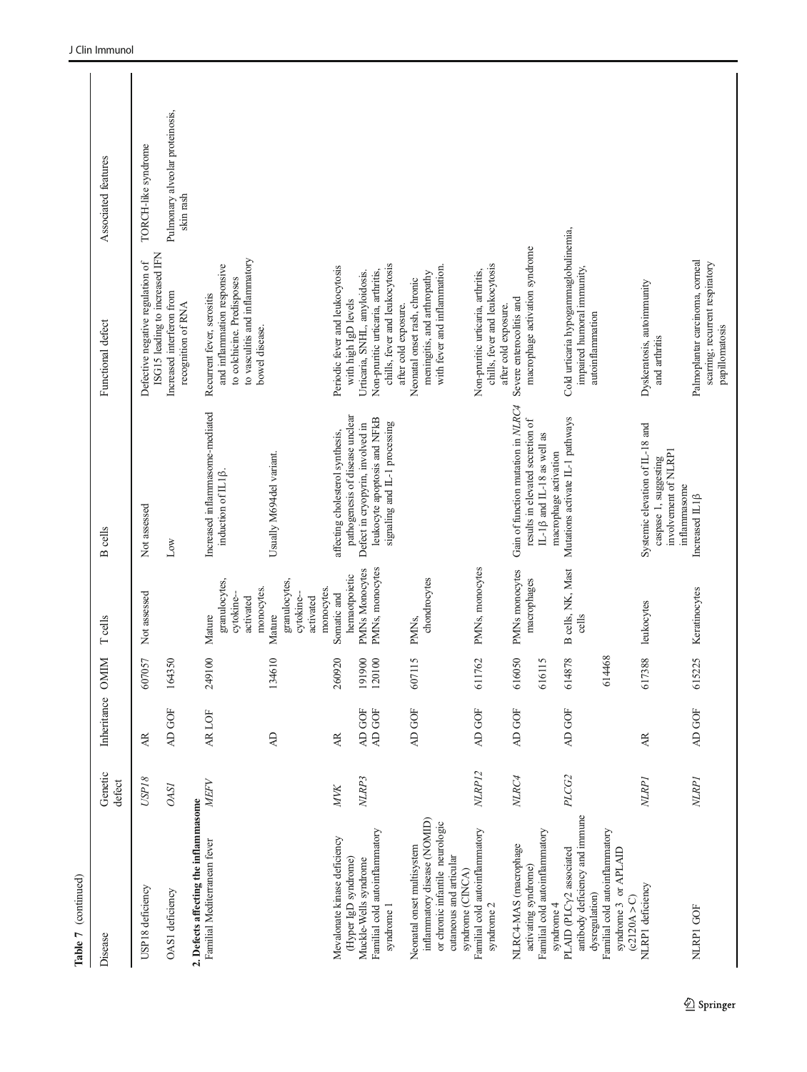Table 7 (continued)

| Disease | Genetic defect | Inheritance | OMIM | T cells | B cells | Functional defect | Associated features |
|---|---|---|---|---|---|---|---|
| USP18 deficiency | *USP18* | AR | 607057 | Not assessed | Not assessed | Defective negative regulation of ISG15 leading to increased IFN | TORCH-like syndrome |
| OAS1 deficiency | *OAS1* | AD GOF | 164350 | | Low | Increased interferon from recognition of RNA | Pulmonary alveolar proteinosis, skin rash |
| **2. Defects affecting the inflammasome** | | | | | | | |
| Familial Mediterranean fever | *MEFV* | AR LOF | 249100 | Mature granulocytes, cytokine–activated monocytes. | Increased inflammasome-mediated induction of IL1β. | Recurrent fever, serositis and inflammation responsive to colchicine. Predisposes to vasculitis and inflammatory bowel disease. | |
| | | AD | 134610 | Mature granulocytes, cytokine–activated monocytes. | Usually M694del variant. | | |
| Mevalonate kinase deficiency (Hyper IgD syndrome) | *MVK* | AR | 260920 | Somatic and hematopoietic | affecting cholesterol synthesis, pathogenesis of disease unclear | Periodic fever and leukocytosis with high IgD levels | |
| Muckle-Wells syndrome | *NLRP3* | AD GOF | 191900 | PMNs Monocytes | Defect in cryopyrin, involved in leukocyte apoptosis and NFkB signaling and IL-1 processing | Urticaria, SNHL, amyloidosis. | |
| Familial cold autoinflammatory syndrome 1 | | AD GOF | 120100 | PMNs, monocytes | | Non-pruritic urticaria, arthritis, chills, fever and leukocytosis after cold exposure. | |
| Neonatal onset multisystem inflammatory disease (NOMID) or chronic infantile neurologic cutaneous and articular syndrome (CINCA) | | AD GOF | 607115 | PMNs, chondrocytes | | Neonatal onset rash, chronic meningitis, and arthropathy with fever and inflammation. | |
| Familial cold autoinflammatory syndrome 2 | *NLRP12* | AD GOF | 611762 | PMNs, monocytes | | Non-pruritic urticaria, arthritis, chills, fever and leukocytosis after cold exposure. | |
| NLRC4-MAS (macrophage activating syndrome) | *NLRC4* | AD GOF | 616050 | PMNs monocytes macrophages | Gain of function mutation in *NLRC4* results in elevated secretion of IL-1β and IL-18 as well as macrophage activation | Severe enterocolitis and macrophage activation syndrome | |
| Familial cold autoinflammatory syndrome 4 | | | 616115 | | | | |
| PLAID (PLCγ2 associated antibody deficiency and immune dysregulation) | *PLCG2* | AD GOF | 614878 | B cells, NK, Mast cells | Mutations activate IL-1 pathways | Cold urticaria hypogammaglobulinemia, impaired humoral immunity, autoinflammation | |
| Familial cold autoinflammatory syndrome 3 or APLAID (c2120A > C) | | | 614468 | | | | |
| NLRP1 deficiency | *NLRP1* | AR | 617388 | leukocytes | Systemic elevation of IL-18 and caspase 1, suggesting involvement of NLRP1 inflammasome | Dyskeratosis, autoimmunity and arthritis | |
| NLRP1 GOF | *NLRP1* | AD GOF | 615225 | Keratinocytes | Increased IL1β | Palmoplantar carcinoma, corneal scarring; recurrent respiratory papillomatosis | |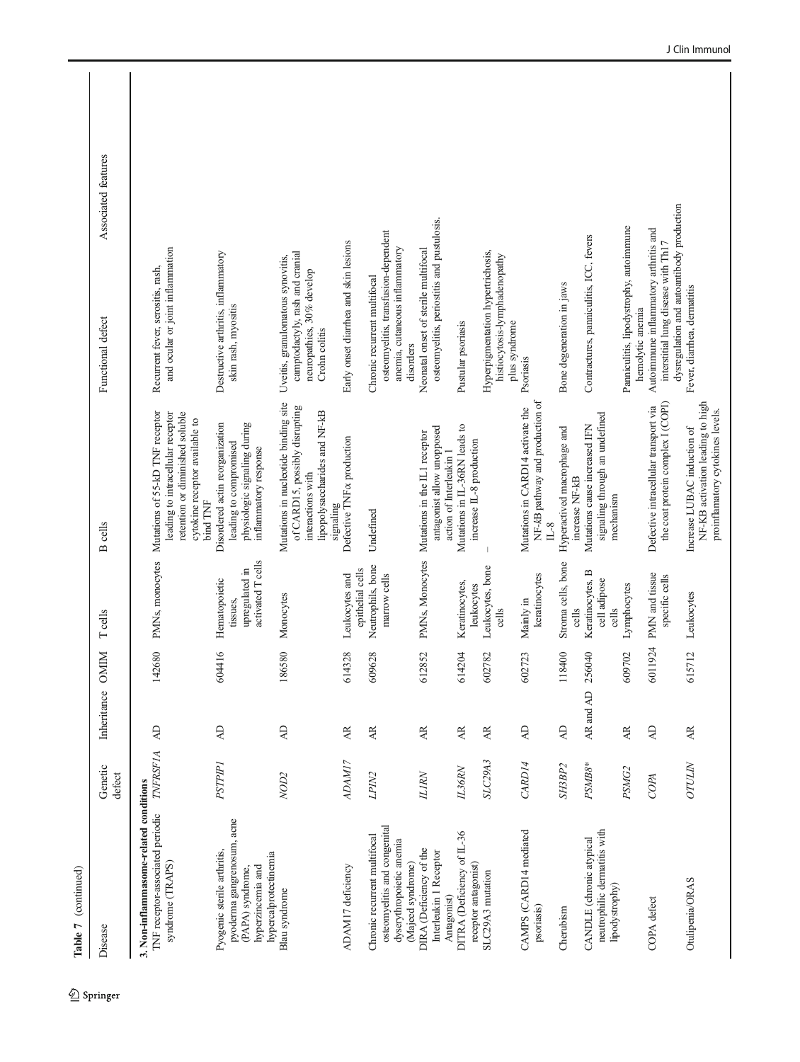**Table 7** (continued)

| Disease | Genetic defect | Inheritance | OMIM | T cells | B cells | Functional defect | Associated features |
|---|---|---|---|---|---|---|---|
| **3. Non-inflammasome-related conditions** | | | | | | | |
| TNF receptor-associated periodic syndrome (TRAPS) | *TNFRSF1A* | AD | 142680 | PMNs, monocytes | Mutations of 55-kD TNF receptor leading to intracellular receptor retention or diminished soluble cytokine receptor available to bind TNF | Recurrent fever, serositis, rash, and ocular or joint inflammation | |
| Pyogenic sterile arthritis, pyoderma gangrenosum, acne (PAPA) syndrome, hyperzincemia and hypercalprotectinemia | *PSTPIP1* | AD | 604416 | Hematopoietic tissues, upregulated in activated T cells | Disordered actin reorganization leading to compromised physiologic signaling during inflammatory response | Destructive arthritis, inflammatory skin rash, myositis | |
| Blau syndrome | *NOD2* | AD | 186580 | Monocytes | Mutations in nucleotide binding site of CARD15, possibly disrupting interactions with lipopolysaccharides and NF-kB signaling | Uveitis, granulomatous synovitis, camptodactyly, rash and cranial neuropathies, 30% develop Crohn colitis | |
| ADAM17 deficiency | *ADAM17* | AR | 614328 | Leukocytes and epithelial cells | Defective TNFα production | Early onset diarrhea and skin lesions | |
| Chronic recurrent multifocal osteomyelitis and congenital dyserythropoietic anemia (Majeed syndrome) | *LPIN2* | AR | 609628 | Neutrophils, bone marrow cells | Undefined | Chronic recurrent multifocal osteomyelitis, transfusion-dependent anemia, cutaneous inflammatory disorders | |
| DIRA (Deficiency of the Interleukin 1 Receptor Antagonist) | *IL1RN* | AR | 612852 | PMNs, Monocytes | Mutations in the IL1 receptor antagonist allow unopposed action of Interleukin 1 | Neonatal onset of sterile multifocal osteomyelitis, periostitis and pustulosis. | |
| DITRA (Deficiency of IL-36 receptor antagonist) | *IL36RN* | AR | 614204 | Keratinocytes, leukocytes | Mutations in IL-36RN leads to increase IL-8 production | Pustular psoriasis | |
| SLC29A3 mutation | *SLC29A3* | AR | 602782 | Leukocytes, bone cells | – | Hyperpigmentation hypertrichosis, histiocytosis-lymphadenopathy plus syndrome | |
| CAMPS (CARD14 mediated psoriasis) | *CARD14* | AD | 602723 | Mainly in keratinocytes | Mutations in CARD14 activate the NF-*k*B pathway and production of IL-8 | Psoriasis | |
| Cherubism | *SH3BP2* | AD | 118400 | Stroma cells, bone cells | Hyperactived macrophage and increase NF-kB | Bone degeneration in jaws | |
| CANDLE (chronic atypical neutrophilic dermatitis with lipodystrophy) | *PSMB8*\* | AR and AD | 256040 | Keratinocytes, B cell adipose cells | Mutations cause increased IFN signaling through an undefined mechanism | Contractures, panniculitis, ICC, fevers | |
| | *PSMG2* | AR | 609702 | Lymphocytes | | Panniculitis, lipodystrophy, autoimmune hemolytic anemia | |
| COPA defect | *COPA* | AD | 6011924 | PMN and tissue specific cells | Defective intracellular transport via the coat protein complex I (COPI) | Autoimmune inflammatory arthritis and interstitial lung disease with Th17 dysregulation and autoantibody production | |
| Otulipenia/ORAS | *OTULIN* | AR | 615712 | Leukocytes | Increase LUBAC induction of NF-KB activation leading to high proinflammatory cytokines levels. | Fever, diarrhea, dermatitis | |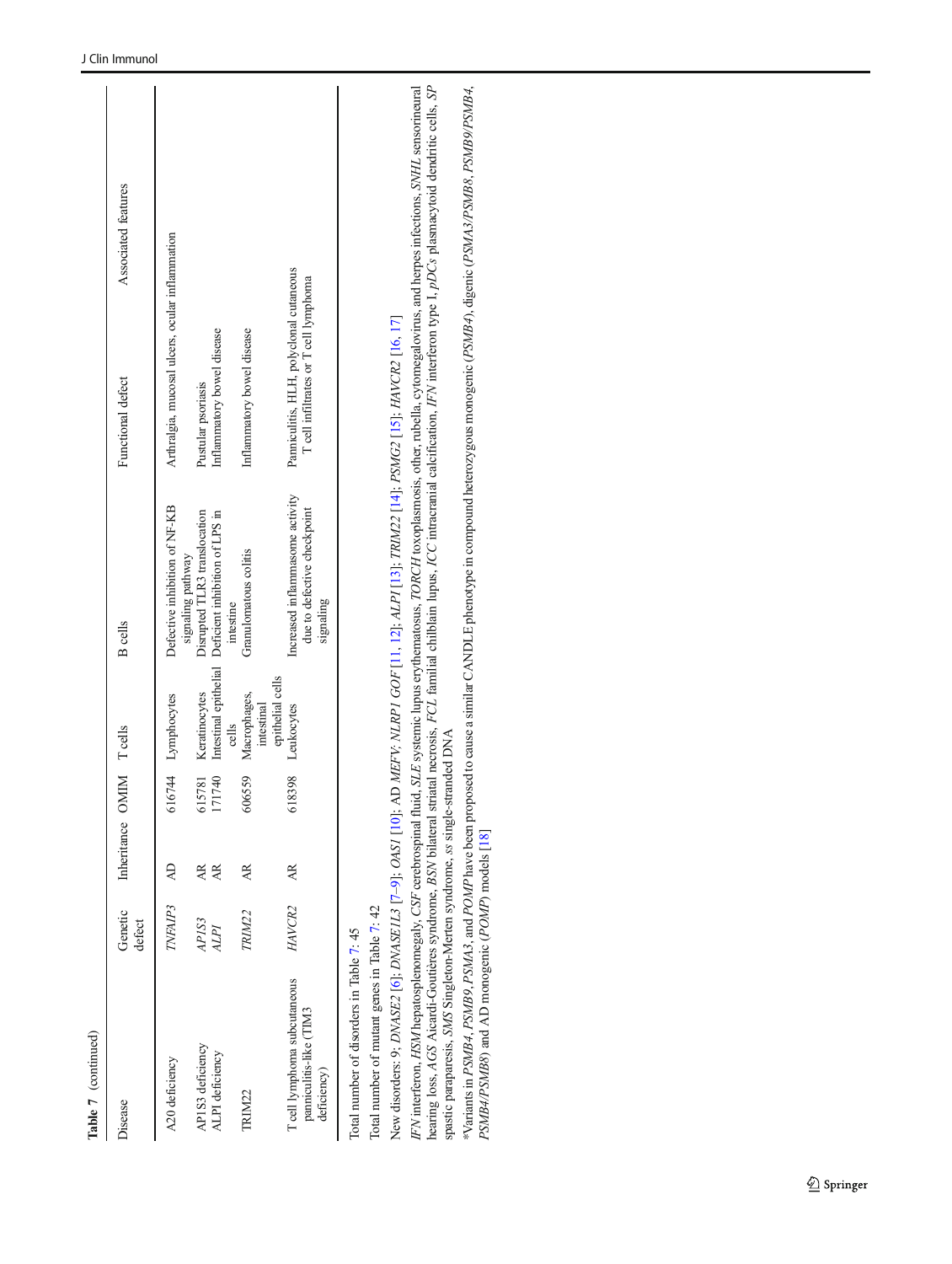**Table 7** (continued)

| Disease | Genetic defect | Inheritance | OMIM | T cells | B cells | Functional defect | Associated features |
|---|---|---|---|---|---|---|---|
| A20 deficiency | *TNFAIP3* | AD | 616744 | Lymphocytes | Defective inhibition of NF-KB signaling pathway | Arthralgia, mucosal ulcers, ocular inflammation | |
| AP1S3 deficiency | *AP1S3* | AR | 615781 | Keratinocytes | Disrupted TLR3 translocation | Pustular psoriasis | |
| ALPI deficiency | *ALPI* | AR | 171740 | Intestinal epithelial cells | Deficient inhibition of LPS in intestine | Inflammatory bowel disease | |
| TRIM22 | *TRIM22* | AR | 606559 | Macrophages, intestinal epithelial cells | Granulomatous colitis | Inflammatory bowel disease | |
| T cell lymphoma subcutaneous panniculitis-like (TIM3 deficiency) | *HAVCR2* | AR | 618398 | Leukocytes | Increased inflammasome activity due to defective checkpoint signaling | Panniculitis, HLH, polyclonal cutaneous T cell infiltrates or T cell lymphoma | |

Total number of disorders in Table 7: 45

Total number of mutant genes in Table 7: 42

New disorders: 9; *DNASE2* [6]; *DNASE1L3* [7–9]; *OAS1* [10]; AD *MEFV*; *NLRP1 GOF* [11, 12]; *ALPI* [13]; *TRIM22* [14]; *PSMG2* [15]; *HAVCR2* [16, 17]

*IFN* interferon, *HSM* hepatosplenomegaly, *CSF* cerebrospinal fluid, *SLE* systemic lupus erythematosus, *TORCH* toxoplasmosis, other, rubella, cytomegalovirus, and herpes infections, *SNHL* sensorineural hearing loss, *AGS* Aicardi-Goutières syndrome, *BSN* bilateral striatal necrosis, *FCL* familial chilblain lupus, *ICC* intracranial calcification, *IFN* interferon type I, *pDCs* plasmacytoid dendritic cells, *SP* spastic paraparesis, *SMS* Singleton-Merten syndrome, *ss* single-stranded DNA

*Variants in *PSMB4*, *PSMB9*, *PSMA3*, and *POMP* have been proposed to cause a similar CANDLE phenotype in compound heterozygous monogenic (*PSMB4*), digenic (*PSMA3/PSMB8*, *PSMB9/PSMB4*, *PSMB4/PSMB8*) and AD monogenic (*POMP*) models [18]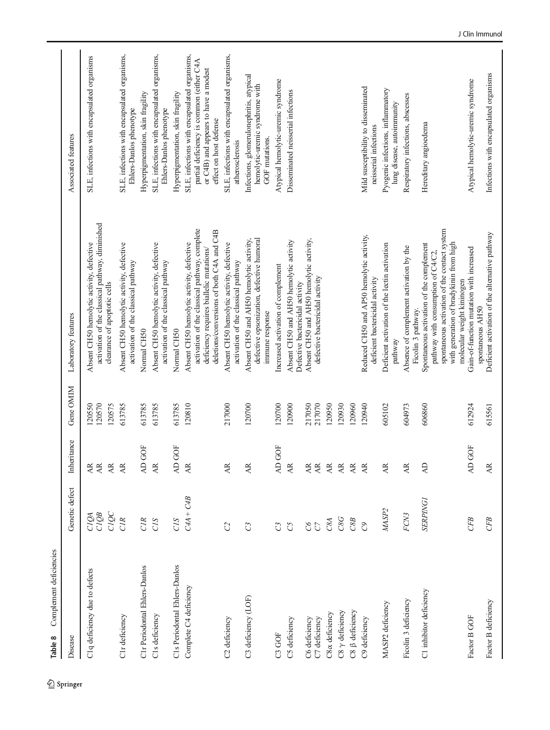**Table 8** Complement deficiencies

| Disease | Genetic defect | Inheritance | Gene OMIM | Laboratory features | Associated features |
|---|---|---|---|---|---|
| C1q deficiency due to defects | *C1QA* | AR | 120550 | Absent CH50 hemolytic activity, defective activation of the classical pathway, diminished clearance of apoptotic cells | SLE, infections with encapsulated organisms |
| | *C1QB* | AR | 120570 | | |
| | *C1QC* | AR | 120575 | | |
| C1r deficiency | *C1R* | AR | 613785 | Absent CH50 hemolytic activity, defective activation of the classical pathway | SLE, infections with encapsulated organisms, Ehlers-Danlos phenotype |
| C1r Periodontal Ehlers-Danlos | *C1R* | AD GOF | 613785 | Normal CH50 | Hyperpigmentation, skin fragility |
| C1s deficiency | *C1S* | AR | 613785 | Absent CH50 hemolytic activity, defective activation of the classical pathway | SLE, infections with encapsulated organisms, Ehlers-Danlos phenotype |
| C1s Periodontal Ehlers-Danlos | *C1S* | AD GOF | 613785 | Normal CH50 | Hyperpigmentation, skin fragility |
| Complete C4 deficiency | *C4A + C4B* | AR | 120810 | Absent CH50 hemolytic activity, defective activation of the classical pathway, complete deficiency requires biallelic mutations/deletions/conversions of both C4A and C4B | SLE, infections with encapsulated organisms, partial deficiency is common (either C4A or C4B) and appears to have a modest effect on host defense |
| C2 deficiency | *C2* | AR | 217000 | Absent CH50 hemolytic activity, defective activation of the classical pathway | SLE, infections with encapsulated organisms, atherosclerosis |
| C3 deficiency (LOF) | *C3* | AR | 120700 | Absent CH50 and AH50 hemolytic activity, defective opsonization, defective humoral immune response | Infections, glomerulonephritis, atypical hemolytic-uremic syndrome with GOF mutations. |
| C3 GOF | *C3* | AD GOF | 120700 | Increased activation of complement | Atypical hemolytic-uremic syndrome |
| C5 deficiency | *C5* | AR | 120900 | Absent CH50 and AH50 hemolytic activity Defective bactericidal activity | Disseminated neisserial infections |
| C6 deficiency | *C6* | AR | 217050 | Absent CH50 and AH50 hemolytic activity, defective bactericidal activity | |
| C7 deficiency | *C7* | AR | 217070 | | |
| C8α deficiency | *C8A* | AR | 120950 | | |
| C8 γ deficiency | *C8G* | AR | 120930 | | |
| C8 β deficiency | *C8B* | AR | 120960 | | |
| C9 deficiency | *C9* | AR | 120940 | Reduced CH50 and AP50 hemolytic activity, deficient bactericidal activity | Mild susceptibility to disseminated neisserial infections |
| MASP2 deficiency | *MASP2* | AR | 605102 | Deficient activation of the lectin activation pathway | Pyogenic infections, inflammatory lung disease, autoimmunity |
| Ficolin 3 deficiency | *FCN3* | AR | 604973 | Absence of complement activation by the Ficolin 3 pathway. | Respiratory infections, abscesses |
| C1 inhibitor deficiency | *SERPING1* | AD | 606860 | Spontaneous activation of the complement pathway with consumption of C4/C2, spontaneous activation of the contact system with generation of bradykinin from high molecular weight kininogen | Hereditary angioedema |
| Factor B GOF | *CFB* | AD GOF | 612924 | Gain-of-function mutation with increased spontaneous AH50 | Atypical hemolytic-uremic syndrome |
| Factor B deficiency | *CFB* | AR | 615561 | Deficient activation of the alternative pathway | Infections with encapsulated organisms |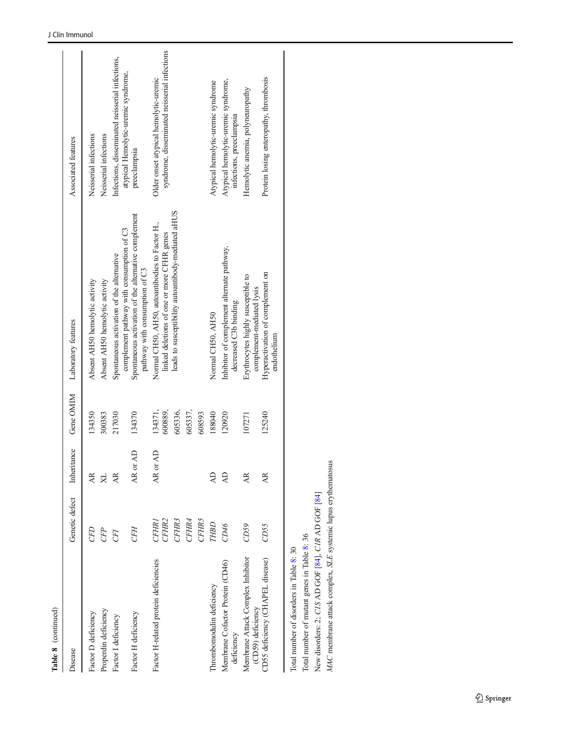**Table 8** (continued)

| Disease | Genetic defect | Inheritance | Gene OMIM | Laboratory features | Associated features |
|---|---|---|---|---|---|
| Factor D deficiency | *CFD* | AR | 134350 | Absent AH50 hemolytic activity | Neisserial infections |
| Properdin deficiency | *CFP* | XL | 300383 | Absent AH50 hemolytic activity | Neisserial infections |
| Factor I deficiency | *CFI* | AR | 217030 | Spontaneous activation of the alternative complement pathway with consumption of C3 | Infections, disseminated neisserial infections, atypical Hemolytic-uremic syndrome, preeclampsia |
| Factor H deficiency | *CFH* | AR or AD | 134370 | Spontaneous activation of the alternative complement pathway with consumption of C3 | Infections, disseminated neisserial infections, atypical Hemolytic-uremic syndrome, preeclampsia |
| Factor H-related protein deficiencies | *CFHR1* *CFHR2* *CFHR3* *CFHR4* *CFHR5* | AR or AD | 134371, 600889, 605336, 605337, 608593 | Normal CH50, AH50, autoantibodies to Factor H., linked deletions of one or more CFHR genes leads to susceptibility autoantibody-mediated aHUS | Older onset atypical hemolytic-uremic syndrome, disseminated neisserial infections |
| Thrombomodulin deficiency | *THBD* | AD | 188040 | Normal CH50, AH50 | Atypical hemolytic-uremic syndrome |
| Membrane Cofactor Protein (CD46) deficiency | *CD46* | AD | 120920 | Inhibitor of complement alternate pathway, decreased C3b binding | Atypical hemolytic-uremic syndrome, infections, preeclampsia |
| Membrane Attack Complex Inhibitor (CD59) deficiency | *CD59* | AR | 107271 | Erythrocytes highly susceptible to complement-mediated lysis | Hemolytic anemia, polyneuropathy |
| CD55 deficiency (CHAPEL disease) | *CD55* | AR | 125240 | Hyperactivation of complement on endothelium | Protein losing enteropathy, thrombosis |

Total number of disorders in Table 8: 30

Total number of mutant genes in Table 8: 36

New disorders: 2; *C1S* AD GOF [84], *C1R* AD GOF [84]

*MAC* membrane attack complex, *SLE* systemic lupus erythematosus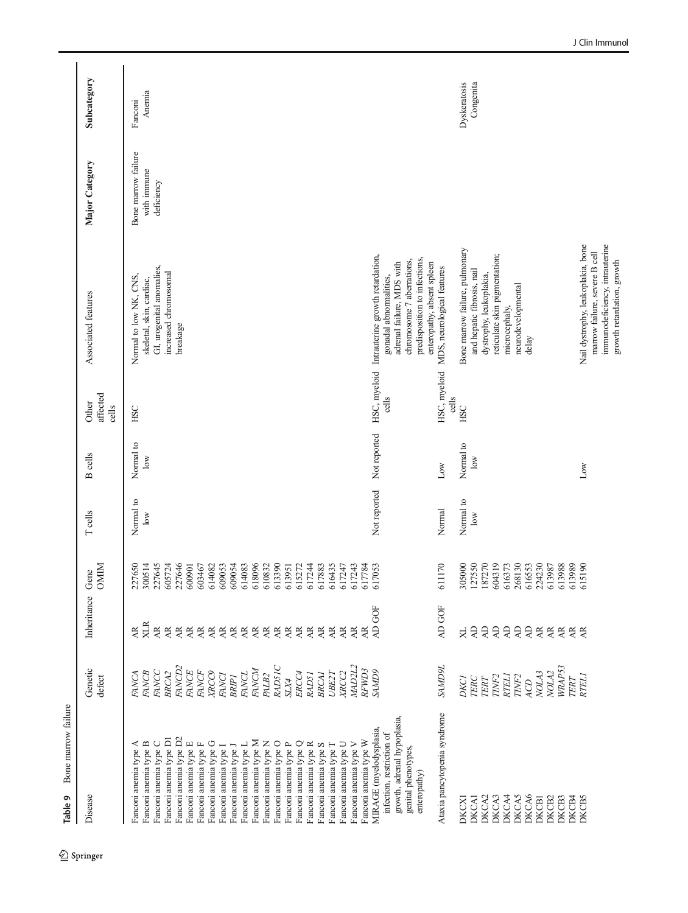**Table 9** Bone marrow failure

| Disease | Genetic defect | Inheritance | Gene OMIM | T cells | B cells | Other affected cells | Associated features | Major Category | Subcategory |
|---|---|---|---|---|---|---|---|---|---|
| Fanconi anemia type A | *FANCA* | AR | 227650 | Normal to low | Normal to low | HSC | Normal to low NK, CNS, skeletal, skin, cardiac, GI, urogenital anomalies, increased chromosomal breakage | Bone marrow failure with immune deficiency | Fanconi Anemia |
| Fanconi anemia type B | *FANCB* | XLR | 300514 | | | | | | |
| Fanconi anemia type C | *FANCC* | AR | 227645 | | | | | | |
| Fanconi anemia type D1 | *BRCA2* | AR | 605724 | | | | | | |
| Fanconi anemia type D2 | *FANCD2* | AR | 227646 | | | | | | |
| Fanconi anemia type E | *FANCE* | AR | 600901 | | | | | | |
| Fanconi anemia type F | *FANCF* | AR | 603467 | | | | | | |
| Fanconi anemia type G | *XRCC9* | AR | 614082 | | | | | | |
| Fanconi anemia type I | *FANCI* | AR | 609053 | | | | | | |
| Fanconi anemia type J | *BRIP1* | AR | 609054 | | | | | | |
| Fanconi anemia type L | *FANCL* | AR | 614083 | | | | | | |
| Fanconi anemia type M | *FANCM* | AR | 618096 | | | | | | |
| Fanconi anemia type N | *PALB2* | AR | 610832 | | | | | | |
| Fanconi anemia type O | *RAD51C* | AR | 613390 | | | | | | |
| Fanconi anemia type P | *SLX4* | AR | 613951 | | | | | | |
| Fanconi anemia type Q | *ERCC4* | AR | 615272 | | | | | | |
| Fanconi anemia type R | *RAD51* | AR | 617244 | | | | | | |
| Fanconi anemia type S | *BRCA1* | AR | 617883 | | | | | | |
| Fanconi anemia type T | *UBE2T* | AR | 616435 | | | | | | |
| Fanconi anemia type U | *XRCC2* | AR | 617247 | | | | | | |
| Fanconi anemia type V | *MAD2L2* | AR | 617243 | | | | | | |
| Fanconi anemia type W | *RFWD3* | AR | 617784 | | | | | | |
| MIRAGE (myelodysplasia, infection, restriction of growth, adrenal hypoplasia, genital phenotypes, enteropathy) | *SAMD9* | AD GOF | 617053 | Not reported | Not reported | HSC, myeloid cells | Intrauterine growth retardation, gonadal abnormalities, adrenal failure, MDS with chromosome 7 aberrations, predisposition to infections, enteropathy, absent spleen | | |
| Ataxia pancytopenia syndrome | *SAMD9L* | AD GOF | 611170 | Normal | Low | HSC, myeloid cells | MDS, neurological features | | |
| DKCX1 | *DKC1* | XL | 305000 | Normal to low | Normal to low | HSC | Bone marrow failure, pulmonary and hepatic fibrosis, nail dystrophy, leukoplakia, reticulate skin pigmentation; microcephaly, neurodevelopmental delay | | Dyskeratosis Congenita |
| DKCA1 | *TERC* | AD | 127550 | | | | | | |
| DKCA2 | *TERT* | AD | 187270 | | | | | | |
| DKCA3 | *TINF2* | AD | 604319 | | | | | | |
| DKCA4 | *RTEL1* | AD | 616373 | | | | | | |
| DKCA5 | *TINF2* | AD | 268130 | | | | | | |
| DKCA6 | *ACD* | AD | 616553 | | | | | | |
| DKCB1 | *NOLA3* | AR | 224230 | | | | | | |
| DKCB2 | *NOLA2* | AR | 613987 | | | | | | |
| DKCB3 | *WRAP53* | AR | 613988 | | | | | | |
| DKCB4 | *TERT* | AR | 613989 | | | | | | |
| DKCB5 | *RTEL1* | AR | 615190 | | Low | | Nail dystrophy, leukoplakia, bone marrow failure, severe B cell immunodeficiency, intrauterine growth retardation, growth | | |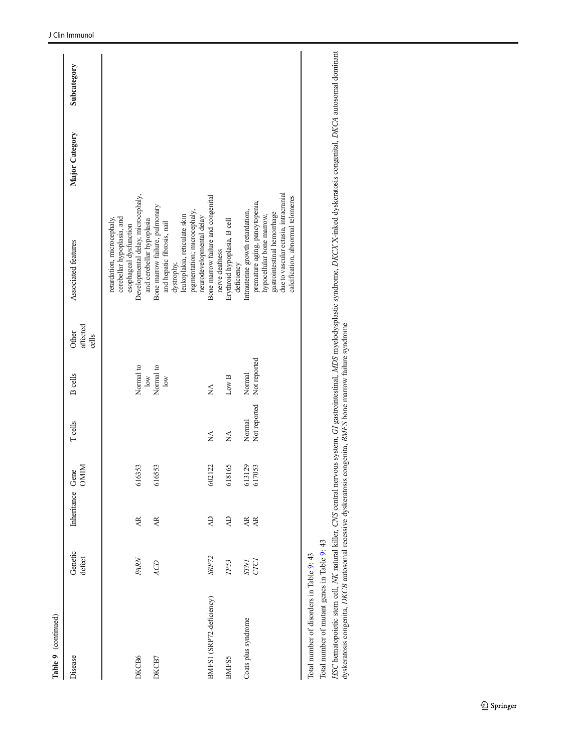**Table 9** (continued)

| Disease | Genetic defect | Inheritance | Gene OMIM | T cells | B cells | Other affected cells | Associated features | Major Category | Subcategory |
|---|---|---|---|---|---|---|---|---|---|
| | | | | | | | retardation, microcephaly, cerebellar hypoplasia, and esophageal dysfunction | | |
| DKCB6 | *PARN* | AR | 616353 | | Normal to low | | Developmental delay, microcephaly, and cerebellar hypoplasia | | |
| DKCB7 | *ACD* | AR | 616553 | | Normal to low | | Bone marrow failure, pulmonary and hepatic fibrosis, nail dystrophy, leukoplakia, reticulate skin pigmentation; microcephaly, neurodevelopmental delay | | |
| BMFS1 (SRP72-deficiency) | *SRP72* | AD | 602122 | NA | NA | | Bone marrow failure and congenital nerve deafness | | |
| BMFS5 | *TP53* | AD | 618165 | NA | Low B | | Erythroid hypoplasia, B cell deficiency | | |
| Coats plus syndrome | *STN1* | AR | 613129 | Normal | Normal | | Intrauterine growth retardation, premature aging, pancytopenia, hypocellular bone marrow, gastrointestinal hemorrhage due to vascular ectasia, intracranial calcification, abnormal telomeres | | |
| | *CTC1* | AR | 617053 | Not reported | Not reported | | | | |

Total number of disorders in Table 9: 43

Total number of mutant genes in Table 9: 43

*HSC* hematopoietic stem cell, *NK* natural killer, *CNS* central nervous system, *GI* gastrointestinal, *MDS* myelodysplastic syndrome, *DKCX* X-inked dyskeratosis congenital, *DKCA* autosomal dominant dyskeratosis congenita, *DKCB* autosomal recessive dyskeratosis congenita, *BMFS* bone marrow failure syndrome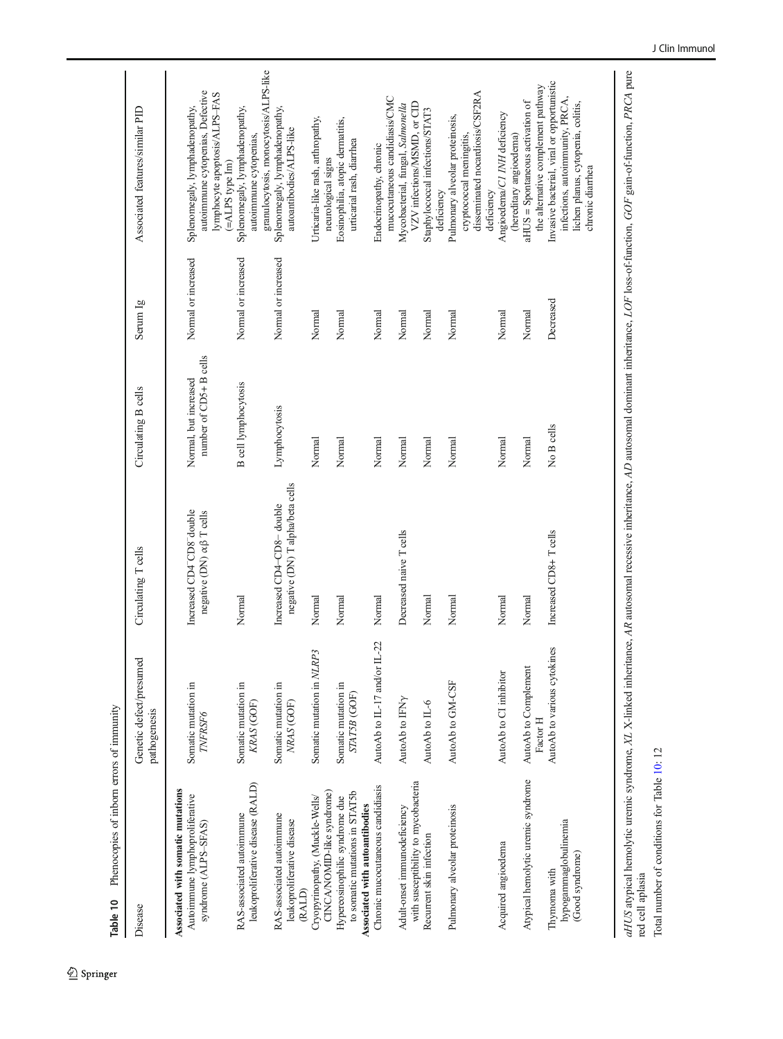**Table 10** Phenocopies of inborn errors of immunity

| Disease | Genetic defect/presumed pathogenesis | Circulating T cells | Circulating B cells | Serum Ig | Associated features/similar PID |
|---|---|---|---|---|---|
| **Associated with somatic mutations** | | | | | |
| Autoimmune lymphoproliferative syndrome (ALPS–SFAS) | Somatic mutation in *TNFRSF6* | Increased CD4⁻CD8⁻ double negative (DN) αβ T cells | Normal, but increased number of CD5+ B cells | Normal or increased | Splenomegaly, lymphadenopathy, autoimmune cytopenias, Defective lymphocyte apoptosis/ALPS–FAS (=ALPS type Im) |
| RAS-associated autoimmune leukoproliferative disease (RALD) | Somatic mutation in *KRAS* (GOF) | Normal | B cell lymphocytosis | Normal or increased | Splenomegaly, lymphadenopathy, autoimmune cytopenias, granulocytosis, monocytosis/ALPS-like |
| RAS-associated autoimmune leukoproliferative disease (RALD) | Somatic mutation in *NRAS* (GOF) | Increased CD4−CD8− double negative (DN) T alpha/beta cells | Lymphocytosis | Normal or increased | Splenomegaly, lymphadenopathy, autoantibodies/ALPS-like |
| Cryopyrinopathy, (Muckle-Wells/ CINCA/NOMID-like syndrome) | Somatic mutation in *NLRP3* | Normal | Normal | Normal | Urticaria-like rash, arthropathy, neurological signs |
| Hypereosinophilic syndrome due to somatic mutations in STAT5b | Somatic mutation in *STAT5B* (GOF) | Normal | Normal | Normal | Eosinophilia, atopic dermatitis, urticarial rash, diarrhea |
| **Associated with autoantibodies** | | | | | |
| Chronic mucocutaneous candidiasis | AutoAb to IL-17 and/or IL-22 | Normal | Normal | Normal | Endocrinopathy, chronic mucocutaneous candidiasis/CMC |
| Adult-onset immunodeficiency with susceptibility to mycobacteria | AutoAb to IFNγ | Decreased naive T cells | Normal | Normal | Mycobacterial, fungal, *Salmonella* VZV infections/MSMD, or CID |
| Recurrent skin infection | AutoAb to IL-6 | Normal | Normal | Normal | Staphylococcal infections/STAT3 deficiency |
| Pulmonary alveolar proteinosis | AutoAb to GM-CSF | Normal | Normal | Normal | Pulmonary alveolar proteinosis, cryptococcal meningitis, disseminated nocardiosis/CSF2RA deficiency |
| Acquired angioedema | AutoAb to C1 inhibitor | Normal | Normal | Normal | Angioedema/*C1 INH* deficiency (hereditary angioedema) |
| Atypical hemolytic uremic syndrome | AutoAb to Complement Factor H | Normal | Normal | Normal | aHUS = Spontaneous activation of the alternative complement pathway |
| Thymoma with hypogammaglobulinemia (Good syndrome) | AutoAb to various cytokines | Increased CD8+ T cells | No B cells | Decreased | Invasive bacterial, viral or opportunistic infections, autoimmunity, PRCA, lichen planus, cytopenia, colitis, chronic diarrhea |

*aHUS* atypical hemolytic uremic syndrome, *XL* X-linked inheritance, *AR* autosomal recessive inheritance, *AD* autosomal dominant inheritance, *LOF* loss-of-function, *GOF* gain-of-function, *PRCA* pure red cell aplasia

Total number of conditions for Table 10: 12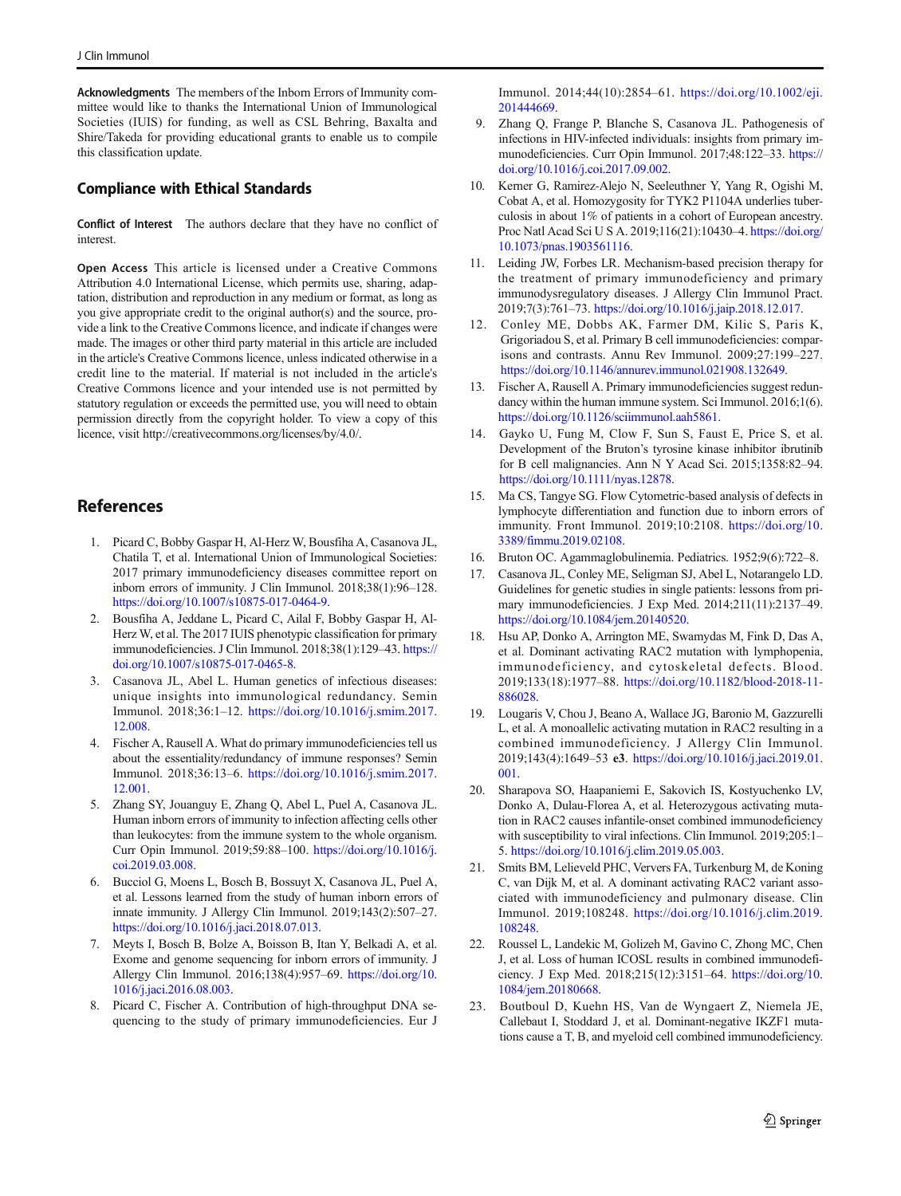**Acknowledgments** The members of the Inborn Errors of Immunity committee would like to thanks the International Union of Immunological Societies (IUIS) for funding, as well as CSL Behring, Baxalta and Shire/Takeda for providing educational grants to enable us to compile this classification update.

## Compliance with Ethical Standards

**Conflict of Interest** The authors declare that they have no conflict of interest.

**Open Access** This article is licensed under a Creative Commons Attribution 4.0 International License, which permits use, sharing, adaptation, distribution and reproduction in any medium or format, as long as you give appropriate credit to the original author(s) and the source, provide a link to the Creative Commons licence, and indicate if changes were made. The images or other third party material in this article are included in the article's Creative Commons licence, unless indicated otherwise in a credit line to the material. If material is not included in the article's Creative Commons licence and your intended use is not permitted by statutory regulation or exceeds the permitted use, you will need to obtain permission directly from the copyright holder. To view a copy of this licence, visit http://creativecommons.org/licenses/by/4.0/.

## References

1. Picard C, Bobby Gaspar H, Al-Herz W, Bousfiha A, Casanova JL, Chatila T, et al. International Union of Immunological Societies: 2017 primary immunodeficiency diseases committee report on inborn errors of immunity. J Clin Immunol. 2018;38(1):96–128. https://doi.org/10.1007/s10875-017-0464-9.
2. Bousfiha A, Jeddane L, Picard C, Ailal F, Bobby Gaspar H, Al-Herz W, et al. The 2017 IUIS phenotypic classification for primary immunodeficiencies. J Clin Immunol. 2018;38(1):129–43. https://doi.org/10.1007/s10875-017-0465-8.
3. Casanova JL, Abel L. Human genetics of infectious diseases: unique insights into immunological redundancy. Semin Immunol. 2018;36:1–12. https://doi.org/10.1016/j.smim.2017.12.008.
4. Fischer A, Rausell A. What do primary immunodeficiencies tell us about the essentiality/redundancy of immune responses? Semin Immunol. 2018;36:13–6. https://doi.org/10.1016/j.smim.2017.12.001.
5. Zhang SY, Jouanguy E, Zhang Q, Abel L, Puel A, Casanova JL. Human inborn errors of immunity to infection affecting cells other than leukocytes: from the immune system to the whole organism. Curr Opin Immunol. 2019;59:88–100. https://doi.org/10.1016/j.coi.2019.03.008.
6. Bucciol G, Moens L, Bosch B, Bossuyt X, Casanova JL, Puel A, et al. Lessons learned from the study of human inborn errors of innate immunity. J Allergy Clin Immunol. 2019;143(2):507–27. https://doi.org/10.1016/j.jaci.2018.07.013.
7. Meyts I, Bosch B, Bolze A, Boisson B, Itan Y, Belkadi A, et al. Exome and genome sequencing for inborn errors of immunity. J Allergy Clin Immunol. 2016;138(4):957–69. https://doi.org/10.1016/j.jaci.2016.08.003.
8. Picard C, Fischer A. Contribution of high-throughput DNA sequencing to the study of primary immunodeficiencies. Eur J Immunol. 2014;44(10):2854–61. https://doi.org/10.1002/eji.201444669.
9. Zhang Q, Frange P, Blanche S, Casanova JL. Pathogenesis of infections in HIV-infected individuals: insights from primary immunodeficiencies. Curr Opin Immunol. 2017;48:122–33. https://doi.org/10.1016/j.coi.2017.09.002.
10. Kerner G, Ramirez-Alejo N, Seeleuthner Y, Yang R, Ogishi M, Cobat A, et al. Homozygosity for TYK2 P1104A underlies tuberculosis in about 1% of patients in a cohort of European ancestry. Proc Natl Acad Sci U S A. 2019;116(21):10430–4. https://doi.org/10.1073/pnas.1903561116.
11. Leiding JW, Forbes LR. Mechanism-based precision therapy for the treatment of primary immunodeficiency and primary immunodysregulatory diseases. J Allergy Clin Immunol Pract. 2019;7(3):761–73. https://doi.org/10.1016/j.jaip.2018.12.017.
12. Conley ME, Dobbs AK, Farmer DM, Kilic S, Paris K, Grigoriadou S, et al. Primary B cell immunodeficiencies: comparisons and contrasts. Annu Rev Immunol. 2009;27:199–227. https://doi.org/10.1146/annurev.immunol.021908.132649.
13. Fischer A, Rausell A. Primary immunodeficiencies suggest redundancy within the human immune system. Sci Immunol. 2016;1(6). https://doi.org/10.1126/sciimmunol.aah5861.
14. Gayko U, Fung M, Clow F, Sun S, Faust E, Price S, et al. Development of the Bruton's tyrosine kinase inhibitor ibrutinib for B cell malignancies. Ann N Y Acad Sci. 2015;1358:82–94. https://doi.org/10.1111/nyas.12878.
15. Ma CS, Tangye SG. Flow Cytometric-based analysis of defects in lymphocyte differentiation and function due to inborn errors of immunity. Front Immunol. 2019;10:2108. https://doi.org/10.3389/fimmu.2019.02108.
16. Bruton OC. Agammaglobulinemia. Pediatrics. 1952;9(6):722–8.
17. Casanova JL, Conley ME, Seligman SJ, Abel L, Notarangelo LD. Guidelines for genetic studies in single patients: lessons from primary immunodeficiencies. J Exp Med. 2014;211(11):2137–49. https://doi.org/10.1084/jem.20140520.
18. Hsu AP, Donko A, Arrington ME, Swamydas M, Fink D, Das A, et al. Dominant activating RAC2 mutation with lymphopenia, immunodeficiency, and cytoskeletal defects. Blood. 2019;133(18):1977–88. https://doi.org/10.1182/blood-2018-11-886028.
19. Lougaris V, Chou J, Beano A, Wallace JG, Baronio M, Gazzurelli L, et al. A monoallelic activating mutation in RAC2 resulting in a combined immunodeficiency. J Allergy Clin Immunol. 2019;143(4):1649–53 **e3**. https://doi.org/10.1016/j.jaci.2019.01.001.
20. Sharapova SO, Haapaniemi E, Sakovich IS, Kostyuchenko LV, Donko A, Dulau-Florea A, et al. Heterozygous activating mutation in RAC2 causes infantile-onset combined immunodeficiency with susceptibility to viral infections. Clin Immunol. 2019;205:1–5. https://doi.org/10.1016/j.clim.2019.05.003.
21. Smits BM, Lelieveld PHC, Ververs FA, Turkenburg M, de Koning C, van Dijk M, et al. A dominant activating RAC2 variant associated with immunodeficiency and pulmonary disease. Clin Immunol. 2019;108248. https://doi.org/10.1016/j.clim.2019.108248.
22. Roussel L, Landekic M, Golizeh M, Gavino C, Zhong MC, Chen J, et al. Loss of human ICOSL results in combined immunodeficiency. J Exp Med. 2018;215(12):3151–64. https://doi.org/10.1084/jem.20180668.
23. Boutboul D, Kuehn HS, Van de Wyngaert Z, Niemela JE, Callebaut I, Stoddard J, et al. Dominant-negative IKZF1 mutations cause a T, B, and myeloid cell combined immunodeficiency.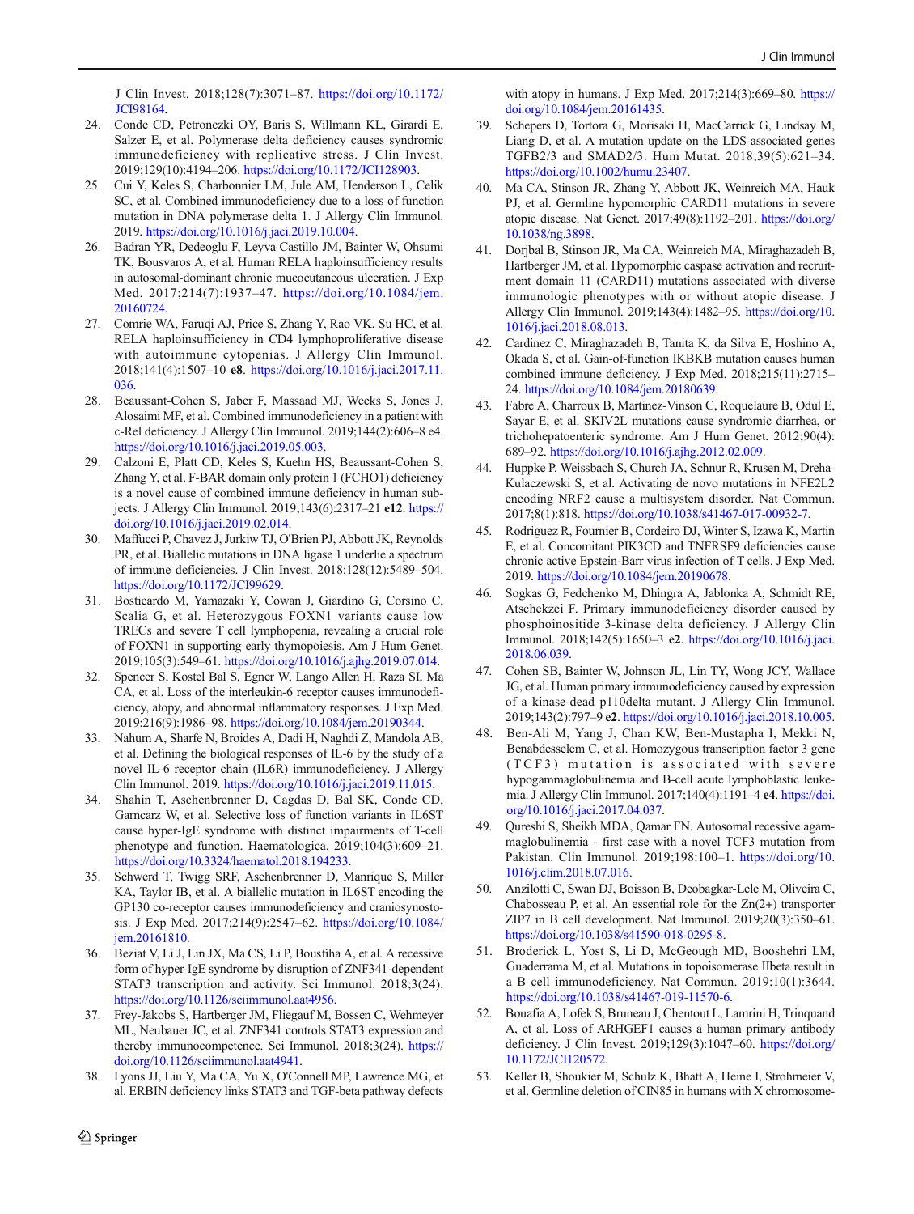J Clin Invest. 2018;128(7):3071–87. https://doi.org/10.1172/JCI98164.

24. Conde CD, Petronczki OY, Baris S, Willmann KL, Girardi E, Salzer E, et al. Polymerase delta deficiency causes syndromic immunodeficiency with replicative stress. J Clin Invest. 2019;129(10):4194–206. https://doi.org/10.1172/JCI128903.
25. Cui Y, Keles S, Charbonnier LM, Jule AM, Henderson L, Celik SC, et al. Combined immunodeficiency due to a loss of function mutation in DNA polymerase delta 1. J Allergy Clin Immunol. 2019. https://doi.org/10.1016/j.jaci.2019.10.004.
26. Badran YR, Dedeoglu F, Leyva Castillo JM, Bainter W, Ohsumi TK, Bousvaros A, et al. Human RELA haploinsufficiency results in autosomal-dominant chronic mucocutaneous ulceration. J Exp Med. 2017;214(7):1937–47. https://doi.org/10.1084/jem.20160724.
27. Comrie WA, Faruqi AJ, Price S, Zhang Y, Rao VK, Su HC, et al. RELA haploinsufficiency in CD4 lymphoproliferative disease with autoimmune cytopenias. J Allergy Clin Immunol. 2018;141(4):1507–10 **e8**. https://doi.org/10.1016/j.jaci.2017.11.036.
28. Beaussant-Cohen S, Jaber F, Massaad MJ, Weeks S, Jones J, Alosaimi MF, et al. Combined immunodeficiency in a patient with c-Rel deficiency. J Allergy Clin Immunol. 2019;144(2):606–8 e4. https://doi.org/10.1016/j.jaci.2019.05.003.
29. Calzoni E, Platt CD, Keles S, Kuehn HS, Beaussant-Cohen S, Zhang Y, et al. F-BAR domain only protein 1 (FCHO1) deficiency is a novel cause of combined immune deficiency in human subjects. J Allergy Clin Immunol. 2019;143(6):2317–21 **e12**. https://doi.org/10.1016/j.jaci.2019.02.014.
30. Maffucci P, Chavez J, Jurkiw TJ, O'Brien PJ, Abbott JK, Reynolds PR, et al. Biallelic mutations in DNA ligase 1 underlie a spectrum of immune deficiencies. J Clin Invest. 2018;128(12):5489–504. https://doi.org/10.1172/JCI99629.
31. Bosticardo M, Yamazaki Y, Cowan J, Giardino G, Corsino C, Scalia G, et al. Heterozygous FOXN1 variants cause low TRECs and severe T cell lymphopenia, revealing a crucial role of FOXN1 in supporting early thymopoiesis. Am J Hum Genet. 2019;105(3):549–61. https://doi.org/10.1016/j.ajhg.2019.07.014.
32. Spencer S, Kostel Bal S, Egner W, Lango Allen H, Raza SI, Ma CA, et al. Loss of the interleukin-6 receptor causes immunodeficiency, atopy, and abnormal inflammatory responses. J Exp Med. 2019;216(9):1986–98. https://doi.org/10.1084/jem.20190344.
33. Nahum A, Sharfe N, Broides A, Dadi H, Naghdi Z, Mandola AB, et al. Defining the biological responses of IL-6 by the study of a novel IL-6 receptor chain (IL6R) immunodeficiency. J Allergy Clin Immunol. 2019. https://doi.org/10.1016/j.jaci.2019.11.015.
34. Shahin T, Aschenbrenner D, Cagdas D, Bal SK, Conde CD, Garncarz W, et al. Selective loss of function variants in IL6ST cause hyper-IgE syndrome with distinct impairments of T-cell phenotype and function. Haematologica. 2019;104(3):609–21. https://doi.org/10.3324/haematol.2018.194233.
35. Schwerd T, Twigg SRF, Aschenbrenner D, Manrique S, Miller KA, Taylor IB, et al. A biallelic mutation in IL6ST encoding the GP130 co-receptor causes immunodeficiency and craniosynostosis. J Exp Med. 2017;214(9):2547–62. https://doi.org/10.1084/jem.20161810.
36. Beziat V, Li J, Lin JX, Ma CS, Li P, Bousfiha A, et al. A recessive form of hyper-IgE syndrome by disruption of ZNF341-dependent STAT3 transcription and activity. Sci Immunol. 2018;3(24). https://doi.org/10.1126/sciimmunol.aat4956.
37. Frey-Jakobs S, Hartberger JM, Fliegauf M, Bossen C, Wehmeyer ML, Neubauer JC, et al. ZNF341 controls STAT3 expression and thereby immunocompetence. Sci Immunol. 2018;3(24). https://doi.org/10.1126/sciimmunol.aat4941.
38. Lyons JJ, Liu Y, Ma CA, Yu X, O'Connell MP, Lawrence MG, et al. ERBIN deficiency links STAT3 and TGF-beta pathway defects with atopy in humans. J Exp Med. 2017;214(3):669–80. https://doi.org/10.1084/jem.20161435.
39. Schepers D, Tortora G, Morisaki H, MacCarrick G, Lindsay M, Liang D, et al. A mutation update on the LDS-associated genes TGFB2/3 and SMAD2/3. Hum Mutat. 2018;39(5):621–34. https://doi.org/10.1002/humu.23407.
40. Ma CA, Stinson JR, Zhang Y, Abbott JK, Weinreich MA, Hauk PJ, et al. Germline hypomorphic CARD11 mutations in severe atopic disease. Nat Genet. 2017;49(8):1192–201. https://doi.org/10.1038/ng.3898.
41. Dorjbal B, Stinson JR, Ma CA, Weinreich MA, Miraghazadeh B, Hartberger JM, et al. Hypomorphic caspase activation and recruitment domain 11 (CARD11) mutations associated with diverse immunologic phenotypes with or without atopic disease. J Allergy Clin Immunol. 2019;143(4):1482–95. https://doi.org/10.1016/j.jaci.2018.08.013.
42. Cardinez C, Miraghazadeh B, Tanita K, da Silva E, Hoshino A, Okada S, et al. Gain-of-function IKBKB mutation causes human combined immune deficiency. J Exp Med. 2018;215(11):2715–24. https://doi.org/10.1084/jem.20180639.
43. Fabre A, Charroux B, Martinez-Vinson C, Roquelaure B, Odul E, Sayar E, et al. SKIV2L mutations cause syndromic diarrhea, or trichohepatoenteric syndrome. Am J Hum Genet. 2012;90(4):689–92. https://doi.org/10.1016/j.ajhg.2012.02.009.
44. Huppke P, Weissbach S, Church JA, Schnur R, Krusen M, Dreha-Kulaczewski S, et al. Activating de novo mutations in NFE2L2 encoding NRF2 cause a multisystem disorder. Nat Commun. 2017;8(1):818. https://doi.org/10.1038/s41467-017-00932-7.
45. Rodriguez R, Fournier B, Cordeiro DJ, Winter S, Izawa K, Martin E, et al. Concomitant PIK3CD and TNFRSF9 deficiencies cause chronic active Epstein-Barr virus infection of T cells. J Exp Med. 2019. https://doi.org/10.1084/jem.20190678.
46. Sogkas G, Fedchenko M, Dhingra A, Jablonka A, Schmidt RE, Atschekzei F. Primary immunodeficiency disorder caused by phosphoinositide 3-kinase delta deficiency. J Allergy Clin Immunol. 2018;142(5):1650–3 **e2**. https://doi.org/10.1016/j.jaci.2018.06.039.
47. Cohen SB, Bainter W, Johnson JL, Lin TY, Wong JCY, Wallace JG, et al. Human primary immunodeficiency caused by expression of a kinase-dead p110delta mutant. J Allergy Clin Immunol. 2019;143(2):797–9 **e2**. https://doi.org/10.1016/j.jaci.2018.10.005.
48. Ben-Ali M, Yang J, Chan KW, Ben-Mustapha I, Mekki N, Benabdesselem C, et al. Homozygous transcription factor 3 gene (TCF3) mutation is associated with severe hypogammaglobulinemia and B-cell acute lymphoblastic leukemia. J Allergy Clin Immunol. 2017;140(4):1191–4 **e4**. https://doi.org/10.1016/j.jaci.2017.04.037.
49. Qureshi S, Sheikh MDA, Qamar FN. Autosomal recessive agammaglobulinemia - first case with a novel TCF3 mutation from Pakistan. Clin Immunol. 2019;198:100–1. https://doi.org/10.1016/j.clim.2018.07.016.
50. Anzilotti C, Swan DJ, Boisson B, Deobagkar-Lele M, Oliveira C, Chabosseau P, et al. An essential role for the Zn(2+) transporter ZIP7 in B cell development. Nat Immunol. 2019;20(3):350–61. https://doi.org/10.1038/s41590-018-0295-8.
51. Broderick L, Yost S, Li D, McGeough MD, Booshehri LM, Guaderrama M, et al. Mutations in topoisomerase IIbeta result in a B cell immunodeficiency. Nat Commun. 2019;10(1):3644. https://doi.org/10.1038/s41467-019-11570-6.
52. Bouafia A, Lofek S, Bruneau J, Chentout L, Lamrini H, Trinquand A, et al. Loss of ARHGEF1 causes a human primary antibody deficiency. J Clin Invest. 2019;129(3):1047–60. https://doi.org/10.1172/JCI120572.
53. Keller B, Shoukier M, Schulz K, Bhatt A, Heine I, Strohmeier V, et al. Germline deletion of CIN85 in humans with X chromosome-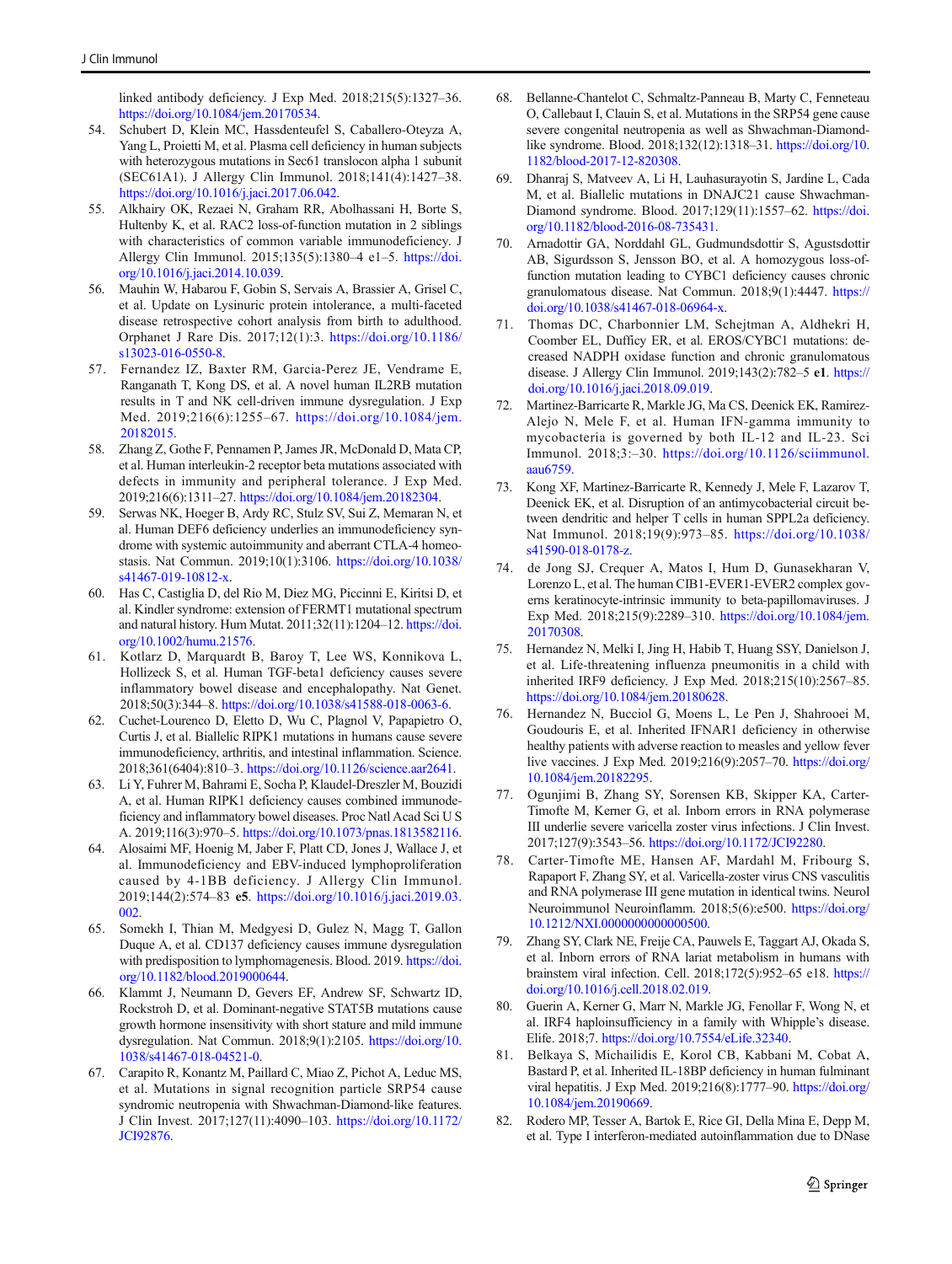linked antibody deficiency. J Exp Med. 2018;215(5):1327–36. https://doi.org/10.1084/jem.20170534.

54. Schubert D, Klein MC, Hassdenteufel S, Caballero-Oteyza A, Yang L, Proietti M, et al. Plasma cell deficiency in human subjects with heterozygous mutations in Sec61 translocon alpha 1 subunit (SEC61A1). J Allergy Clin Immunol. 2018;141(4):1427–38. https://doi.org/10.1016/j.jaci.2017.06.042.
55. Alkhairy OK, Rezaei N, Graham RR, Abolhassani H, Borte S, Hultenby K, et al. RAC2 loss-of-function mutation in 2 siblings with characteristics of common variable immunodeficiency. J Allergy Clin Immunol. 2015;135(5):1380–4 e1–5. https://doi.org/10.1016/j.jaci.2014.10.039.
56. Mauhin W, Habarou F, Gobin S, Servais A, Brassier A, Grisel C, et al. Update on Lysinuric protein intolerance, a multi-faceted disease retrospective cohort analysis from birth to adulthood. Orphanet J Rare Dis. 2017;12(1):3. https://doi.org/10.1186/s13023-016-0550-8.
57. Fernandez IZ, Baxter RM, Garcia-Perez JE, Vendrame E, Ranganath T, Kong DS, et al. A novel human IL2RB mutation results in T and NK cell-driven immune dysregulation. J Exp Med. 2019;216(6):1255–67. https://doi.org/10.1084/jem.20182015.
58. Zhang Z, Gothe F, Pennamen P, James JR, McDonald D, Mata CP, et al. Human interleukin-2 receptor beta mutations associated with defects in immunity and peripheral tolerance. J Exp Med. 2019;216(6):1311–27. https://doi.org/10.1084/jem.20182304.
59. Serwas NK, Hoeger B, Ardy RC, Stulz SV, Sui Z, Memaran N, et al. Human DEF6 deficiency underlies an immunodeficiency syndrome with systemic autoimmunity and aberrant CTLA-4 homeostasis. Nat Commun. 2019;10(1):3106. https://doi.org/10.1038/s41467-019-10812-x.
60. Has C, Castiglia D, del Rio M, Diez MG, Piccinni E, Kiritsi D, et al. Kindler syndrome: extension of FERMT1 mutational spectrum and natural history. Hum Mutat. 2011;32(11):1204–12. https://doi.org/10.1002/humu.21576.
61. Kotlarz D, Marquardt B, Baroy T, Lee WS, Konnikova L, Hollizeck S, et al. Human TGF-beta1 deficiency causes severe inflammatory bowel disease and encephalopathy. Nat Genet. 2018;50(3):344–8. https://doi.org/10.1038/s41588-018-0063-6.
62. Cuchet-Lourenco D, Eletto D, Wu C, Plagnol V, Papapietro O, Curtis J, et al. Biallelic RIPK1 mutations in humans cause severe immunodeficiency, arthritis, and intestinal inflammation. Science. 2018;361(6404):810–3. https://doi.org/10.1126/science.aar2641.
63. Li Y, Fuhrer M, Bahrami E, Socha P, Klaudel-Dreszler M, Bouzidi A, et al. Human RIPK1 deficiency causes combined immunodeficiency and inflammatory bowel diseases. Proc Natl Acad Sci U S A. 2019;116(3):970–5. https://doi.org/10.1073/pnas.1813582116.
64. Alosaimi MF, Hoenig M, Jaber F, Platt CD, Jones J, Wallace J, et al. Immunodeficiency and EBV-induced lymphoproliferation caused by 4-1BB deficiency. J Allergy Clin Immunol. 2019;144(2):574–83 **e5**. https://doi.org/10.1016/j.jaci.2019.03.002.
65. Somekh I, Thian M, Medgyesi D, Gulez N, Magg T, Gallon Duque A, et al. CD137 deficiency causes immune dysregulation with predisposition to lymphomagenesis. Blood. 2019. https://doi.org/10.1182/blood.2019000644.
66. Klammt J, Neumann D, Gevers EF, Andrew SF, Schwartz ID, Rockstroh D, et al. Dominant-negative STAT5B mutations cause growth hormone insensitivity with short stature and mild immune dysregulation. Nat Commun. 2018;9(1):2105. https://doi.org/10.1038/s41467-018-04521-0.
67. Carapito R, Konantz M, Paillard C, Miao Z, Pichot A, Leduc MS, et al. Mutations in signal recognition particle SRP54 cause syndromic neutropenia with Shwachman-Diamond-like features. J Clin Invest. 2017;127(11):4090–103. https://doi.org/10.1172/JCI92876.
68. Bellanne-Chantelot C, Schmaltz-Panneau B, Marty C, Fenneteau O, Callebaut I, Clauin S, et al. Mutations in the SRP54 gene cause severe congenital neutropenia as well as Shwachman-Diamond-like syndrome. Blood. 2018;132(12):1318–31. https://doi.org/10.1182/blood-2017-12-820308.
69. Dhanraj S, Matveev A, Li H, Lauhasurayotin S, Jardine L, Cada M, et al. Biallelic mutations in DNAJC21 cause Shwachman-Diamond syndrome. Blood. 2017;129(11):1557–62. https://doi.org/10.1182/blood-2016-08-735431.
70. Arnadottir GA, Norddahl GL, Gudmundsdottir S, Agustsdottir AB, Sigurdsson S, Jensson BO, et al. A homozygous loss-of-function mutation leading to CYBC1 deficiency causes chronic granulomatous disease. Nat Commun. 2018;9(1):4447. https://doi.org/10.1038/s41467-018-06964-x.
71. Thomas DC, Charbonnier LM, Schejtman A, Aldhekri H, Coomber EL, Dufficy ER, et al. EROS/CYBC1 mutations: decreased NADPH oxidase function and chronic granulomatous disease. J Allergy Clin Immunol. 2019;143(2):782–5 **e1**. https://doi.org/10.1016/j.jaci.2018.09.019.
72. Martinez-Barricarte R, Markle JG, Ma CS, Deenick EK, Ramirez-Alejo N, Mele F, et al. Human IFN-gamma immunity to mycobacteria is governed by both IL-12 and IL-23. Sci Immunol. 2018;3:–30. https://doi.org/10.1126/sciimmunol.aau6759.
73. Kong XF, Martinez-Barricarte R, Kennedy J, Mele F, Lazarov T, Deenick EK, et al. Disruption of an antimycobacterial circuit between dendritic and helper T cells in human SPPL2a deficiency. Nat Immunol. 2018;19(9):973–85. https://doi.org/10.1038/s41590-018-0178-z.
74. de Jong SJ, Crequer A, Matos I, Hum D, Gunasekharan V, Lorenzo L, et al. The human CIB1-EVER1-EVER2 complex governs keratinocyte-intrinsic immunity to beta-papillomaviruses. J Exp Med. 2018;215(9):2289–310. https://doi.org/10.1084/jem.20170308.
75. Hernandez N, Melki I, Jing H, Habib T, Huang SSY, Danielson J, et al. Life-threatening influenza pneumonitis in a child with inherited IRF9 deficiency. J Exp Med. 2018;215(10):2567–85. https://doi.org/10.1084/jem.20180628.
76. Hernandez N, Bucciol G, Moens L, Le Pen J, Shahrooei M, Goudouris E, et al. Inherited IFNAR1 deficiency in otherwise healthy patients with adverse reaction to measles and yellow fever live vaccines. J Exp Med. 2019;216(9):2057–70. https://doi.org/10.1084/jem.20182295.
77. Ogunjimi B, Zhang SY, Sorensen KB, Skipper KA, Carter-Timofte M, Kerner G, et al. Inborn errors in RNA polymerase III underlie severe varicella zoster virus infections. J Clin Invest. 2017;127(9):3543–56. https://doi.org/10.1172/JCI92280.
78. Carter-Timofte ME, Hansen AF, Mardahl M, Fribourg S, Rapaport F, Zhang SY, et al. Varicella-zoster virus CNS vasculitis and RNA polymerase III gene mutation in identical twins. Neurol Neuroimmunol Neuroinflamm. 2018;5(6):e500. https://doi.org/10.1212/NXI.0000000000000500.
79. Zhang SY, Clark NE, Freije CA, Pauwels E, Taggart AJ, Okada S, et al. Inborn errors of RNA lariat metabolism in humans with brainstem viral infection. Cell. 2018;172(5):952–65 e18. https://doi.org/10.1016/j.cell.2018.02.019.
80. Guerin A, Kerner G, Marr N, Markle JG, Fenollar F, Wong N, et al. IRF4 haploinsufficiency in a family with Whipple's disease. Elife. 2018;7. https://doi.org/10.7554/eLife.32340.
81. Belkaya S, Michailidis E, Korol CB, Kabbani M, Cobat A, Bastard P, et al. Inherited IL-18BP deficiency in human fulminant viral hepatitis. J Exp Med. 2019;216(8):1777–90. https://doi.org/10.1084/jem.20190669.
82. Rodero MP, Tesser A, Bartok E, Rice GI, Della Mina E, Depp M, et al. Type I interferon-mediated autoinflammation due to DNase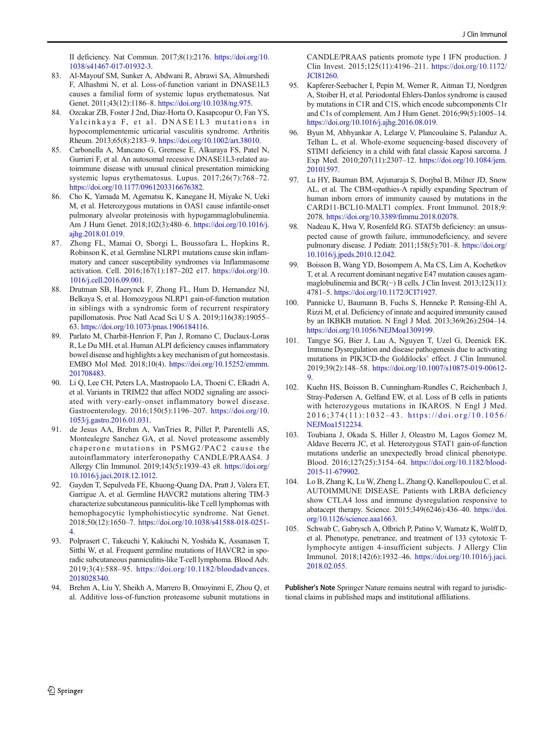II deficiency. Nat Commun. 2017;8(1):2176. https://doi.org/10.1038/s41467-017-01932-3.

83. Al-Mayouf SM, Sunker A, Abdwani R, Abrawi SA, Almurshedi F, Alhashmi N, et al. Loss-of-function variant in DNASE1L3 causes a familial form of systemic lupus erythematosus. Nat Genet. 2011;43(12):1186–8. https://doi.org/10.1038/ng.975.
84. Ozcakar ZB, Foster J 2nd, Diaz-Horta O, Kasapcopur O, Fan YS, Yalcinkaya F, et al. DNASE1L3 mutations in hypocomplementemic urticarial vasculitis syndrome. Arthritis Rheum. 2013;65(8):2183–9. https://doi.org/10.1002/art.38010.
85. Carbonella A, Mancano G, Gremese E, Alkuraya FS, Patel N, Gurrieri F, et al. An autosomal recessive DNASE1L3-related autoimmune disease with unusual clinical presentation mimicking systemic lupus erythematosus. Lupus. 2017;26(7):768–72. https://doi.org/10.1177/0961203316676382.
86. Cho K, Yamada M, Agematsu K, Kanegane H, Miyake N, Ueki M, et al. Heterozygous mutations in OAS1 cause infantile-onset pulmonary alveolar proteinosis with hypogammaglobulinemia. Am J Hum Genet. 2018;102(3):480–6. https://doi.org/10.1016/j.ajhg.2018.01.019.
87. Zhong FL, Mamai O, Sborgi L, Boussofara L, Hopkins R, Robinson K, et al. Germline NLRP1 mutations cause skin inflammatory and cancer susceptibility syndromes via Inflammasome activation. Cell. 2016;167(1):187–202 e17. https://doi.org/10.1016/j.cell.2016.09.001.
88. Drutman SB, Haerynck F, Zhong FL, Hum D, Hernandez NJ, Belkaya S, et al. Homozygous NLRP1 gain-of-function mutation in siblings with a syndromic form of recurrent respiratory papillomatosis. Proc Natl Acad Sci U S A. 2019;116(38):19055–63. https://doi.org/10.1073/pnas.1906184116.
89. Parlato M, Charbit-Henrion F, Pan J, Romano C, Duclaux-Loras R, Le Du MH, et al. Human ALPI deficiency causes inflammatory bowel disease and highlights a key mechanism of gut homeostasis. EMBO Mol Med. 2018;10(4). https://doi.org/10.15252/emmm.201708483.
90. Li Q, Lee CH, Peters LA, Mastropaolo LA, Thoeni C, Elkadri A, et al. Variants in TRIM22 that affect NOD2 signaling are associated with very-early-onset inflammatory bowel disease. Gastroenterology. 2016;150(5):1196–207. https://doi.org/10.1053/j.gastro.2016.01.031.
91. de Jesus AA, Brehm A, VanTries R, Pillet P, Parentelli AS, Montealegre Sanchez GA, et al. Novel proteasome assembly chaperone mutations in PSMG2/PAC2 cause the autoinflammatory interferonopathy CANDLE/PRAAS4. J Allergy Clin Immunol. 2019;143(5):1939–43 e8. https://doi.org/10.1016/j.jaci.2018.12.1012.
92. Gayden T, Sepulveda FE, Khuong-Quang DA, Pratt J, Valera ET, Garrigue A, et al. Germline HAVCR2 mutations altering TIM-3 characterize subcutaneous panniculitis-like T cell lymphomas with hemophagocytic lymphohistiocytic syndrome. Nat Genet. 2018;50(12):1650–7. https://doi.org/10.1038/s41588-018-0251-4.
93. Polprasert C, Takeuchi Y, Kakiuchi N, Yoshida K, Assanasen T, Sitthi W, et al. Frequent germline mutations of HAVCR2 in sporadic subcutaneous panniculitis-like T-cell lymphoma. Blood Adv. 2019;3(4):588–95. https://doi.org/10.1182/bloodadvances.2018028340.
94. Brehm A, Liu Y, Sheikh A, Marrero B, Omoyinmi E, Zhou Q, et al. Additive loss-of-function proteasome subunit mutations in CANDLE/PRAAS patients promote type I IFN production. J Clin Invest. 2015;125(11):4196–211. https://doi.org/10.1172/JCI81260.
95. Kapferer-Seebacher I, Pepin M, Werner R, Aitman TJ, Nordgren A, Stoiber H, et al. Periodontal Ehlers-Danlos syndrome is caused by mutations in C1R and C1S, which encode subcomponents C1r and C1s of complement. Am J Hum Genet. 2016;99(5):1005–14. https://doi.org/10.1016/j.ajhg.2016.08.019.
96. Byun M, Abhyankar A, Lelarge V, Plancoulaine S, Palanduz A, Telhan L, et al. Whole-exome sequencing-based discovery of STIM1 deficiency in a child with fatal classic Kaposi sarcoma. J Exp Med. 2010;207(11):2307–12. https://doi.org/10.1084/jem.20101597.
97. Lu HY, Bauman BM, Arjunaraja S, Dorjbal B, Milner JD, Snow AL, et al. The CBM-opathies-A rapidly expanding Spectrum of human inborn errors of immunity caused by mutations in the CARD11-BCL10-MALT1 complex. Front Immunol. 2018;9:2078. https://doi.org/10.3389/fimmu.2018.02078.
98. Nadeau K, Hwa V, Rosenfeld RG. STAT5b deficiency: an unsuspected cause of growth failure, immunodeficiency, and severe pulmonary disease. J Pediatr. 2011;158(5):701–8. https://doi.org/10.1016/j.jpeds.2010.12.042.
99. Boisson B, Wang YD, Bosompem A, Ma CS, Lim A, Kochetkov T, et al. A recurrent dominant negative E47 mutation causes agammaglobulinemia and BCR(−) B cells. J Clin Invest. 2013;123(11):4781–5. https://doi.org/10.1172/JCI71927.
100. Pannicke U, Baumann B, Fuchs S, Henneke P, Rensing-Ehl A, Rizzi M, et al. Deficiency of innate and acquired immunity caused by an IKBKB mutation. N Engl J Med. 2013;369(26):2504–14. https://doi.org/10.1056/NEJMoa1309199.
101. Tangye SG, Bier J, Lau A, Nguyen T, Uzel G, Deenick EK. Immune Dysregulation and disease pathogenesis due to activating mutations in PIK3CD-the Goldilocks' effect. J Clin Immunol. 2019;39(2):148–58. https://doi.org/10.1007/s10875-019-00612-9.
102. Kuehn HS, Boisson B, Cunningham-Rundles C, Reichenbach J, Stray-Pedersen A, Gelfand EW, et al. Loss of B cells in patients with heterozygous mutations in IKAROS. N Engl J Med. 2016;374(11):1032–43. https://doi.org/10.1056/NEJMoa1512234.
103. Toubiana J, Okada S, Hiller J, Oleastro M, Lagos Gomez M, Aldave Becerra JC, et al. Heterozygous STAT1 gain-of-function mutations underlie an unexpectedly broad clinical phenotype. Blood. 2016;127(25):3154–64. https://doi.org/10.1182/blood-2015-11-679902.
104. Lo B, Zhang K, Lu W, Zheng L, Zhang Q, Kanellopoulou C, et al. AUTOIMMUNE DISEASE. Patients with LRBA deficiency show CTLA4 loss and immune dysregulation responsive to abatacept therapy. Science. 2015;349(6246):436–40. https://doi.org/10.1126/science.aaa1663.
105. Schwab C, Gabrysch A, Olbrich P, Patino V, Warnatz K, Wolff D, et al. Phenotype, penetrance, and treatment of 133 cytotoxic T-lymphocyte antigen 4-insufficient subjects. J Allergy Clin Immunol. 2018;142(6):1932–46. https://doi.org/10.1016/j.jaci.2018.02.055.

**Publisher's Note** Springer Nature remains neutral with regard to jurisdictional claims in published maps and institutional affiliations.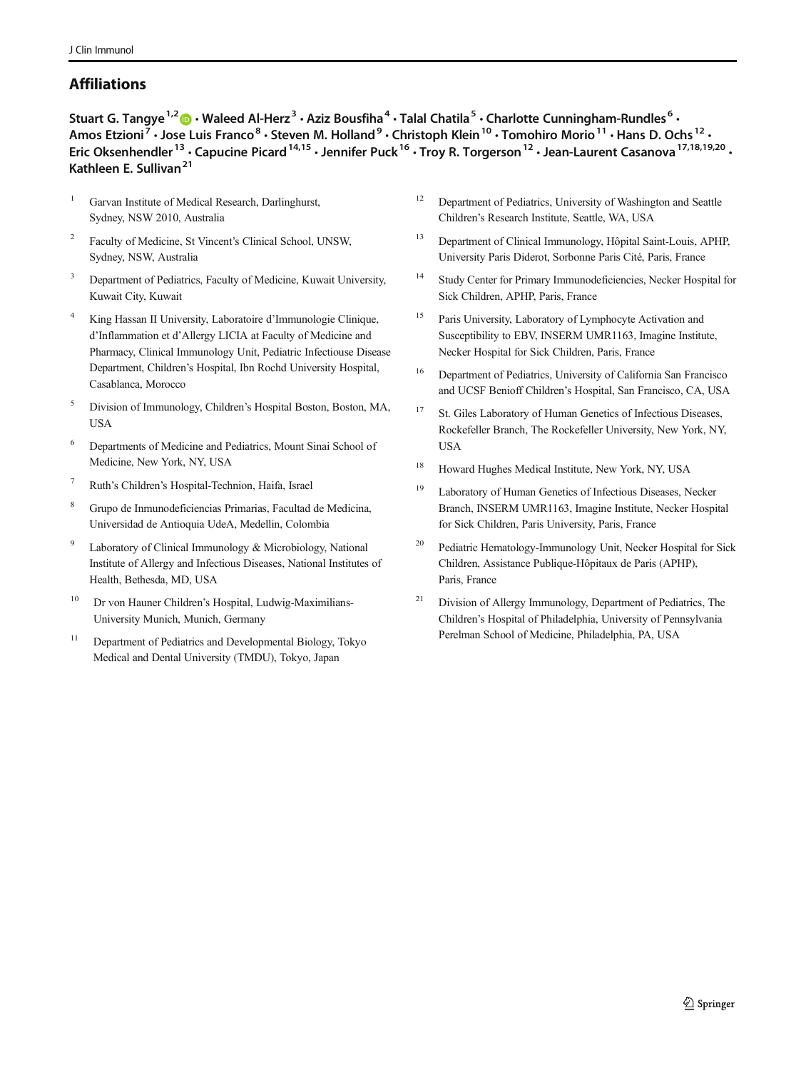## Affiliations

**Stuart G. Tangye[1,2] · Waleed Al-Herz[3] · Aziz Bousfiha[4] · Talal Chatila[5] · Charlotte Cunningham-Rundles[6] · Amos Etzioni[7] · Jose Luis Franco[8] · Steven M. Holland[9] · Christoph Klein[10] · Tomohiro Morio[11] · Hans D. Ochs[12] · Eric Oksenhendler[13] · Capucine Picard[14,15] · Jennifer Puck[16] · Troy R. Torgerson[12] · Jean-Laurent Casanova[17,18,19,20] · Kathleen E. Sullivan[21]**

1. Garvan Institute of Medical Research, Darlinghurst, Sydney, NSW 2010, Australia
2. Faculty of Medicine, St Vincent's Clinical School, UNSW, Sydney, NSW, Australia
3. Department of Pediatrics, Faculty of Medicine, Kuwait University, Kuwait City, Kuwait
4. King Hassan II University, Laboratoire d'Immunologie Clinique, d'Inflammation et d'Allergy LICIA at Faculty of Medicine and Pharmacy, Clinical Immunology Unit, Pediatric Infectiouse Disease Department, Children's Hospital, Ibn Rochd University Hospital, Casablanca, Morocco
5. Division of Immunology, Children's Hospital Boston, Boston, MA, USA
6. Departments of Medicine and Pediatrics, Mount Sinai School of Medicine, New York, NY, USA
7. Ruth's Children's Hospital-Technion, Haifa, Israel
8. Grupo de Inmunodeficiencias Primarias, Facultad de Medicina, Universidad de Antioquia UdeA, Medellin, Colombia
9. Laboratory of Clinical Immunology & Microbiology, National Institute of Allergy and Infectious Diseases, National Institutes of Health, Bethesda, MD, USA
10. Dr von Hauner Children's Hospital, Ludwig-Maximilians-University Munich, Munich, Germany
11. Department of Pediatrics and Developmental Biology, Tokyo Medical and Dental University (TMDU), Tokyo, Japan
12. Department of Pediatrics, University of Washington and Seattle Children's Research Institute, Seattle, WA, USA
13. Department of Clinical Immunology, Hôpital Saint-Louis, APHP, University Paris Diderot, Sorbonne Paris Cité, Paris, France
14. Study Center for Primary Immunodeficiencies, Necker Hospital for Sick Children, APHP, Paris, France
15. Paris University, Laboratory of Lymphocyte Activation and Susceptibility to EBV, INSERM UMR1163, Imagine Institute, Necker Hospital for Sick Children, Paris, France
16. Department of Pediatrics, University of California San Francisco and UCSF Benioff Children's Hospital, San Francisco, CA, USA
17. St. Giles Laboratory of Human Genetics of Infectious Diseases, Rockefeller Branch, The Rockefeller University, New York, NY, USA
18. Howard Hughes Medical Institute, New York, NY, USA
19. Laboratory of Human Genetics of Infectious Diseases, Necker Branch, INSERM UMR1163, Imagine Institute, Necker Hospital for Sick Children, Paris University, Paris, France
20. Pediatric Hematology-Immunology Unit, Necker Hospital for Sick Children, Assistance Publique-Hôpitaux de Paris (APHP), Paris, France
21. Division of Allergy Immunology, Department of Pediatrics, The Children's Hospital of Philadelphia, University of Pennsylvania Perelman School of Medicine, Philadelphia, PA, USA